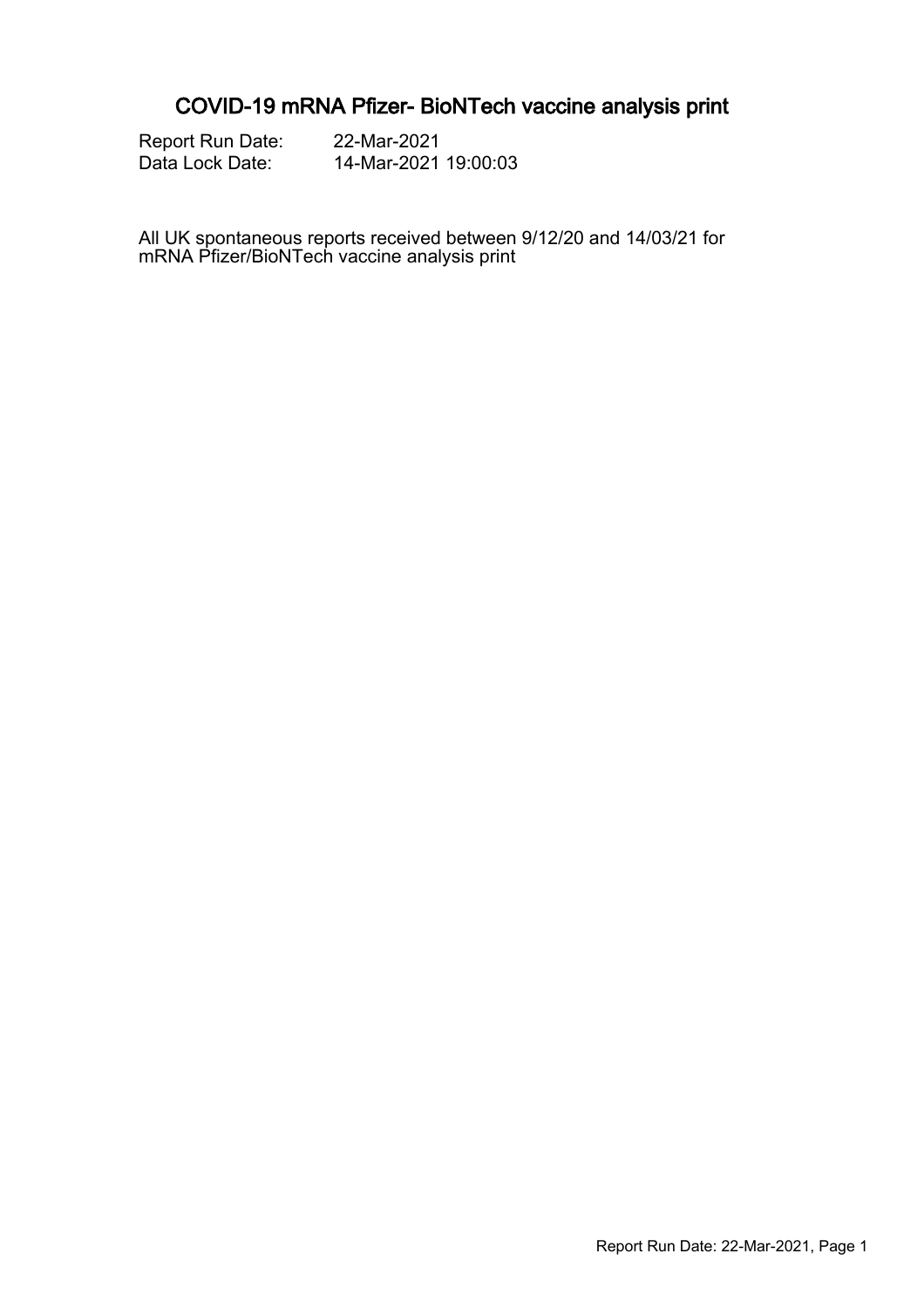# COVID-19 mRNA Pfizer- BioNTech vaccine analysis print

Report Run Date: 22-Mar-2021
Data Lock Date: 14-Mar-2021 19:00:03

All UK spontaneous reports received between 9/12/20 and 14/03/21 for mRNA Pfizer/BioNTech vaccine analysis print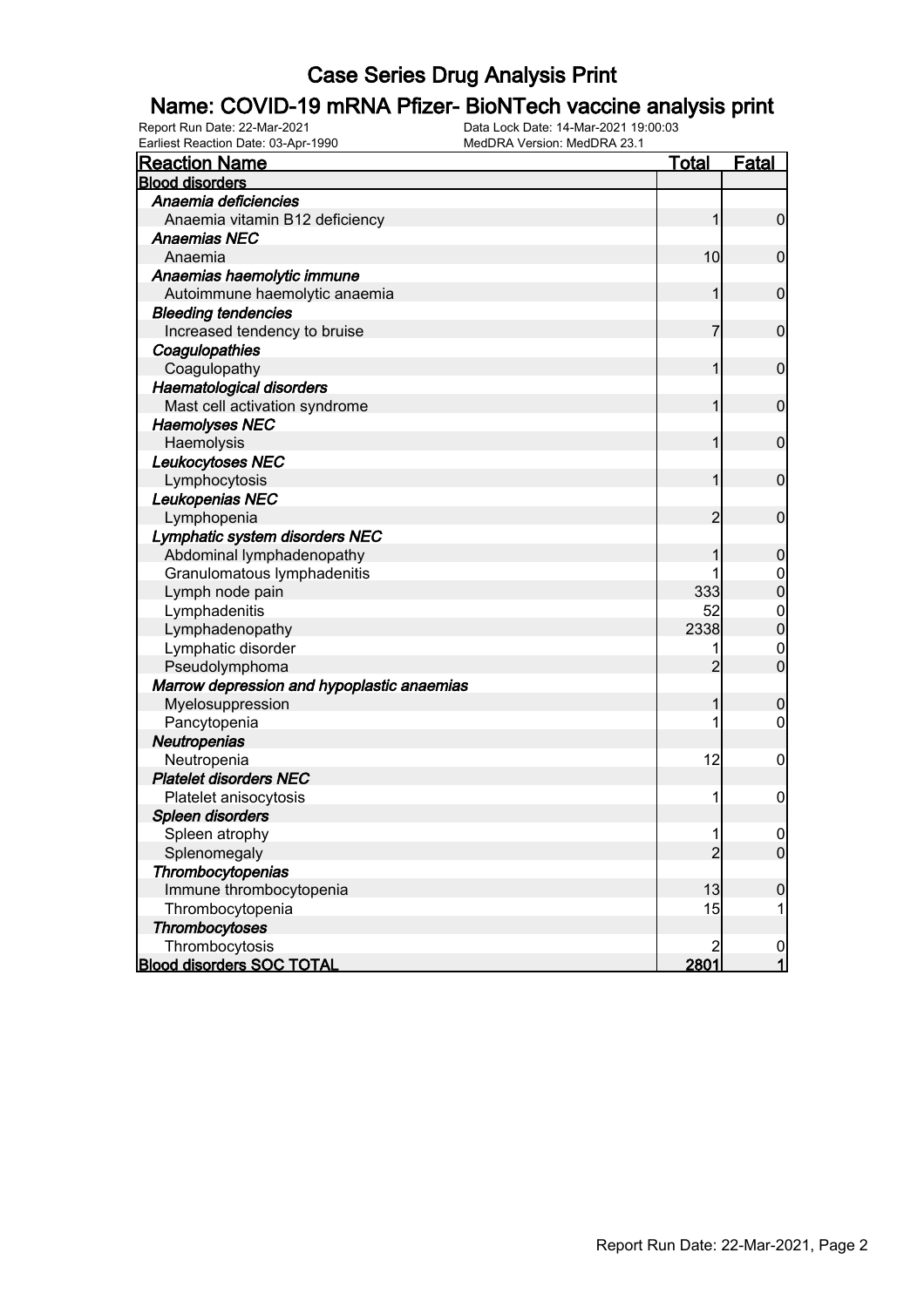# Case Series Drug Analysis Print

## Name: COVID-19 mRNA Pfizer- BioNTech vaccine analysis print

Report Run Date: 22-Mar-2021    Data Lock Date: 14-Mar-2021 19:00:03
Earliest Reaction Date: 03-Apr-1990    MedDRA Version: MedDRA 23.1

| Reaction Name | Total | Fatal |
|---|---|---|
| **Blood disorders** | | |
| ***Anaemia deficiencies*** | | |
| Anaemia vitamin B12 deficiency | 1 | 0 |
| ***Anaemias NEC*** | | |
| Anaemia | 10 | 0 |
| ***Anaemias haemolytic immune*** | | |
| Autoimmune haemolytic anaemia | 1 | 0 |
| ***Bleeding tendencies*** | | |
| Increased tendency to bruise | 7 | 0 |
| ***Coagulopathies*** | | |
| Coagulopathy | 1 | 0 |
| ***Haematological disorders*** | | |
| Mast cell activation syndrome | 1 | 0 |
| ***Haemolyses NEC*** | | |
| Haemolysis | 1 | 0 |
| ***Leukocytoses NEC*** | | |
| Lymphocytosis | 1 | 0 |
| ***Leukopenias NEC*** | | |
| Lymphopenia | 2 | 0 |
| ***Lymphatic system disorders NEC*** | | |
| Abdominal lymphadenopathy | 1 | 0 |
| Granulomatous lymphadenitis | 1 | 0 |
| Lymph node pain | 333 | 0 |
| Lymphadenitis | 52 | 0 |
| Lymphadenopathy | 2338 | 0 |
| Lymphatic disorder | 1 | 0 |
| Pseudolymphoma | 2 | 0 |
| ***Marrow depression and hypoplastic anaemias*** | | |
| Myelosuppression | 1 | 0 |
| Pancytopenia | 1 | 0 |
| ***Neutropenias*** | | |
| Neutropenia | 12 | 0 |
| ***Platelet disorders NEC*** | | |
| Platelet anisocytosis | 1 | 0 |
| ***Spleen disorders*** | | |
| Spleen atrophy | 1 | 0 |
| Splenomegaly | 2 | 0 |
| ***Thrombocytopenias*** | | |
| Immune thrombocytopenia | 13 | 0 |
| Thrombocytopenia | 15 | 1 |
| ***Thrombocytoses*** | | |
| Thrombocytosis | 2 | 0 |
| **Blood disorders SOC TOTAL** | **2801** | **1** |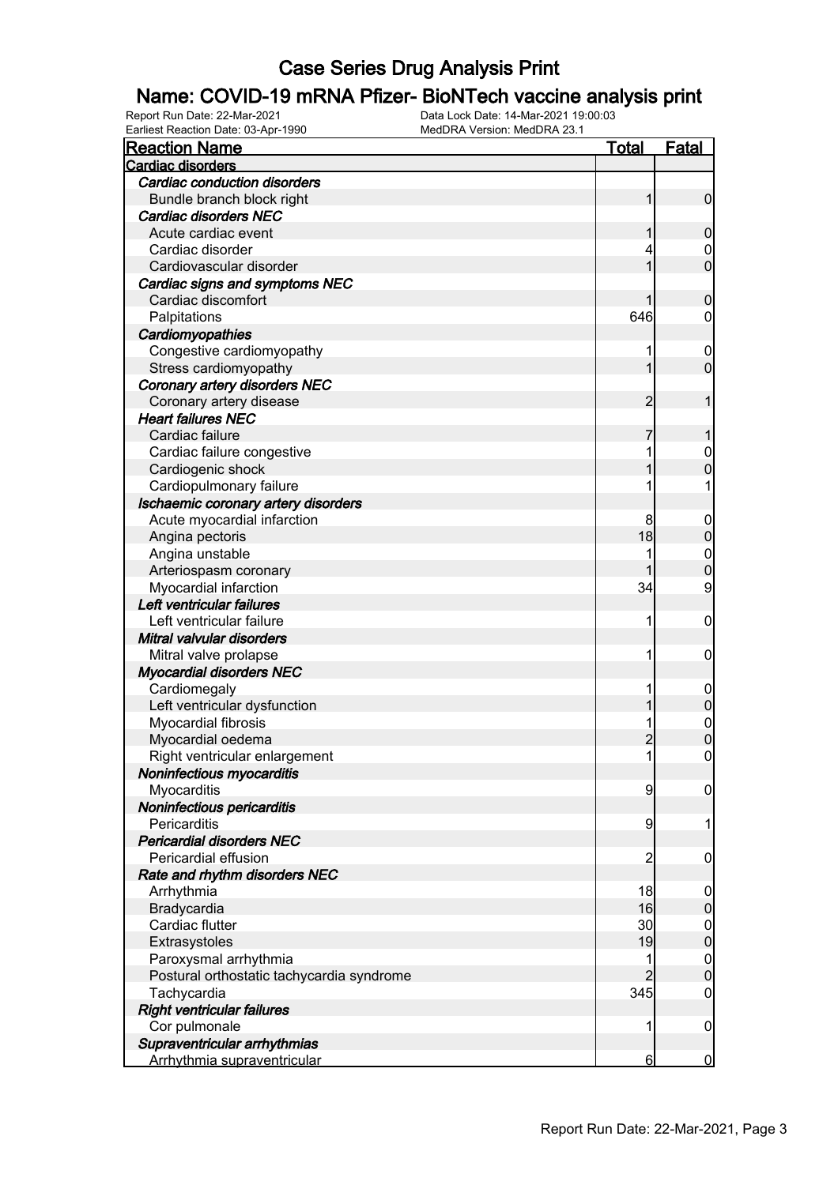# Case Series Drug Analysis Print

## Name: COVID-19 mRNA Pfizer- BioNTech vaccine analysis print

Report Run Date: 22-Mar-2021 | Data Lock Date: 14-Mar-2021 19:00:03
Earliest Reaction Date: 03-Apr-1990 | MedDRA Version: MedDRA 23.1

| Reaction Name | Total | Fatal |
|---|---|---|
| **Cardiac disorders** | | |
| ***Cardiac conduction disorders*** | | |
| Bundle branch block right | 1 | 0 |
| ***Cardiac disorders NEC*** | | |
| Acute cardiac event | 1 | 0 |
| Cardiac disorder | 4 | 0 |
| Cardiovascular disorder | 1 | 0 |
| ***Cardiac signs and symptoms NEC*** | | |
| Cardiac discomfort | 1 | 0 |
| Palpitations | 646 | 0 |
| ***Cardiomyopathies*** | | |
| Congestive cardiomyopathy | 1 | 0 |
| Stress cardiomyopathy | 1 | 0 |
| ***Coronary artery disorders NEC*** | | |
| Coronary artery disease | 2 | 1 |
| ***Heart failures NEC*** | | |
| Cardiac failure | 7 | 1 |
| Cardiac failure congestive | 1 | 0 |
| Cardiogenic shock | 1 | 0 |
| Cardiopulmonary failure | 1 | 1 |
| ***Ischaemic coronary artery disorders*** | | |
| Acute myocardial infarction | 8 | 0 |
| Angina pectoris | 18 | 0 |
| Angina unstable | 1 | 0 |
| Arteriospasm coronary | 1 | 0 |
| Myocardial infarction | 34 | 9 |
| ***Left ventricular failures*** | | |
| Left ventricular failure | 1 | 0 |
| ***Mitral valvular disorders*** | | |
| Mitral valve prolapse | 1 | 0 |
| ***Myocardial disorders NEC*** | | |
| Cardiomegaly | 1 | 0 |
| Left ventricular dysfunction | 1 | 0 |
| Myocardial fibrosis | 1 | 0 |
| Myocardial oedema | 2 | 0 |
| Right ventricular enlargement | 1 | 0 |
| ***Noninfectious myocarditis*** | | |
| Myocarditis | 9 | 0 |
| ***Noninfectious pericarditis*** | | |
| Pericarditis | 9 | 1 |
| ***Pericardial disorders NEC*** | | |
| Pericardial effusion | 2 | 0 |
| ***Rate and rhythm disorders NEC*** | | |
| Arrhythmia | 18 | 0 |
| Bradycardia | 16 | 0 |
| Cardiac flutter | 30 | 0 |
| Extrasystoles | 19 | 0 |
| Paroxysmal arrhythmia | 1 | 0 |
| Postural orthostatic tachycardia syndrome | 2 | 0 |
| Tachycardia | 345 | 0 |
| ***Right ventricular failures*** | | |
| Cor pulmonale | 1 | 0 |
| ***Supraventricular arrhythmias*** | | |
| Arrhythmia supraventricular | 6 | 0 |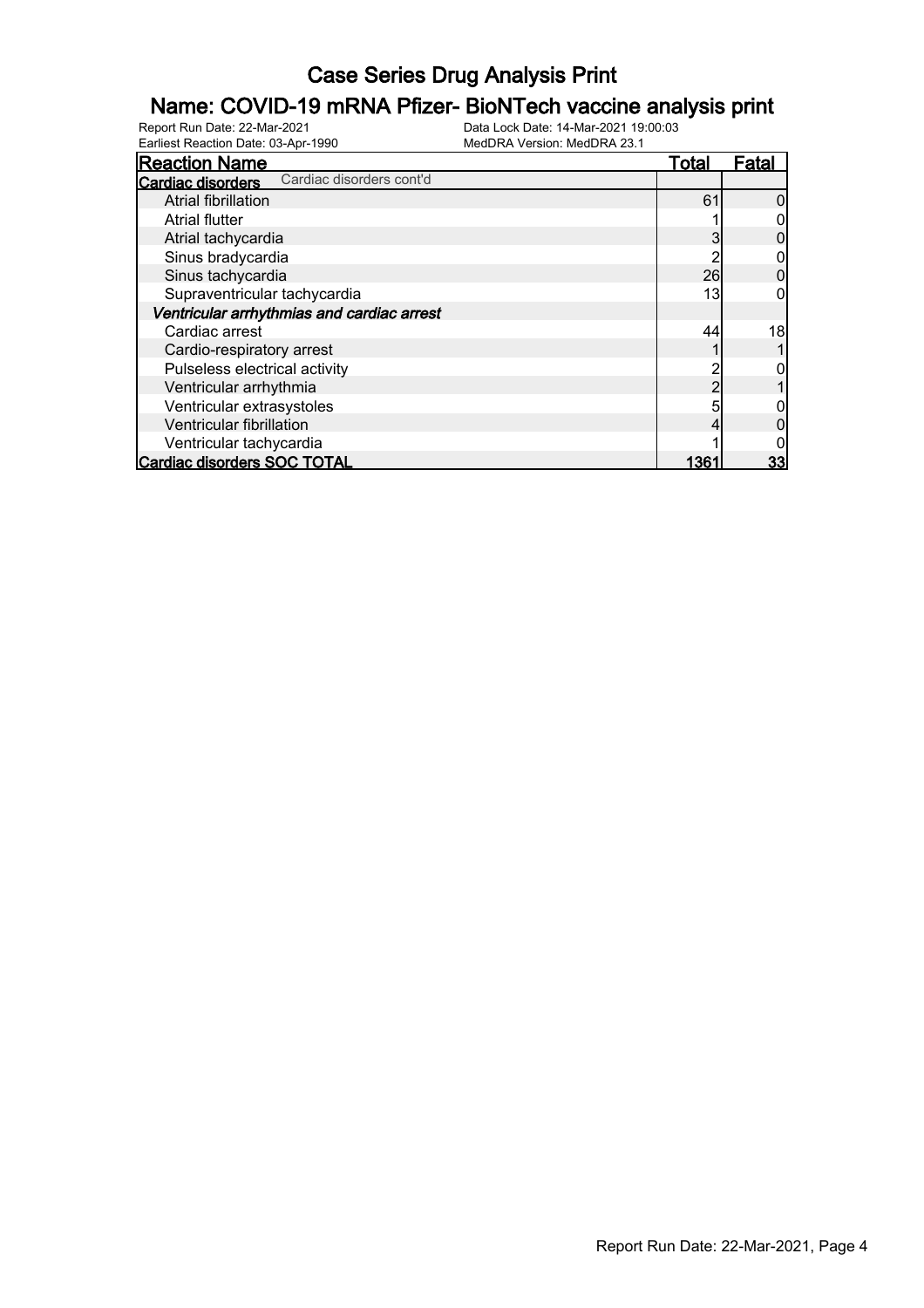# Case Series Drug Analysis Print

## Name: COVID-19 mRNA Pfizer- BioNTech vaccine analysis print

Report Run Date: 22-Mar-2021    Data Lock Date: 14-Mar-2021 19:00:03
Earliest Reaction Date: 03-Apr-1990    MedDRA Version: MedDRA 23.1

| Reaction Name | Total | Fatal |
|---|---|---|
| **Cardiac disorders** Cardiac disorders cont'd | | |
| Atrial fibrillation | 61 | 0 |
| Atrial flutter | 1 | 0 |
| Atrial tachycardia | 3 | 0 |
| Sinus bradycardia | 2 | 0 |
| Sinus tachycardia | 26 | 0 |
| Supraventricular tachycardia | 13 | 0 |
| ***Ventricular arrhythmias and cardiac arrest*** | | |
| Cardiac arrest | 44 | 18 |
| Cardio-respiratory arrest | 1 | 1 |
| Pulseless electrical activity | 2 | 0 |
| Ventricular arrhythmia | 2 | 1 |
| Ventricular extrasystoles | 5 | 0 |
| Ventricular fibrillation | 4 | 0 |
| Ventricular tachycardia | 1 | 0 |
| **Cardiac disorders SOC TOTAL** | **1361** | **33** |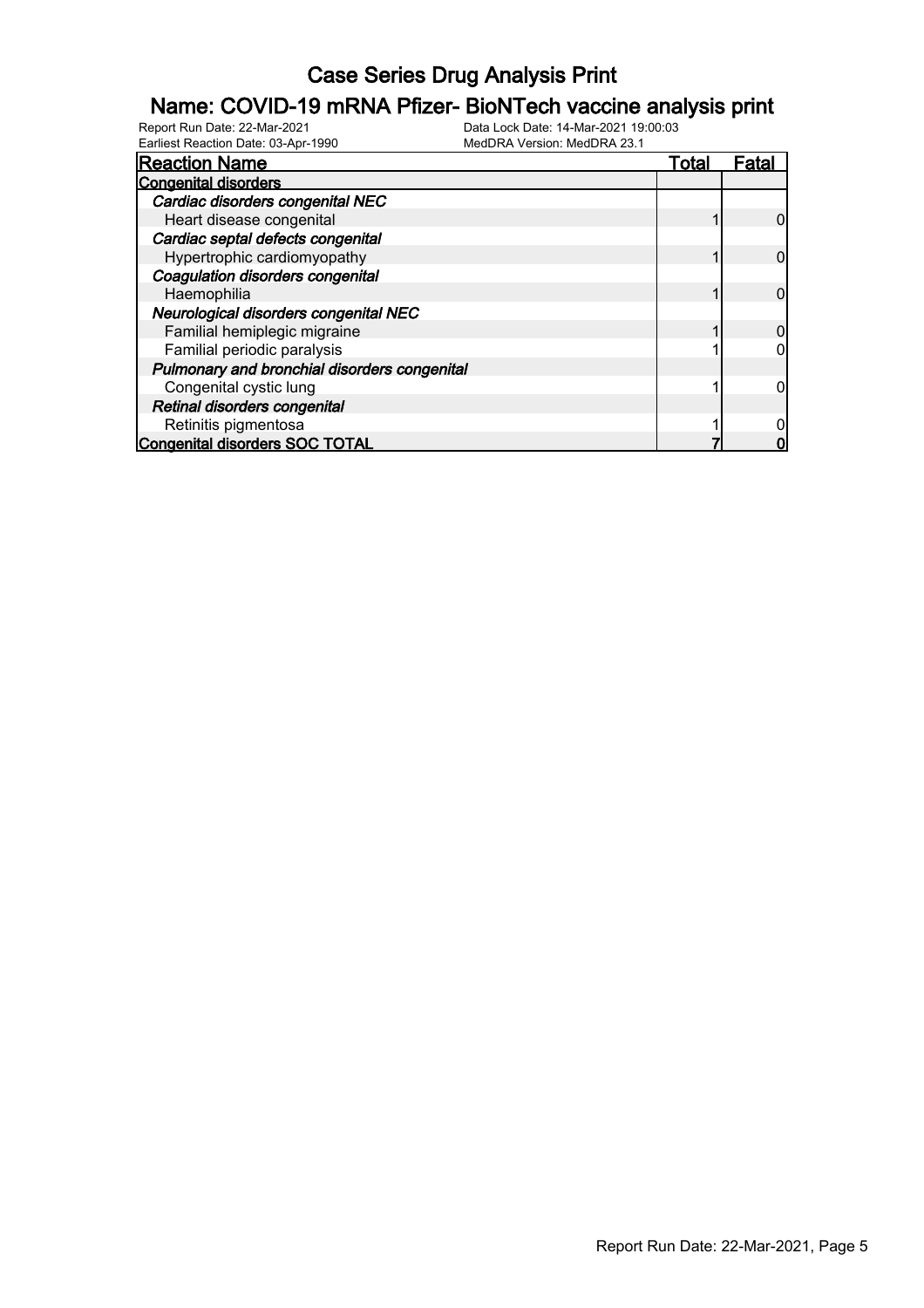# Case Series Drug Analysis Print

## Name: COVID-19 mRNA Pfizer- BioNTech vaccine analysis print

Report Run Date: 22-Mar-2021
Data Lock Date: 14-Mar-2021 19:00:03
Earliest Reaction Date: 03-Apr-1990
MedDRA Version: MedDRA 23.1

| Reaction Name | Total | Fatal |
|---|---|---|
| **Congenital disorders** | | |
| ***Cardiac disorders congenital NEC*** | | |
| Heart disease congenital | 1 | 0 |
| ***Cardiac septal defects congenital*** | | |
| Hypertrophic cardiomyopathy | 1 | 0 |
| ***Coagulation disorders congenital*** | | |
| Haemophilia | 1 | 0 |
| ***Neurological disorders congenital NEC*** | | |
| Familial hemiplegic migraine | 1 | 0 |
| Familial periodic paralysis | 1 | 0 |
| ***Pulmonary and bronchial disorders congenital*** | | |
| Congenital cystic lung | 1 | 0 |
| ***Retinal disorders congenital*** | | |
| Retinitis pigmentosa | 1 | 0 |
| **Congenital disorders SOC TOTAL** | **7** | **0** |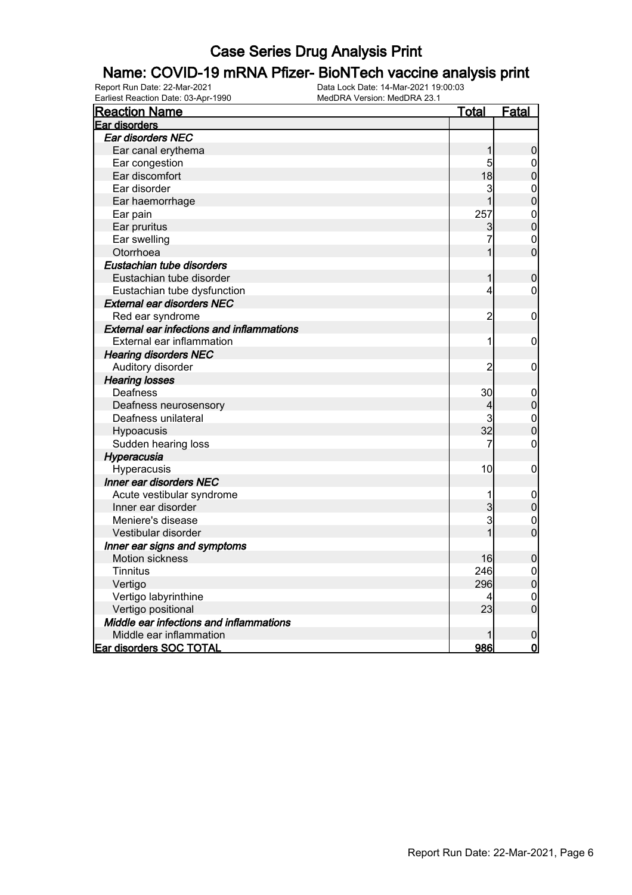# Case Series Drug Analysis Print

## Name: COVID-19 mRNA Pfizer- BioNTech vaccine analysis print

Report Run Date: 22-Mar-2021
Data Lock Date: 14-Mar-2021 19:00:03
Earliest Reaction Date: 03-Apr-1990
MedDRA Version: MedDRA 23.1

| Reaction Name | Total | Fatal |
|---|---|---|
| **Ear disorders** | | |
| *Ear disorders NEC* | | |
| Ear canal erythema | 1 | 0 |
| Ear congestion | 5 | 0 |
| Ear discomfort | 18 | 0 |
| Ear disorder | 3 | 0 |
| Ear haemorrhage | 1 | 0 |
| Ear pain | 257 | 0 |
| Ear pruritus | 3 | 0 |
| Ear swelling | 7 | 0 |
| Otorrhoea | 1 | 0 |
| *Eustachian tube disorders* | | |
| Eustachian tube disorder | 1 | 0 |
| Eustachian tube dysfunction | 4 | 0 |
| *External ear disorders NEC* | | |
| Red ear syndrome | 2 | 0 |
| *External ear infections and inflammations* | | |
| External ear inflammation | 1 | 0 |
| *Hearing disorders NEC* | | |
| Auditory disorder | 2 | 0 |
| *Hearing losses* | | |
| Deafness | 30 | 0 |
| Deafness neurosensory | 4 | 0 |
| Deafness unilateral | 3 | 0 |
| Hypoacusis | 32 | 0 |
| Sudden hearing loss | 7 | 0 |
| *Hyperacusia* | | |
| Hyperacusis | 10 | 0 |
| *Inner ear disorders NEC* | | |
| Acute vestibular syndrome | 1 | 0 |
| Inner ear disorder | 3 | 0 |
| Meniere's disease | 3 | 0 |
| Vestibular disorder | 1 | 0 |
| *Inner ear signs and symptoms* | | |
| Motion sickness | 16 | 0 |
| Tinnitus | 246 | 0 |
| Vertigo | 296 | 0 |
| Vertigo labyrinthine | 4 | 0 |
| Vertigo positional | 23 | 0 |
| *Middle ear infections and inflammations* | | |
| Middle ear inflammation | 1 | 0 |
| **Ear disorders SOC TOTAL** | **986** | **0** |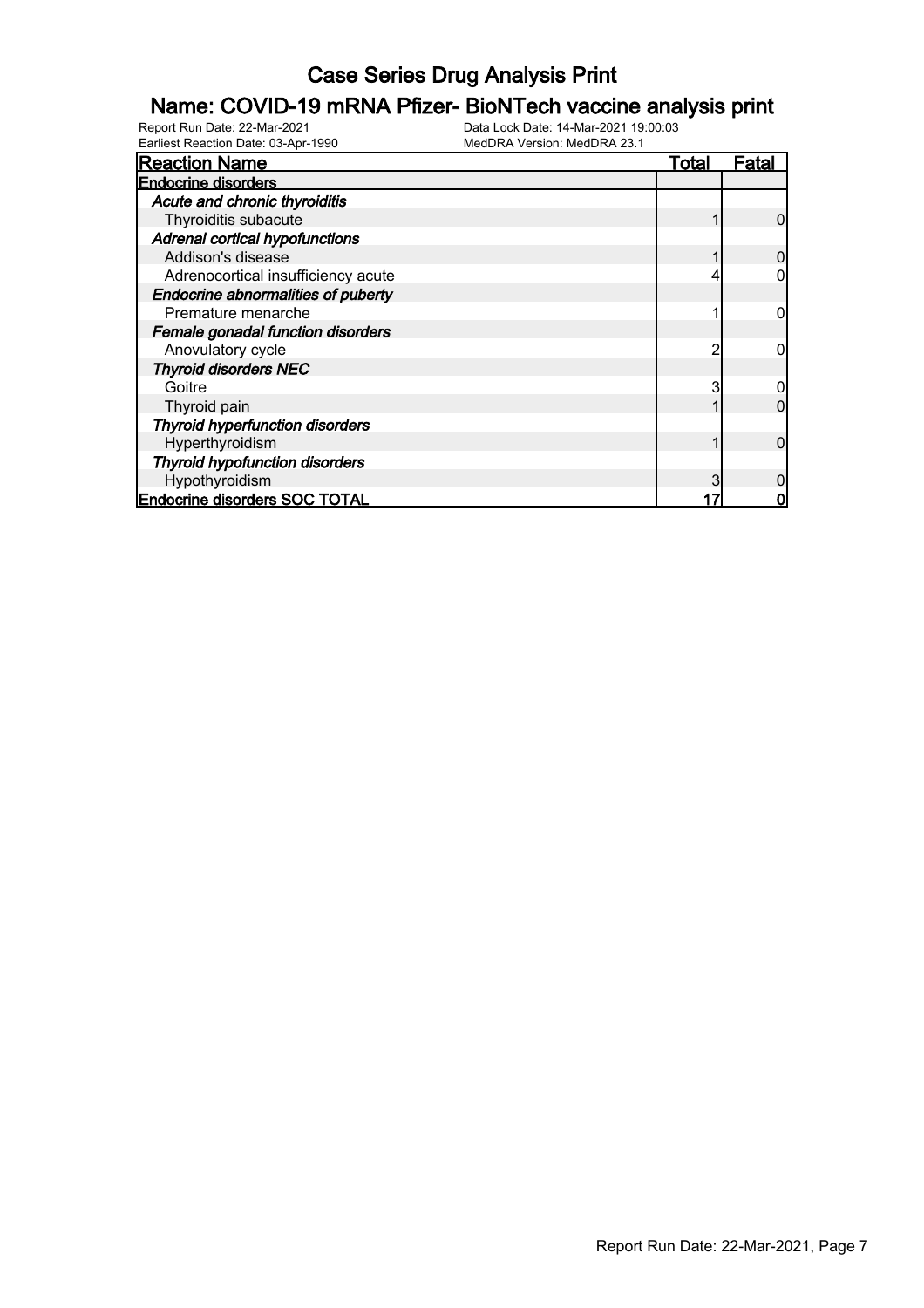# Case Series Drug Analysis Print

## Name: COVID-19 mRNA Pfizer- BioNTech vaccine analysis print

Report Run Date: 22-Mar-2021
Data Lock Date: 14-Mar-2021 19:00:03
Earliest Reaction Date: 03-Apr-1990
MedDRA Version: MedDRA 23.1

| Reaction Name | Total | Fatal |
|---|---|---|
| **Endocrine disorders** | | |
| ***Acute and chronic thyroiditis*** | | |
| Thyroiditis subacute | 1 | 0 |
| ***Adrenal cortical hypofunctions*** | | |
| Addison's disease | 1 | 0 |
| Adrenocortical insufficiency acute | 4 | 0 |
| ***Endocrine abnormalities of puberty*** | | |
| Premature menarche | 1 | 0 |
| ***Female gonadal function disorders*** | | |
| Anovulatory cycle | 2 | 0 |
| ***Thyroid disorders NEC*** | | |
| Goitre | 3 | 0 |
| Thyroid pain | 1 | 0 |
| ***Thyroid hyperfunction disorders*** | | |
| Hyperthyroidism | 1 | 0 |
| ***Thyroid hypofunction disorders*** | | |
| Hypothyroidism | 3 | 0 |
| **Endocrine disorders SOC TOTAL** | **17** | **0** |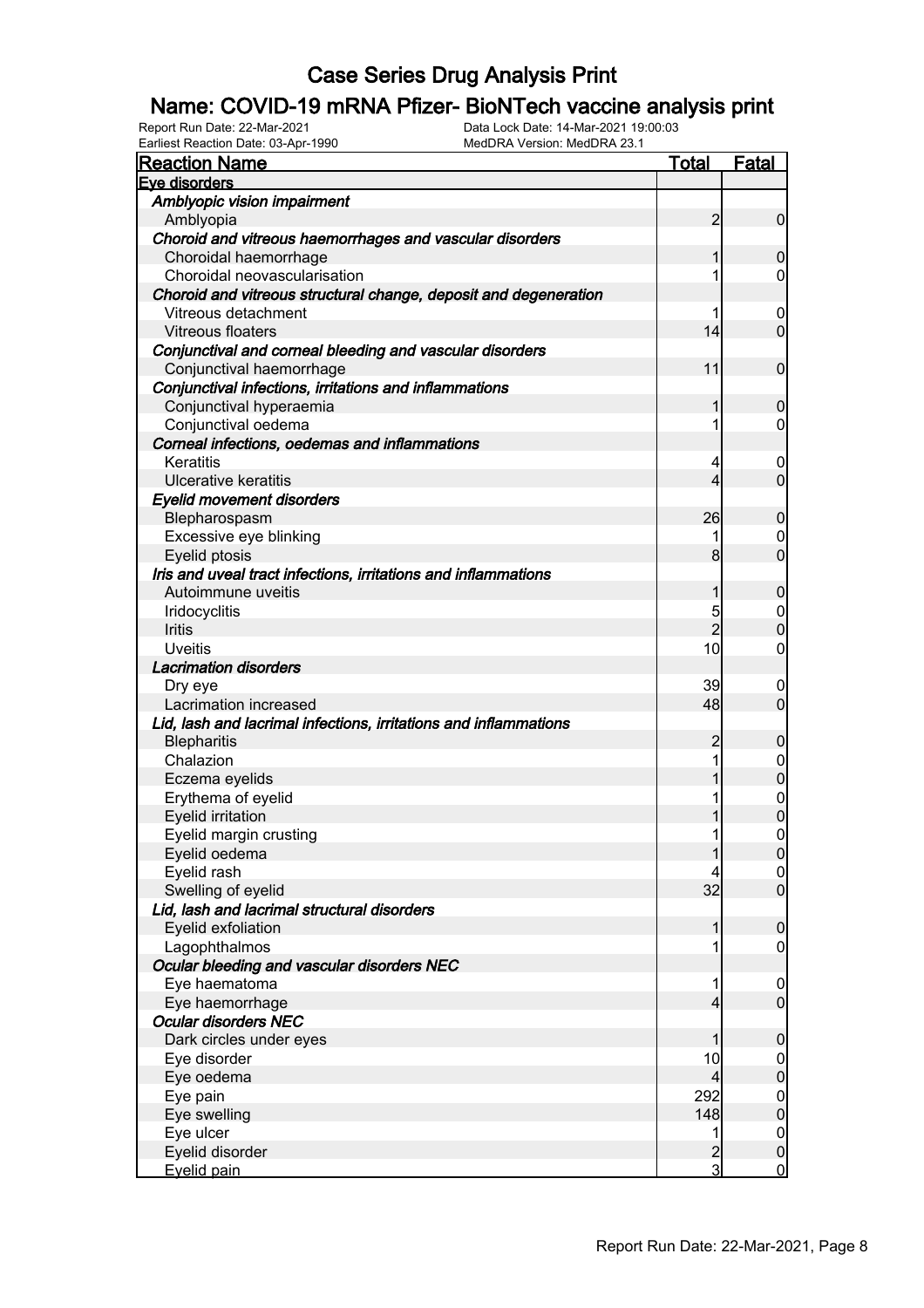# Case Series Drug Analysis Print

## Name: COVID-19 mRNA Pfizer- BioNTech vaccine analysis print

Report Run Date: 22-Mar-2021  Data Lock Date: 14-Mar-2021 19:00:03
Earliest Reaction Date: 03-Apr-1990  MedDRA Version: MedDRA 23.1

| Reaction Name | Total | Fatal |
|---|---|---|
| **Eye disorders** | | |
| *Amblyopic vision impairment* | | |
| Amblyopia | 2 | 0 |
| *Choroid and vitreous haemorrhages and vascular disorders* | | |
| Choroidal haemorrhage | 1 | 0 |
| Choroidal neovascularisation | 1 | 0 |
| *Choroid and vitreous structural change, deposit and degeneration* | | |
| Vitreous detachment | 1 | 0 |
| Vitreous floaters | 14 | 0 |
| *Conjunctival and corneal bleeding and vascular disorders* | | |
| Conjunctival haemorrhage | 11 | 0 |
| *Conjunctival infections, irritations and inflammations* | | |
| Conjunctival hyperaemia | 1 | 0 |
| Conjunctival oedema | 1 | 0 |
| *Corneal infections, oedemas and inflammations* | | |
| Keratitis | 4 | 0 |
| Ulcerative keratitis | 4 | 0 |
| *Eyelid movement disorders* | | |
| Blepharospasm | 26 | 0 |
| Excessive eye blinking | 1 | 0 |
| Eyelid ptosis | 8 | 0 |
| *Iris and uveal tract infections, irritations and inflammations* | | |
| Autoimmune uveitis | 1 | 0 |
| Iridocyclitis | 5 | 0 |
| Iritis | 2 | 0 |
| Uveitis | 10 | 0 |
| *Lacrimation disorders* | | |
| Dry eye | 39 | 0 |
| Lacrimation increased | 48 | 0 |
| *Lid, lash and lacrimal infections, irritations and inflammations* | | |
| Blepharitis | 2 | 0 |
| Chalazion | 1 | 0 |
| Eczema eyelids | 1 | 0 |
| Erythema of eyelid | 1 | 0 |
| Eyelid irritation | 1 | 0 |
| Eyelid margin crusting | 1 | 0 |
| Eyelid oedema | 1 | 0 |
| Eyelid rash | 4 | 0 |
| Swelling of eyelid | 32 | 0 |
| *Lid, lash and lacrimal structural disorders* | | |
| Eyelid exfoliation | 1 | 0 |
| Lagophthalmos | 1 | 0 |
| *Ocular bleeding and vascular disorders NEC* | | |
| Eye haematoma | 1 | 0 |
| Eye haemorrhage | 4 | 0 |
| *Ocular disorders NEC* | | |
| Dark circles under eyes | 1 | 0 |
| Eye disorder | 10 | 0 |
| Eye oedema | 4 | 0 |
| Eye pain | 292 | 0 |
| Eye swelling | 148 | 0 |
| Eye ulcer | 1 | 0 |
| Eyelid disorder | 2 | 0 |
| Eyelid pain | 3 | 0 |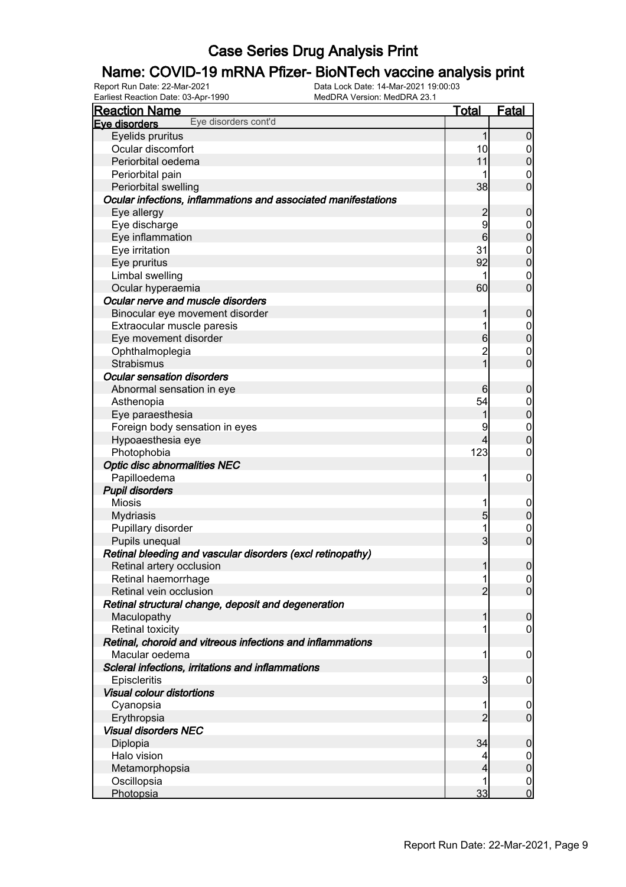# Case Series Drug Analysis Print

## Name: COVID-19 mRNA Pfizer- BioNTech vaccine analysis print

Report Run Date: 22-Mar-2021 
Data Lock Date: 14-Mar-2021 19:00:03
Earliest Reaction Date: 03-Apr-1990 
MedDRA Version: MedDRA 23.1

| Reaction Name | Total | Fatal |
|---|---|---|
| **Eye disorders** Eye disorders cont'd | | |
| Eyelids pruritus | 1 | 0 |
| Ocular discomfort | 10 | 0 |
| Periorbital oedema | 11 | 0 |
| Periorbital pain | 1 | 0 |
| Periorbital swelling | 38 | 0 |
| ***Ocular infections, inflammations and associated manifestations*** | | |
| Eye allergy | 2 | 0 |
| Eye discharge | 9 | 0 |
| Eye inflammation | 6 | 0 |
| Eye irritation | 31 | 0 |
| Eye pruritus | 92 | 0 |
| Limbal swelling | 1 | 0 |
| Ocular hyperaemia | 60 | 0 |
| ***Ocular nerve and muscle disorders*** | | |
| Binocular eye movement disorder | 1 | 0 |
| Extraocular muscle paresis | 1 | 0 |
| Eye movement disorder | 6 | 0 |
| Ophthalmoplegia | 2 | 0 |
| Strabismus | 1 | 0 |
| ***Ocular sensation disorders*** | | |
| Abnormal sensation in eye | 6 | 0 |
| Asthenopia | 54 | 0 |
| Eye paraesthesia | 1 | 0 |
| Foreign body sensation in eyes | 9 | 0 |
| Hypoaesthesia eye | 4 | 0 |
| Photophobia | 123 | 0 |
| ***Optic disc abnormalities NEC*** | | |
| Papilloedema | 1 | 0 |
| ***Pupil disorders*** | | |
| Miosis | 1 | 0 |
| Mydriasis | 5 | 0 |
| Pupillary disorder | 1 | 0 |
| Pupils unequal | 3 | 0 |
| ***Retinal bleeding and vascular disorders (excl retinopathy)*** | | |
| Retinal artery occlusion | 1 | 0 |
| Retinal haemorrhage | 1 | 0 |
| Retinal vein occlusion | 2 | 0 |
| ***Retinal structural change, deposit and degeneration*** | | |
| Maculopathy | 1 | 0 |
| Retinal toxicity | 1 | 0 |
| ***Retinal, choroid and vitreous infections and inflammations*** | | |
| Macular oedema | 1 | 0 |
| ***Scleral infections, irritations and inflammations*** | | |
| Episcleritis | 3 | 0 |
| ***Visual colour distortions*** | | |
| Cyanopsia | 1 | 0 |
| Erythropsia | 2 | 0 |
| ***Visual disorders NEC*** | | |
| Diplopia | 34 | 0 |
| Halo vision | 4 | 0 |
| Metamorphopsia | 4 | 0 |
| Oscillopsia | 1 | 0 |
| Photopsia | 33 | 0 |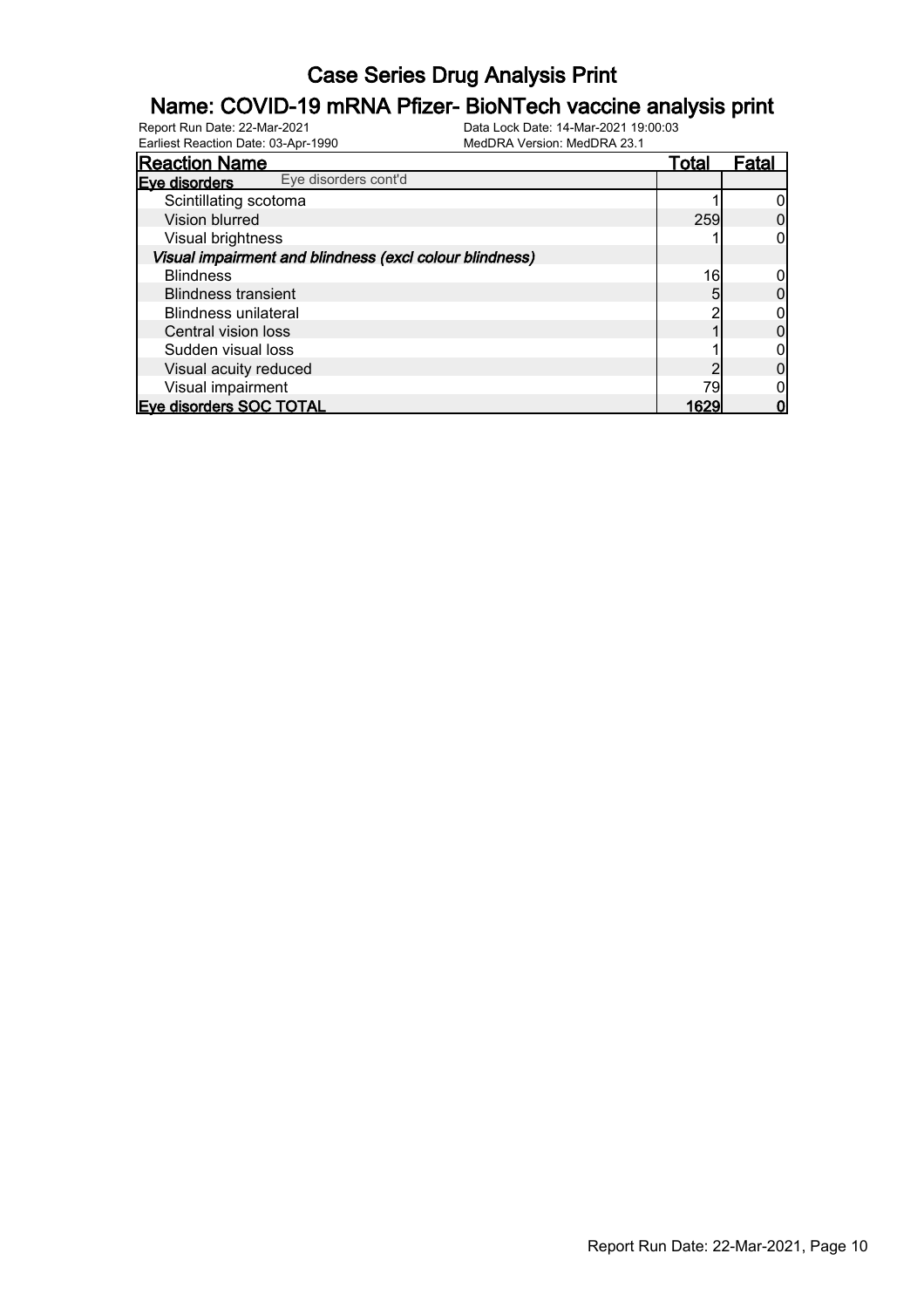# Case Series Drug Analysis Print

## Name: COVID-19 mRNA Pfizer- BioNTech vaccine analysis print

Report Run Date: 22-Mar-2021
Earliest Reaction Date: 03-Apr-1990
Data Lock Date: 14-Mar-2021 19:00:03
MedDRA Version: MedDRA 23.1

| Reaction Name | Total | Fatal |
|---|---|---|
| **Eye disorders** Eye disorders cont'd | | |
| Scintillating scotoma | 1 | 0 |
| Vision blurred | 259 | 0 |
| Visual brightness | 1 | 0 |
| ***Visual impairment and blindness (excl colour blindness)*** | | |
| Blindness | 16 | 0 |
| Blindness transient | 5 | 0 |
| Blindness unilateral | 2 | 0 |
| Central vision loss | 1 | 0 |
| Sudden visual loss | 1 | 0 |
| Visual acuity reduced | 2 | 0 |
| Visual impairment | 79 | 0 |
| **Eye disorders SOC TOTAL** | **1629** | **0** |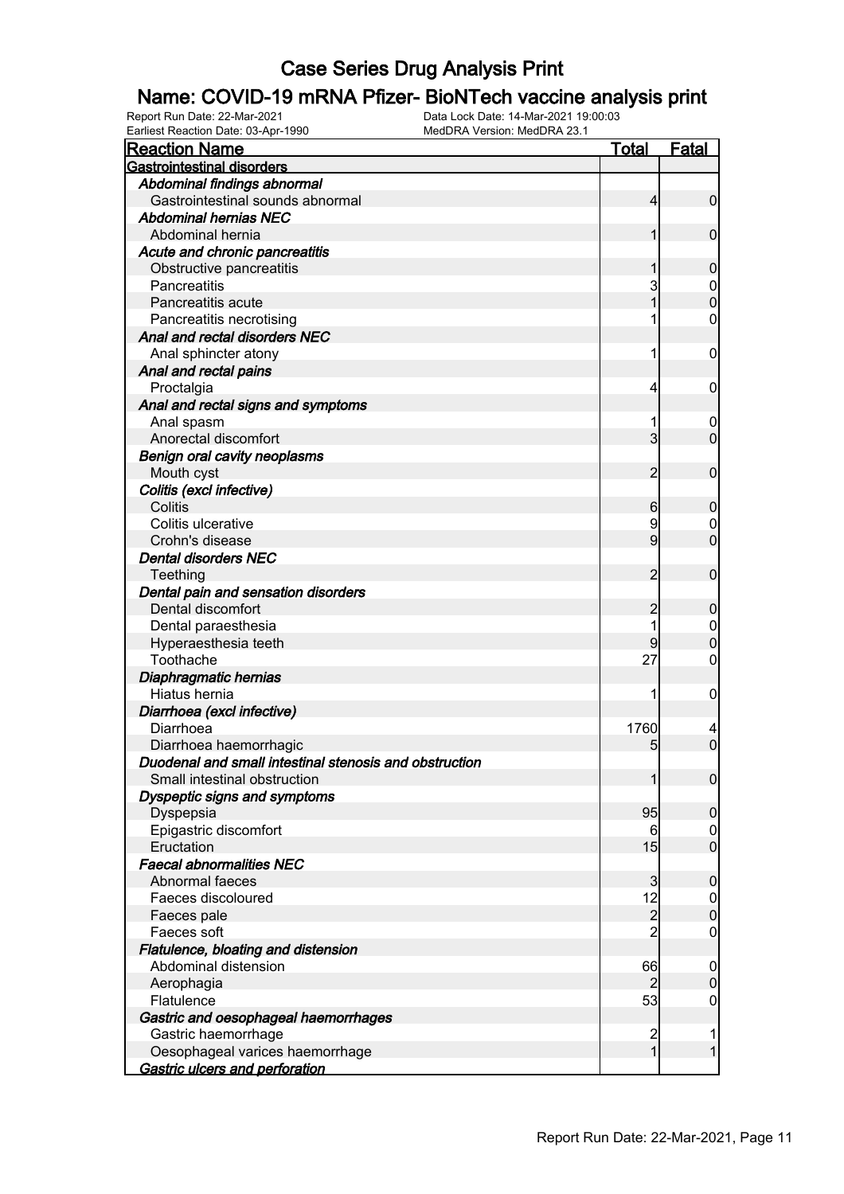# Case Series Drug Analysis Print

## Name: COVID-19 mRNA Pfizer- BioNTech vaccine analysis print

Report Run Date: 22-Mar-2021  Data Lock Date: 14-Mar-2021 19:00:03
Earliest Reaction Date: 03-Apr-1990  MedDRA Version: MedDRA 23.1

| Reaction Name | Total | Fatal |
|---|---|---|
| **Gastrointestinal disorders** | | |
| ***Abdominal findings abnormal*** | | |
| Gastrointestinal sounds abnormal | 4 | 0 |
| ***Abdominal hernias NEC*** | | |
| Abdominal hernia | 1 | 0 |
| ***Acute and chronic pancreatitis*** | | |
| Obstructive pancreatitis | 1 | 0 |
| Pancreatitis | 3 | 0 |
| Pancreatitis acute | 1 | 0 |
| Pancreatitis necrotising | 1 | 0 |
| ***Anal and rectal disorders NEC*** | | |
| Anal sphincter atony | 1 | 0 |
| ***Anal and rectal pains*** | | |
| Proctalgia | 4 | 0 |
| ***Anal and rectal signs and symptoms*** | | |
| Anal spasm | 1 | 0 |
| Anorectal discomfort | 3 | 0 |
| ***Benign oral cavity neoplasms*** | | |
| Mouth cyst | 2 | 0 |
| ***Colitis (excl infective)*** | | |
| Colitis | 6 | 0 |
| Colitis ulcerative | 9 | 0 |
| Crohn's disease | 9 | 0 |
| ***Dental disorders NEC*** | | |
| Teething | 2 | 0 |
| ***Dental pain and sensation disorders*** | | |
| Dental discomfort | 2 | 0 |
| Dental paraesthesia | 1 | 0 |
| Hyperaesthesia teeth | 9 | 0 |
| Toothache | 27 | 0 |
| ***Diaphragmatic hernias*** | | |
| Hiatus hernia | 1 | 0 |
| ***Diarrhoea (excl infective)*** | | |
| Diarrhoea | 1760 | 4 |
| Diarrhoea haemorrhagic | 5 | 0 |
| ***Duodenal and small intestinal stenosis and obstruction*** | | |
| Small intestinal obstruction | 1 | 0 |
| ***Dyspeptic signs and symptoms*** | | |
| Dyspepsia | 95 | 0 |
| Epigastric discomfort | 6 | 0 |
| Eructation | 15 | 0 |
| ***Faecal abnormalities NEC*** | | |
| Abnormal faeces | 3 | 0 |
| Faeces discoloured | 12 | 0 |
| Faeces pale | 2 | 0 |
| Faeces soft | 2 | 0 |
| ***Flatulence, bloating and distension*** | | |
| Abdominal distension | 66 | 0 |
| Aerophagia | 2 | 0 |
| Flatulence | 53 | 0 |
| ***Gastric and oesophageal haemorrhages*** | | |
| Gastric haemorrhage | 2 | 1 |
| Oesophageal varices haemorrhage | 1 | 1 |
| ***Gastric ulcers and perforation*** | | |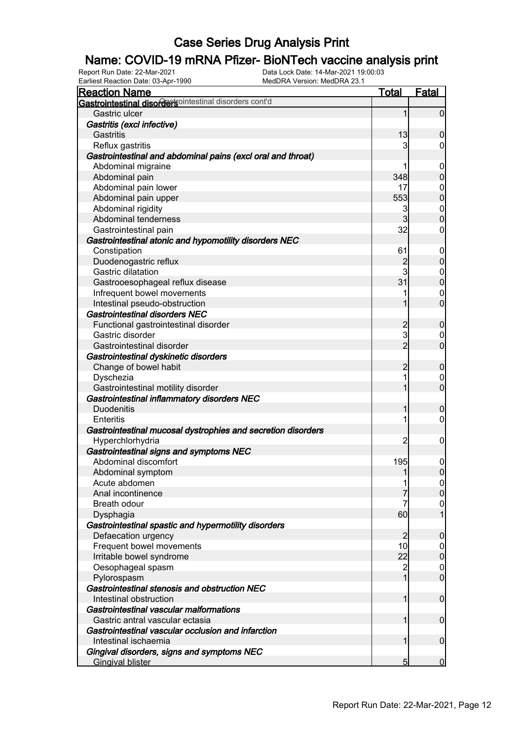# Case Series Drug Analysis Print

## Name: COVID-19 mRNA Pfizer- BioNTech vaccine analysis print

Report Run Date: 22-Mar-2021 Data Lock Date: 14-Mar-2021 19:00:03
Earliest Reaction Date: 03-Apr-1990 MedDRA Version: MedDRA 23.1

| Reaction Name | Total | Fatal |
|---|---|---|
| **Gastrointestinal disorders cont'd** | | |
| Gastric ulcer | 1 | 0 |
| *Gastritis (excl infective)* | | |
| Gastritis | 13 | 0 |
| Reflux gastritis | 3 | 0 |
| *Gastrointestinal and abdominal pains (excl oral and throat)* | | |
| Abdominal migraine | 1 | 0 |
| Abdominal pain | 348 | 0 |
| Abdominal pain lower | 17 | 0 |
| Abdominal pain upper | 553 | 0 |
| Abdominal rigidity | 3 | 0 |
| Abdominal tenderness | 3 | 0 |
| Gastrointestinal pain | 32 | 0 |
| *Gastrointestinal atonic and hypomotility disorders NEC* | | |
| Constipation | 61 | 0 |
| Duodenogastric reflux | 2 | 0 |
| Gastric dilatation | 3 | 0 |
| Gastrooesophageal reflux disease | 31 | 0 |
| Infrequent bowel movements | 1 | 0 |
| Intestinal pseudo-obstruction | 1 | 0 |
| *Gastrointestinal disorders NEC* | | |
| Functional gastrointestinal disorder | 2 | 0 |
| Gastric disorder | 3 | 0 |
| Gastrointestinal disorder | 2 | 0 |
| *Gastrointestinal dyskinetic disorders* | | |
| Change of bowel habit | 2 | 0 |
| Dyschezia | 1 | 0 |
| Gastrointestinal motility disorder | 1 | 0 |
| *Gastrointestinal inflammatory disorders NEC* | | |
| Duodenitis | 1 | 0 |
| Enteritis | 1 | 0 |
| *Gastrointestinal mucosal dystrophies and secretion disorders* | | |
| Hyperchlorhydria | 2 | 0 |
| *Gastrointestinal signs and symptoms NEC* | | |
| Abdominal discomfort | 195 | 0 |
| Abdominal symptom | 1 | 0 |
| Acute abdomen | 1 | 0 |
| Anal incontinence | 7 | 0 |
| Breath odour | 7 | 0 |
| Dysphagia | 60 | 1 |
| *Gastrointestinal spastic and hypermotility disorders* | | |
| Defaecation urgency | 2 | 0 |
| Frequent bowel movements | 10 | 0 |
| Irritable bowel syndrome | 22 | 0 |
| Oesophageal spasm | 2 | 0 |
| Pylorospasm | 1 | 0 |
| *Gastrointestinal stenosis and obstruction NEC* | | |
| Intestinal obstruction | 1 | 0 |
| *Gastrointestinal vascular malformations* | | |
| Gastric antral vascular ectasia | 1 | 0 |
| *Gastrointestinal vascular occlusion and infarction* | | |
| Intestinal ischaemia | 1 | 0 |
| *Gingival disorders, signs and symptoms NEC* | | |
| Gingival blister | 5 | 0 |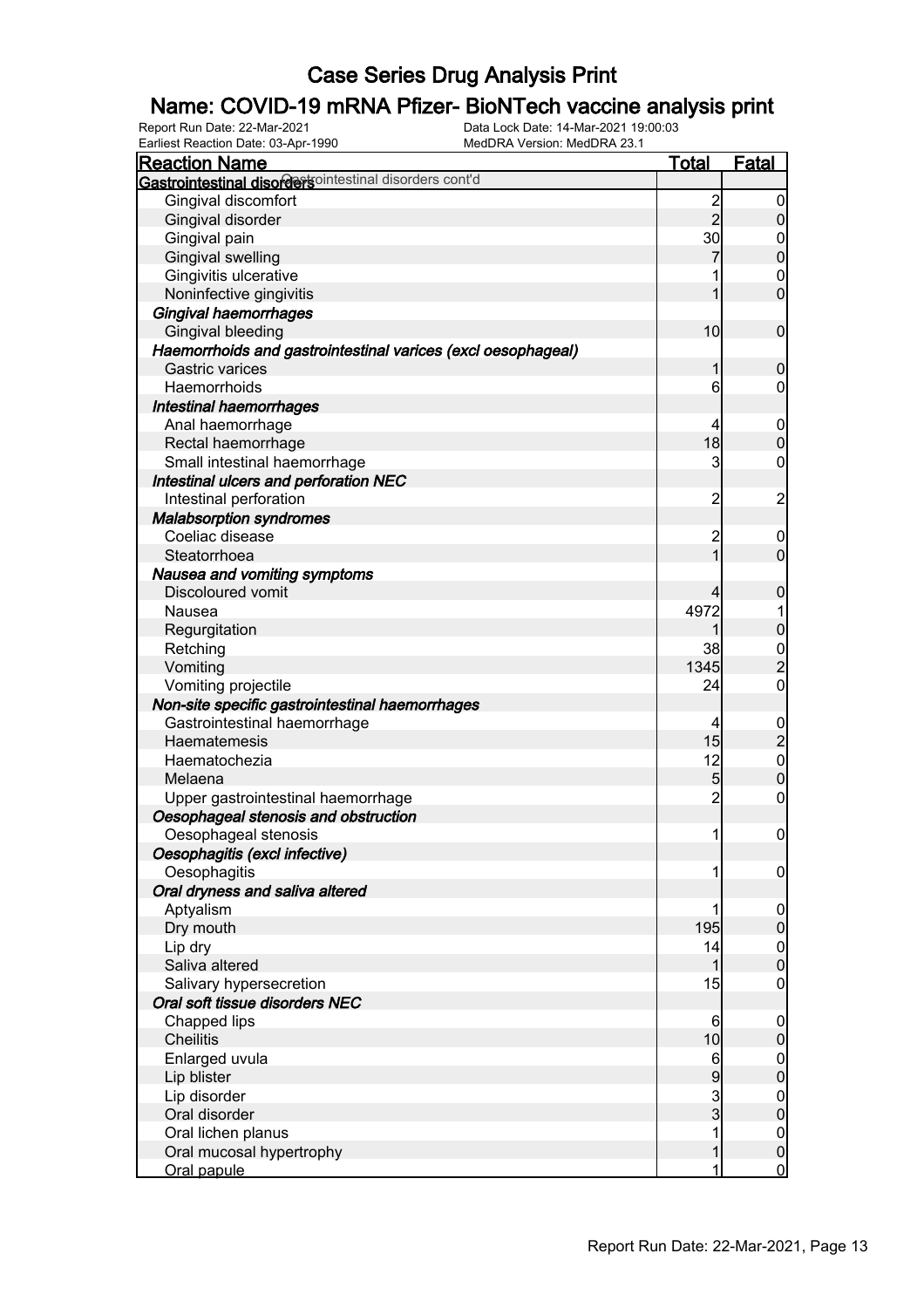# Case Series Drug Analysis Print

## Name: COVID-19 mRNA Pfizer- BioNTech vaccine analysis print

Report Run Date: 22-Mar-2021
Data Lock Date: 14-Mar-2021 19:00:03
Earliest Reaction Date: 03-Apr-1990
MedDRA Version: MedDRA 23.1

| Reaction Name | Total | Fatal |
|---|---|---|
| **Gastrointestinal disorders** Gastrointestinal disorders cont'd | | |
| Gingival discomfort | 2 | 0 |
| Gingival disorder | 2 | 0 |
| Gingival pain | 30 | 0 |
| Gingival swelling | 7 | 0 |
| Gingivitis ulcerative | 1 | 0 |
| Noninfective gingivitis | 1 | 0 |
| ***Gingival haemorrhages*** | | |
| Gingival bleeding | 10 | 0 |
| ***Haemorrhoids and gastrointestinal varices (excl oesophageal)*** | | |
| Gastric varices | 1 | 0 |
| Haemorrhoids | 6 | 0 |
| ***Intestinal haemorrhages*** | | |
| Anal haemorrhage | 4 | 0 |
| Rectal haemorrhage | 18 | 0 |
| Small intestinal haemorrhage | 3 | 0 |
| ***Intestinal ulcers and perforation NEC*** | | |
| Intestinal perforation | 2 | 2 |
| ***Malabsorption syndromes*** | | |
| Coeliac disease | 2 | 0 |
| Steatorrhoea | 1 | 0 |
| ***Nausea and vomiting symptoms*** | | |
| Discoloured vomit | 4 | 0 |
| Nausea | 4972 | 1 |
| Regurgitation | 1 | 0 |
| Retching | 38 | 0 |
| Vomiting | 1345 | 2 |
| Vomiting projectile | 24 | 0 |
| ***Non-site specific gastrointestinal haemorrhages*** | | |
| Gastrointestinal haemorrhage | 4 | 0 |
| Haematemesis | 15 | 2 |
| Haematochezia | 12 | 0 |
| Melaena | 5 | 0 |
| Upper gastrointestinal haemorrhage | 2 | 0 |
| ***Oesophageal stenosis and obstruction*** | | |
| Oesophageal stenosis | 1 | 0 |
| ***Oesophagitis (excl infective)*** | | |
| Oesophagitis | 1 | 0 |
| ***Oral dryness and saliva altered*** | | |
| Aptyalism | 1 | 0 |
| Dry mouth | 195 | 0 |
| Lip dry | 14 | 0 |
| Saliva altered | 1 | 0 |
| Salivary hypersecretion | 15 | 0 |
| ***Oral soft tissue disorders NEC*** | | |
| Chapped lips | 6 | 0 |
| Cheilitis | 10 | 0 |
| Enlarged uvula | 6 | 0 |
| Lip blister | 9 | 0 |
| Lip disorder | 3 | 0 |
| Oral disorder | 3 | 0 |
| Oral lichen planus | 1 | 0 |
| Oral mucosal hypertrophy | 1 | 0 |
| Oral papule | 1 | 0 |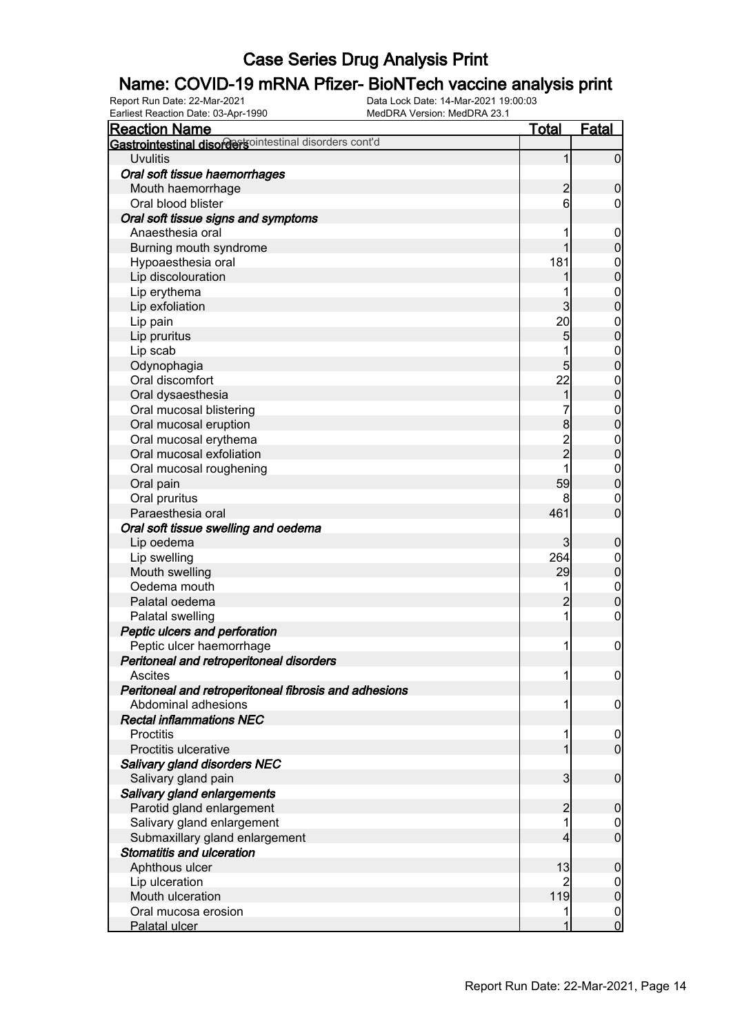# Case Series Drug Analysis Print

## Name: COVID-19 mRNA Pfizer- BioNTech vaccine analysis print

Report Run Date: 22-Mar-2021    Data Lock Date: 14-Mar-2021 19:00:03
Earliest Reaction Date: 03-Apr-1990    MedDRA Version: MedDRA 23.1

| Reaction Name | Total | Fatal |
|---|---|---|
| **Gastrointestinal disorders** Gastrointestinal disorders cont'd | | |
| Uvulitis | 1 | 0 |
| ***Oral soft tissue haemorrhages*** | | |
| Mouth haemorrhage | 2 | 0 |
| Oral blood blister | 6 | 0 |
| ***Oral soft tissue signs and symptoms*** | | |
| Anaesthesia oral | 1 | 0 |
| Burning mouth syndrome | 1 | 0 |
| Hypoaesthesia oral | 181 | 0 |
| Lip discolouration | 1 | 0 |
| Lip erythema | 1 | 0 |
| Lip exfoliation | 3 | 0 |
| Lip pain | 20 | 0 |
| Lip pruritus | 5 | 0 |
| Lip scab | 1 | 0 |
| Odynophagia | 5 | 0 |
| Oral discomfort | 22 | 0 |
| Oral dysaesthesia | 1 | 0 |
| Oral mucosal blistering | 7 | 0 |
| Oral mucosal eruption | 8 | 0 |
| Oral mucosal erythema | 2 | 0 |
| Oral mucosal exfoliation | 2 | 0 |
| Oral mucosal roughening | 1 | 0 |
| Oral pain | 59 | 0 |
| Oral pruritus | 8 | 0 |
| Paraesthesia oral | 461 | 0 |
| ***Oral soft tissue swelling and oedema*** | | |
| Lip oedema | 3 | 0 |
| Lip swelling | 264 | 0 |
| Mouth swelling | 29 | 0 |
| Oedema mouth | 1 | 0 |
| Palatal oedema | 2 | 0 |
| Palatal swelling | 1 | 0 |
| ***Peptic ulcers and perforation*** | | |
| Peptic ulcer haemorrhage | 1 | 0 |
| ***Peritoneal and retroperitoneal disorders*** | | |
| Ascites | 1 | 0 |
| ***Peritoneal and retroperitoneal fibrosis and adhesions*** | | |
| Abdominal adhesions | 1 | 0 |
| ***Rectal inflammations NEC*** | | |
| Proctitis | 1 | 0 |
| Proctitis ulcerative | 1 | 0 |
| ***Salivary gland disorders NEC*** | | |
| Salivary gland pain | 3 | 0 |
| ***Salivary gland enlargements*** | | |
| Parotid gland enlargement | 2 | 0 |
| Salivary gland enlargement | 1 | 0 |
| Submaxillary gland enlargement | 4 | 0 |
| ***Stomatitis and ulceration*** | | |
| Aphthous ulcer | 13 | 0 |
| Lip ulceration | 2 | 0 |
| Mouth ulceration | 119 | 0 |
| Oral mucosa erosion | 1 | 0 |
| Palatal ulcer | 1 | 0 |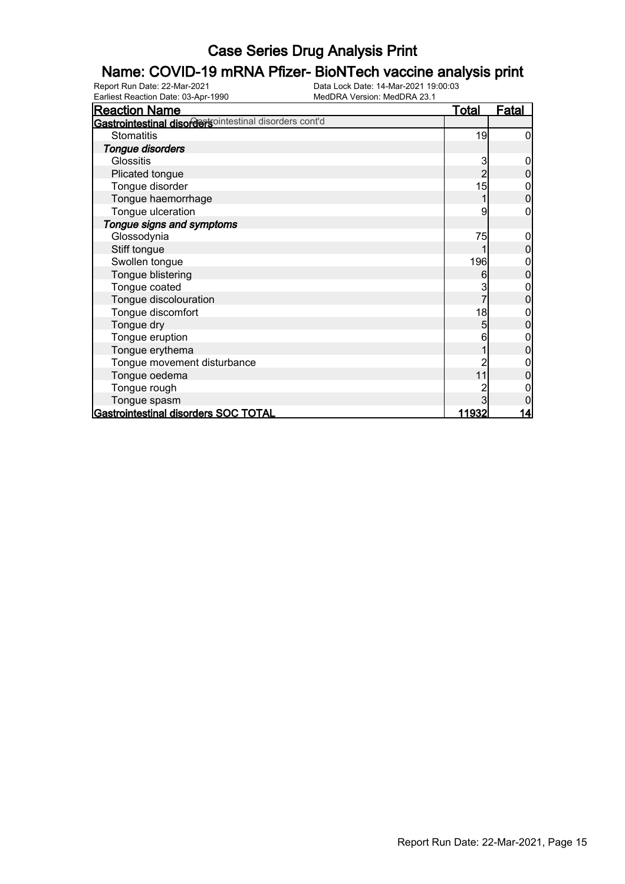# Case Series Drug Analysis Print

## Name: COVID-19 mRNA Pfizer- BioNTech vaccine analysis print

Report Run Date: 22-Mar-2021
Earliest Reaction Date: 03-Apr-1990
Data Lock Date: 14-Mar-2021 19:00:03
MedDRA Version: MedDRA 23.1

| Reaction Name | Total | Fatal |
|---|---|---|
| **Gastrointestinal disorders** Gastrointestinal disorders cont'd | | |
| Stomatitis | 19 | 0 |
| ***Tongue disorders*** | | |
| Glossitis | 3 | 0 |
| Plicated tongue | 2 | 0 |
| Tongue disorder | 15 | 0 |
| Tongue haemorrhage | 1 | 0 |
| Tongue ulceration | 9 | 0 |
| ***Tongue signs and symptoms*** | | |
| Glossodynia | 75 | 0 |
| Stiff tongue | 1 | 0 |
| Swollen tongue | 196 | 0 |
| Tongue blistering | 6 | 0 |
| Tongue coated | 3 | 0 |
| Tongue discolouration | 7 | 0 |
| Tongue discomfort | 18 | 0 |
| Tongue dry | 5 | 0 |
| Tongue eruption | 6 | 0 |
| Tongue erythema | 1 | 0 |
| Tongue movement disturbance | 2 | 0 |
| Tongue oedema | 11 | 0 |
| Tongue rough | 2 | 0 |
| Tongue spasm | 3 | 0 |
| **Gastrointestinal disorders SOC TOTAL** | **11932** | **14** |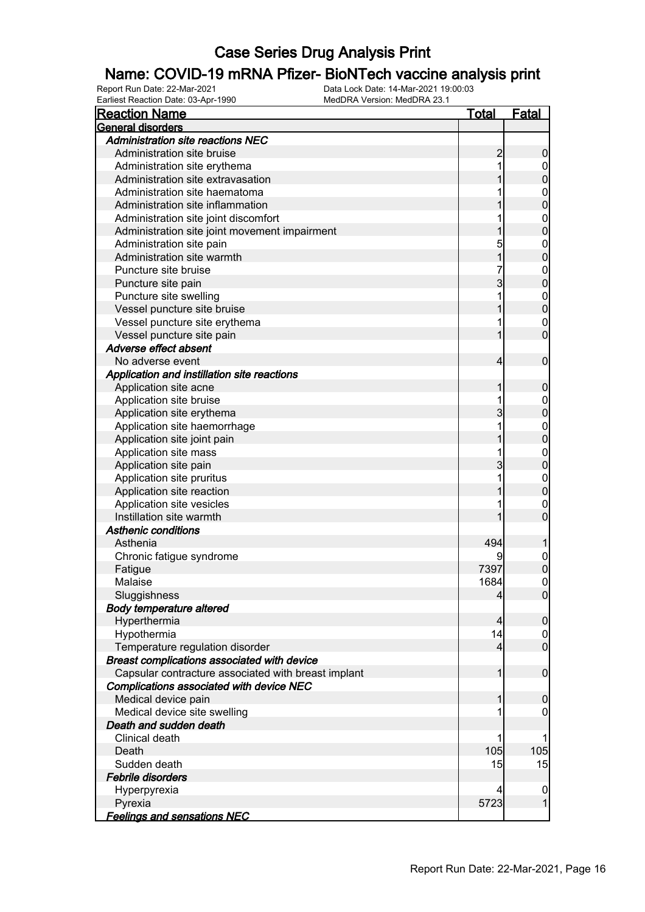# Case Series Drug Analysis Print

## Name: COVID-19 mRNA Pfizer- BioNTech vaccine analysis print

Report Run Date: 22-Mar-2021
Data Lock Date: 14-Mar-2021 19:00:03
Earliest Reaction Date: 03-Apr-1990
MedDRA Version: MedDRA 23.1

| Reaction Name | Total | Fatal |
|---|---|---|
| **General disorders** | | |
| ***Administration site reactions NEC*** | | |
| Administration site bruise | 2 | 0 |
| Administration site erythema | 1 | 0 |
| Administration site extravasation | 1 | 0 |
| Administration site haematoma | 1 | 0 |
| Administration site inflammation | 1 | 0 |
| Administration site joint discomfort | 1 | 0 |
| Administration site joint movement impairment | 1 | 0 |
| Administration site pain | 5 | 0 |
| Administration site warmth | 1 | 0 |
| Puncture site bruise | 7 | 0 |
| Puncture site pain | 3 | 0 |
| Puncture site swelling | 1 | 0 |
| Vessel puncture site bruise | 1 | 0 |
| Vessel puncture site erythema | 1 | 0 |
| Vessel puncture site pain | 1 | 0 |
| ***Adverse effect absent*** | | |
| No adverse event | 4 | 0 |
| ***Application and instillation site reactions*** | | |
| Application site acne | 1 | 0 |
| Application site bruise | 1 | 0 |
| Application site erythema | 3 | 0 |
| Application site haemorrhage | 1 | 0 |
| Application site joint pain | 1 | 0 |
| Application site mass | 1 | 0 |
| Application site pain | 3 | 0 |
| Application site pruritus | 1 | 0 |
| Application site reaction | 1 | 0 |
| Application site vesicles | 1 | 0 |
| Instillation site warmth | 1 | 0 |
| ***Asthenic conditions*** | | |
| Asthenia | 494 | 1 |
| Chronic fatigue syndrome | 9 | 0 |
| Fatigue | 7397 | 0 |
| Malaise | 1684 | 0 |
| Sluggishness | 4 | 0 |
| ***Body temperature altered*** | | |
| Hyperthermia | 4 | 0 |
| Hypothermia | 14 | 0 |
| Temperature regulation disorder | 4 | 0 |
| ***Breast complications associated with device*** | | |
| Capsular contracture associated with breast implant | 1 | 0 |
| ***Complications associated with device NEC*** | | |
| Medical device pain | 1 | 0 |
| Medical device site swelling | 1 | 0 |
| ***Death and sudden death*** | | |
| Clinical death | 1 | 1 |
| Death | 105 | 105 |
| Sudden death | 15 | 15 |
| ***Febrile disorders*** | | |
| Hyperpyrexia | 4 | 0 |
| Pyrexia | 5723 | 1 |
| ***Feelings and sensations NEC*** | | |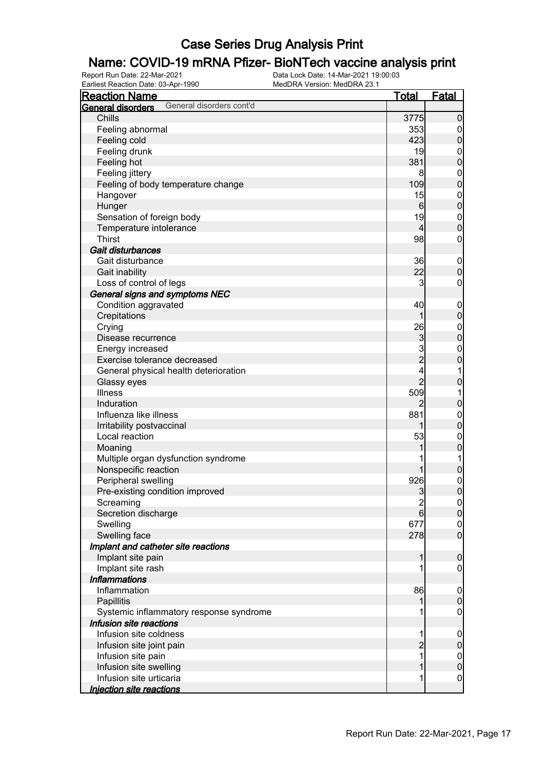# Case Series Drug Analysis Print

## Name: COVID-19 mRNA Pfizer- BioNTech vaccine analysis print

Report Run Date: 22-Mar-2021
Data Lock Date: 14-Mar-2021 19:00:03
Earliest Reaction Date: 03-Apr-1990
MedDRA Version: MedDRA 23.1

| Reaction Name | Total | Fatal |
|---|---|---|
| **General disorders** General disorders cont'd | | |
| Chills | 3775 | 0 |
| Feeling abnormal | 353 | 0 |
| Feeling cold | 423 | 0 |
| Feeling drunk | 19 | 0 |
| Feeling hot | 381 | 0 |
| Feeling jittery | 8 | 0 |
| Feeling of body temperature change | 109 | 0 |
| Hangover | 15 | 0 |
| Hunger | 6 | 0 |
| Sensation of foreign body | 19 | 0 |
| Temperature intolerance | 4 | 0 |
| Thirst | 98 | 0 |
| ***Gait disturbances*** | | |
| Gait disturbance | 36 | 0 |
| Gait inability | 22 | 0 |
| Loss of control of legs | 3 | 0 |
| ***General signs and symptoms NEC*** | | |
| Condition aggravated | 40 | 0 |
| Crepitations | 1 | 0 |
| Crying | 26 | 0 |
| Disease recurrence | 3 | 0 |
| Energy increased | 3 | 0 |
| Exercise tolerance decreased | 2 | 0 |
| General physical health deterioration | 4 | 1 |
| Glassy eyes | 2 | 0 |
| Illness | 509 | 1 |
| Induration | 2 | 0 |
| Influenza like illness | 881 | 0 |
| Irritability postvaccinal | 1 | 0 |
| Local reaction | 53 | 0 |
| Moaning | 1 | 0 |
| Multiple organ dysfunction syndrome | 1 | 1 |
| Nonspecific reaction | 1 | 0 |
| Peripheral swelling | 926 | 0 |
| Pre-existing condition improved | 3 | 0 |
| Screaming | 2 | 0 |
| Secretion discharge | 6 | 0 |
| Swelling | 677 | 0 |
| Swelling face | 278 | 0 |
| ***Implant and catheter site reactions*** | | |
| Implant site pain | 1 | 0 |
| Implant site rash | 1 | 0 |
| ***Inflammations*** | | |
| Inflammation | 86 | 0 |
| Papillitis | 1 | 0 |
| Systemic inflammatory response syndrome | 1 | 0 |
| ***Infusion site reactions*** | | |
| Infusion site coldness | 1 | 0 |
| Infusion site joint pain | 2 | 0 |
| Infusion site pain | 1 | 0 |
| Infusion site swelling | 1 | 0 |
| Infusion site urticaria | 1 | 0 |
| ***Injection site reactions*** | | |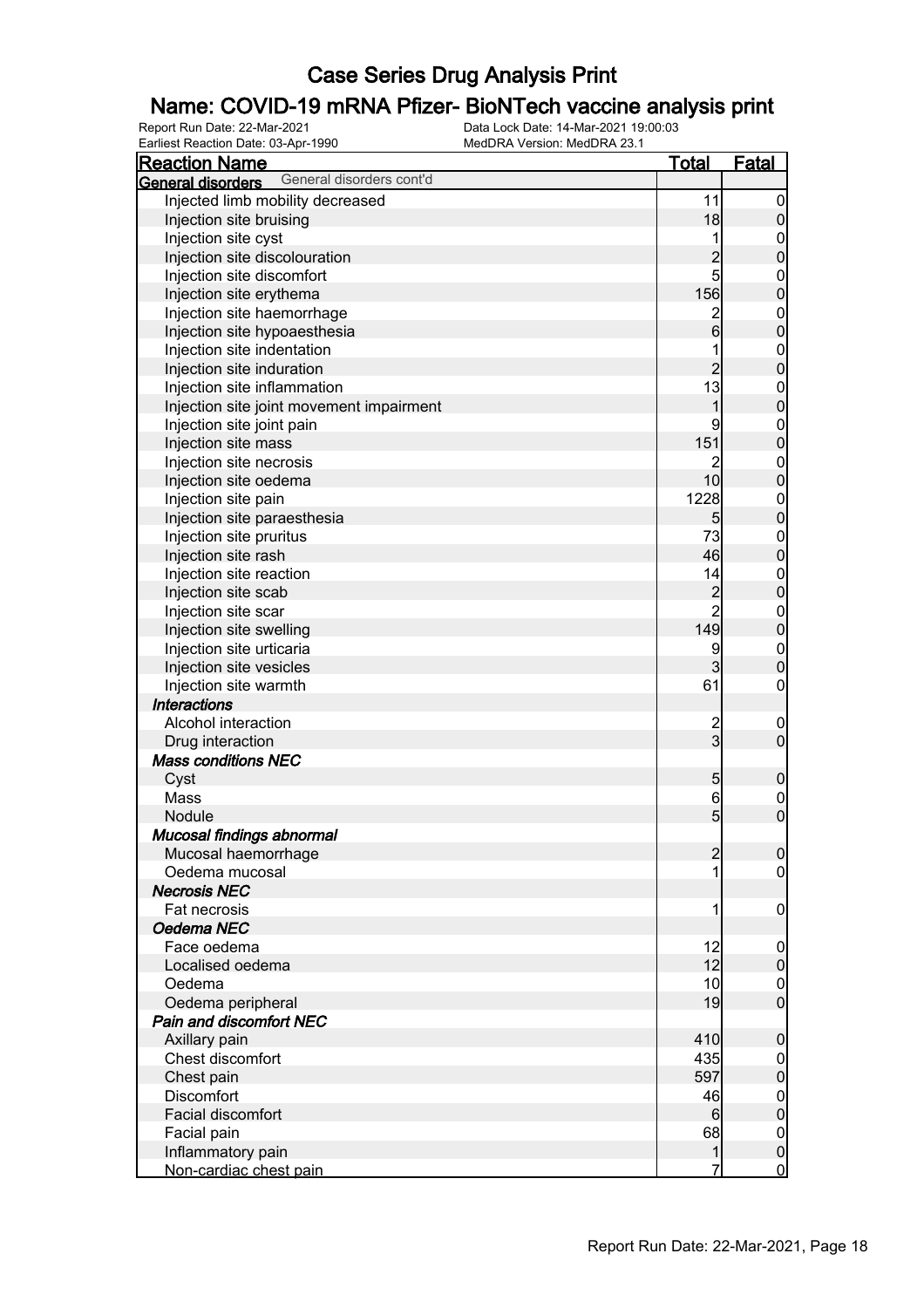# Case Series Drug Analysis Print

## Name: COVID-19 mRNA Pfizer- BioNTech vaccine analysis print

Report Run Date: 22-Mar-2021    Data Lock Date: 14-Mar-2021 19:00:03
Earliest Reaction Date: 03-Apr-1990    MedDRA Version: MedDRA 23.1

| Reaction Name | Total | Fatal |
|---|---|---|
| **General disorders** General disorders cont'd | | |
| Injected limb mobility decreased | 11 | 0 |
| Injection site bruising | 18 | 0 |
| Injection site cyst | 1 | 0 |
| Injection site discolouration | 2 | 0 |
| Injection site discomfort | 5 | 0 |
| Injection site erythema | 156 | 0 |
| Injection site haemorrhage | 2 | 0 |
| Injection site hypoaesthesia | 6 | 0 |
| Injection site indentation | 1 | 0 |
| Injection site induration | 2 | 0 |
| Injection site inflammation | 13 | 0 |
| Injection site joint movement impairment | 1 | 0 |
| Injection site joint pain | 9 | 0 |
| Injection site mass | 151 | 0 |
| Injection site necrosis | 2 | 0 |
| Injection site oedema | 10 | 0 |
| Injection site pain | 1228 | 0 |
| Injection site paraesthesia | 5 | 0 |
| Injection site pruritus | 73 | 0 |
| Injection site rash | 46 | 0 |
| Injection site reaction | 14 | 0 |
| Injection site scab | 2 | 0 |
| Injection site scar | 2 | 0 |
| Injection site swelling | 149 | 0 |
| Injection site urticaria | 9 | 0 |
| Injection site vesicles | 3 | 0 |
| Injection site warmth | 61 | 0 |
| ***Interactions*** | | |
| Alcohol interaction | 2 | 0 |
| Drug interaction | 3 | 0 |
| ***Mass conditions NEC*** | | |
| Cyst | 5 | 0 |
| Mass | 6 | 0 |
| Nodule | 5 | 0 |
| ***Mucosal findings abnormal*** | | |
| Mucosal haemorrhage | 2 | 0 |
| Oedema mucosal | 1 | 0 |
| ***Necrosis NEC*** | | |
| Fat necrosis | 1 | 0 |
| ***Oedema NEC*** | | |
| Face oedema | 12 | 0 |
| Localised oedema | 12 | 0 |
| Oedema | 10 | 0 |
| Oedema peripheral | 19 | 0 |
| ***Pain and discomfort NEC*** | | |
| Axillary pain | 410 | 0 |
| Chest discomfort | 435 | 0 |
| Chest pain | 597 | 0 |
| Discomfort | 46 | 0 |
| Facial discomfort | 6 | 0 |
| Facial pain | 68 | 0 |
| Inflammatory pain | 1 | 0 |
| Non-cardiac chest pain | 7 | 0 |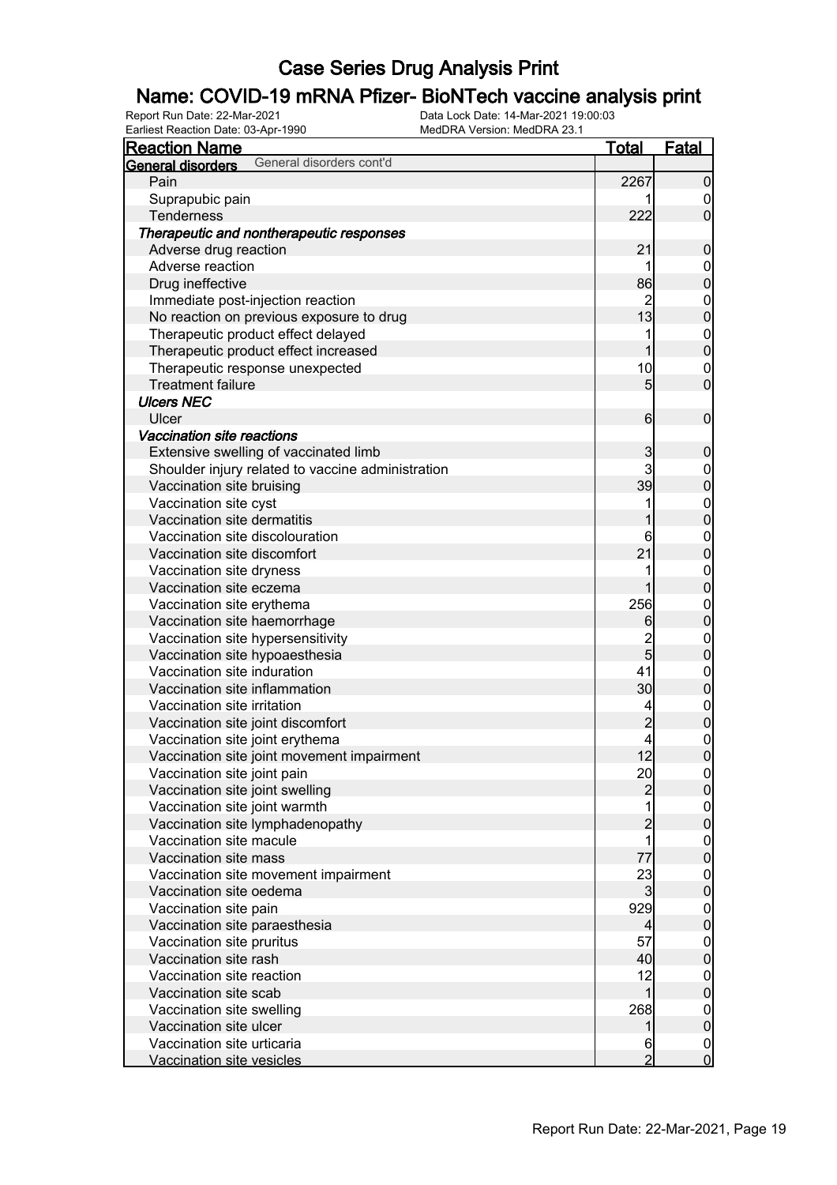# Case Series Drug Analysis Print

## Name: COVID-19 mRNA Pfizer- BioNTech vaccine analysis print

Report Run Date: 22-Mar-2021
Earliest Reaction Date: 03-Apr-1990
Data Lock Date: 14-Mar-2021 19:00:03
MedDRA Version: MedDRA 23.1

| Reaction Name | Total | Fatal |
|---|---|---|
| **General disorders** General disorders cont'd | | |
| Pain | 2267 | 0 |
| Suprapubic pain | 1 | 0 |
| Tenderness | 222 | 0 |
| ***Therapeutic and nontherapeutic responses*** | | |
| Adverse drug reaction | 21 | 0 |
| Adverse reaction | 1 | 0 |
| Drug ineffective | 86 | 0 |
| Immediate post-injection reaction | 2 | 0 |
| No reaction on previous exposure to drug | 13 | 0 |
| Therapeutic product effect delayed | 1 | 0 |
| Therapeutic product effect increased | 1 | 0 |
| Therapeutic response unexpected | 10 | 0 |
| Treatment failure | 5 | 0 |
| ***Ulcers NEC*** | | |
| Ulcer | 6 | 0 |
| ***Vaccination site reactions*** | | |
| Extensive swelling of vaccinated limb | 3 | 0 |
| Shoulder injury related to vaccine administration | 3 | 0 |
| Vaccination site bruising | 39 | 0 |
| Vaccination site cyst | 1 | 0 |
| Vaccination site dermatitis | 1 | 0 |
| Vaccination site discolouration | 6 | 0 |
| Vaccination site discomfort | 21 | 0 |
| Vaccination site dryness | 1 | 0 |
| Vaccination site eczema | 1 | 0 |
| Vaccination site erythema | 256 | 0 |
| Vaccination site haemorrhage | 6 | 0 |
| Vaccination site hypersensitivity | 2 | 0 |
| Vaccination site hypoaesthesia | 5 | 0 |
| Vaccination site induration | 41 | 0 |
| Vaccination site inflammation | 30 | 0 |
| Vaccination site irritation | 4 | 0 |
| Vaccination site joint discomfort | 2 | 0 |
| Vaccination site joint erythema | 4 | 0 |
| Vaccination site joint movement impairment | 12 | 0 |
| Vaccination site joint pain | 20 | 0 |
| Vaccination site joint swelling | 2 | 0 |
| Vaccination site joint warmth | 1 | 0 |
| Vaccination site lymphadenopathy | 2 | 0 |
| Vaccination site macule | 1 | 0 |
| Vaccination site mass | 77 | 0 |
| Vaccination site movement impairment | 23 | 0 |
| Vaccination site oedema | 3 | 0 |
| Vaccination site pain | 929 | 0 |
| Vaccination site paraesthesia | 4 | 0 |
| Vaccination site pruritus | 57 | 0 |
| Vaccination site rash | 40 | 0 |
| Vaccination site reaction | 12 | 0 |
| Vaccination site scab | 1 | 0 |
| Vaccination site swelling | 268 | 0 |
| Vaccination site ulcer | 1 | 0 |
| Vaccination site urticaria | 6 | 0 |
| Vaccination site vesicles | 2 | 0 |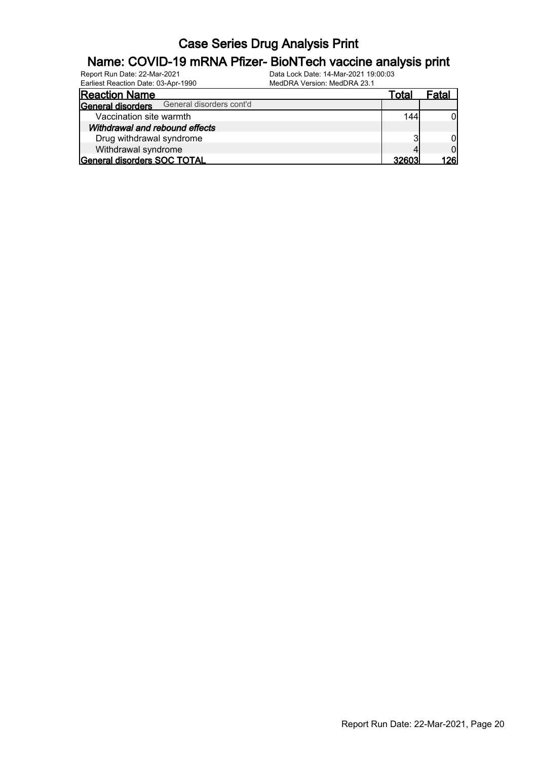# Case Series Drug Analysis Print

## Name: COVID-19 mRNA Pfizer- BioNTech vaccine analysis print

Report Run Date: 22-Mar-2021
Earliest Reaction Date: 03-Apr-1990

Data Lock Date: 14-Mar-2021 19:00:03
MedDRA Version: MedDRA 23.1

| Reaction Name | Total | Fatal |
|---|---|---|
| **General disorders** General disorders cont'd | | |
| Vaccination site warmth | 144 | 0 |
| ***Withdrawal and rebound effects*** | | |
| Drug withdrawal syndrome | 3 | 0 |
| Withdrawal syndrome | 4 | 0 |
| **General disorders SOC TOTAL** | **32603** | **126** |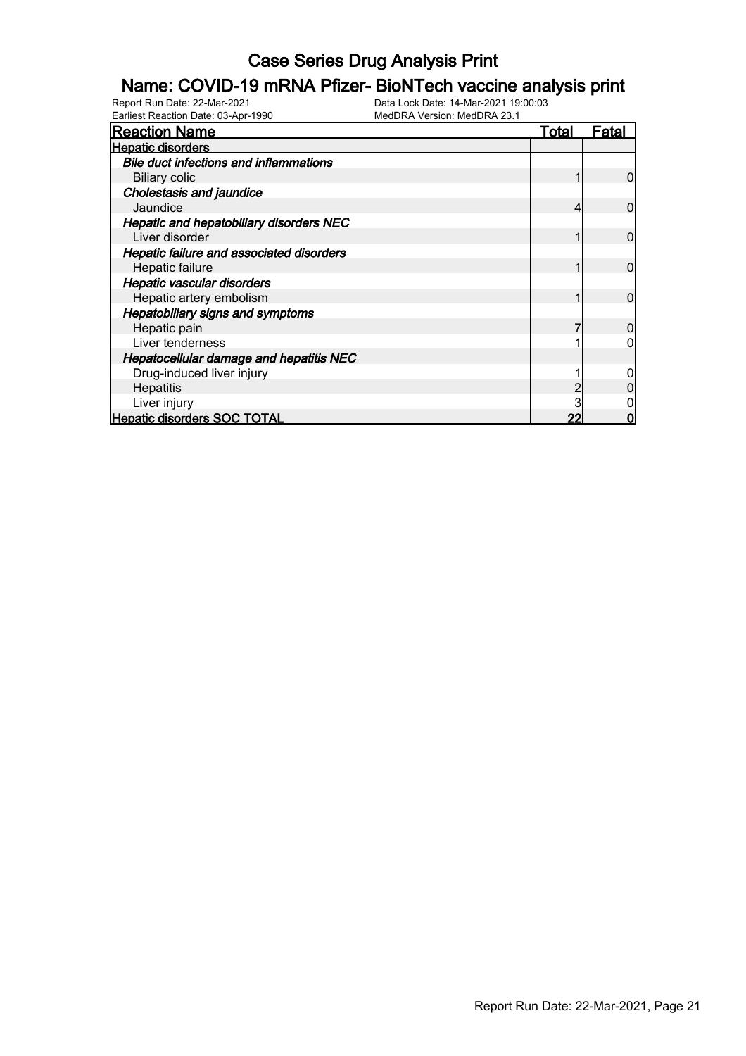# Case Series Drug Analysis Print

## Name: COVID-19 mRNA Pfizer- BioNTech vaccine analysis print

Report Run Date: 22-Mar-2021
Data Lock Date: 14-Mar-2021 19:00:03
Earliest Reaction Date: 03-Apr-1990
MedDRA Version: MedDRA 23.1

| Reaction Name | Total | Fatal |
|---|---|---|
| **Hepatic disorders** | | |
| ***Bile duct infections and inflammations*** | | |
| Biliary colic | 1 | 0 |
| ***Cholestasis and jaundice*** | | |
| Jaundice | 4 | 0 |
| ***Hepatic and hepatobiliary disorders NEC*** | | |
| Liver disorder | 1 | 0 |
| ***Hepatic failure and associated disorders*** | | |
| Hepatic failure | 1 | 0 |
| ***Hepatic vascular disorders*** | | |
| Hepatic artery embolism | 1 | 0 |
| ***Hepatobiliary signs and symptoms*** | | |
| Hepatic pain | 7 | 0 |
| Liver tenderness | 1 | 0 |
| ***Hepatocellular damage and hepatitis NEC*** | | |
| Drug-induced liver injury | 1 | 0 |
| Hepatitis | 2 | 0 |
| Liver injury | 3 | 0 |
| **Hepatic disorders SOC TOTAL** | **22** | **0** |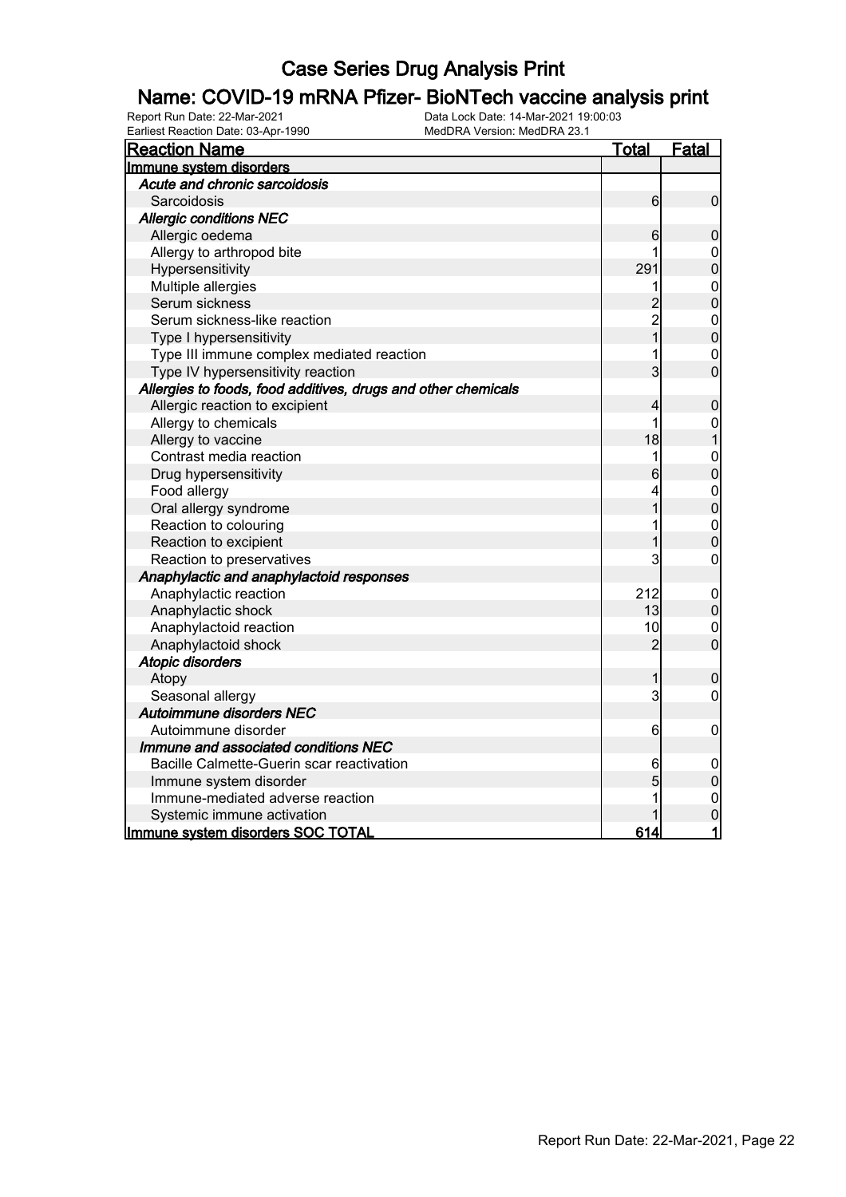# Case Series Drug Analysis Print

## Name: COVID-19 mRNA Pfizer- BioNTech vaccine analysis print

Report Run Date: 22-Mar-2021 Data Lock Date: 14-Mar-2021 19:00:03
Earliest Reaction Date: 03-Apr-1990 MedDRA Version: MedDRA 23.1

| Reaction Name | Total | Fatal |
|---|---|---|
| **Immune system disorders** | | |
| ***Acute and chronic sarcoidosis*** | | |
| Sarcoidosis | 6 | 0 |
| ***Allergic conditions NEC*** | | |
| Allergic oedema | 6 | 0 |
| Allergy to arthropod bite | 1 | 0 |
| Hypersensitivity | 291 | 0 |
| Multiple allergies | 1 | 0 |
| Serum sickness | 2 | 0 |
| Serum sickness-like reaction | 2 | 0 |
| Type I hypersensitivity | 1 | 0 |
| Type III immune complex mediated reaction | 1 | 0 |
| Type IV hypersensitivity reaction | 3 | 0 |
| ***Allergies to foods, food additives, drugs and other chemicals*** | | |
| Allergic reaction to excipient | 4 | 0 |
| Allergy to chemicals | 1 | 0 |
| Allergy to vaccine | 18 | 1 |
| Contrast media reaction | 1 | 0 |
| Drug hypersensitivity | 6 | 0 |
| Food allergy | 4 | 0 |
| Oral allergy syndrome | 1 | 0 |
| Reaction to colouring | 1 | 0 |
| Reaction to excipient | 1 | 0 |
| Reaction to preservatives | 3 | 0 |
| ***Anaphylactic and anaphylactoid responses*** | | |
| Anaphylactic reaction | 212 | 0 |
| Anaphylactic shock | 13 | 0 |
| Anaphylactoid reaction | 10 | 0 |
| Anaphylactoid shock | 2 | 0 |
| ***Atopic disorders*** | | |
| Atopy | 1 | 0 |
| Seasonal allergy | 3 | 0 |
| ***Autoimmune disorders NEC*** | | |
| Autoimmune disorder | 6 | 0 |
| ***Immune and associated conditions NEC*** | | |
| Bacille Calmette-Guerin scar reactivation | 6 | 0 |
| Immune system disorder | 5 | 0 |
| Immune-mediated adverse reaction | 1 | 0 |
| Systemic immune activation | 1 | 0 |
| **Immune system disorders SOC TOTAL** | **614** | **1** |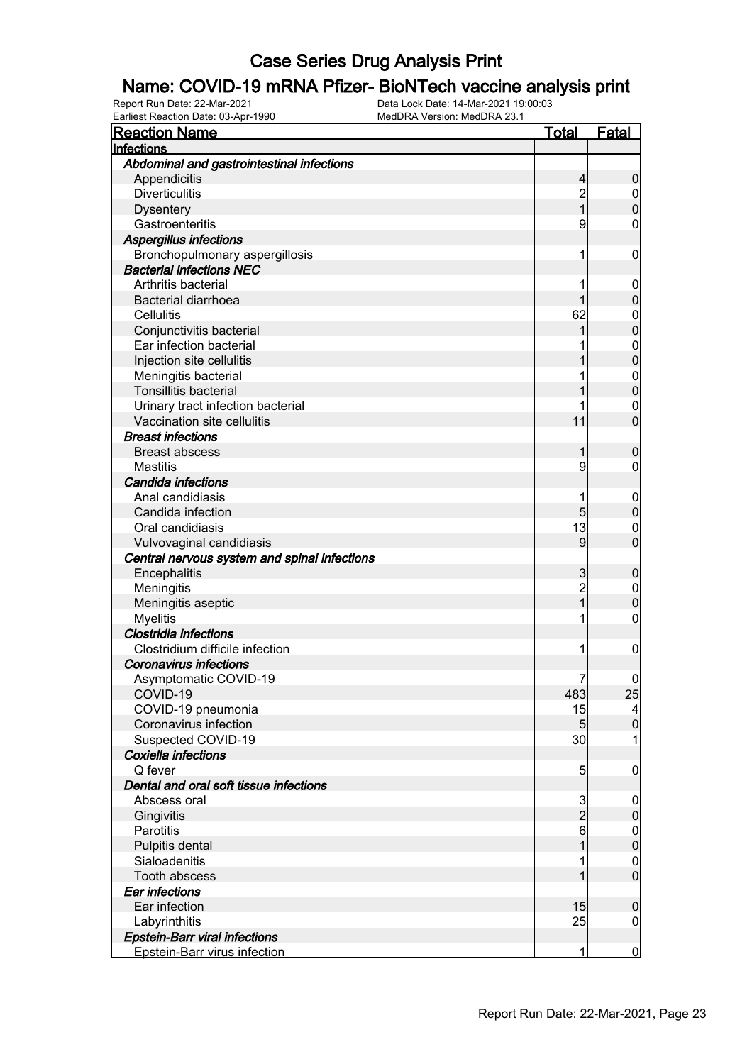# Case Series Drug Analysis Print

## Name: COVID-19 mRNA Pfizer- BioNTech vaccine analysis print

Report Run Date: 22-Mar-2021
Data Lock Date: 14-Mar-2021 19:00:03
Earliest Reaction Date: 03-Apr-1990
MedDRA Version: MedDRA 23.1

| Reaction Name | Total | Fatal |
|---|---|---|
| **Infections** | | |
| ***Abdominal and gastrointestinal infections*** | | |
| Appendicitis | 4 | 0 |
| Diverticulitis | 2 | 0 |
| Dysentery | 1 | 0 |
| Gastroenteritis | 9 | 0 |
| ***Aspergillus infections*** | | |
| Bronchopulmonary aspergillosis | 1 | 0 |
| ***Bacterial infections NEC*** | | |
| Arthritis bacterial | 1 | 0 |
| Bacterial diarrhoea | 1 | 0 |
| Cellulitis | 62 | 0 |
| Conjunctivitis bacterial | 1 | 0 |
| Ear infection bacterial | 1 | 0 |
| Injection site cellulitis | 1 | 0 |
| Meningitis bacterial | 1 | 0 |
| Tonsillitis bacterial | 1 | 0 |
| Urinary tract infection bacterial | 1 | 0 |
| Vaccination site cellulitis | 11 | 0 |
| ***Breast infections*** | | |
| Breast abscess | 1 | 0 |
| Mastitis | 9 | 0 |
| ***Candida infections*** | | |
| Anal candidiasis | 1 | 0 |
| Candida infection | 5 | 0 |
| Oral candidiasis | 13 | 0 |
| Vulvovaginal candidiasis | 9 | 0 |
| ***Central nervous system and spinal infections*** | | |
| Encephalitis | 3 | 0 |
| Meningitis | 2 | 0 |
| Meningitis aseptic | 1 | 0 |
| Myelitis | 1 | 0 |
| ***Clostridia infections*** | | |
| Clostridium difficile infection | 1 | 0 |
| ***Coronavirus infections*** | | |
| Asymptomatic COVID-19 | 7 | 0 |
| COVID-19 | 483 | 25 |
| COVID-19 pneumonia | 15 | 4 |
| Coronavirus infection | 5 | 0 |
| Suspected COVID-19 | 30 | 1 |
| ***Coxiella infections*** | | |
| Q fever | 5 | 0 |
| ***Dental and oral soft tissue infections*** | | |
| Abscess oral | 3 | 0 |
| Gingivitis | 2 | 0 |
| Parotitis | 6 | 0 |
| Pulpitis dental | 1 | 0 |
| Sialoadenitis | 1 | 0 |
| Tooth abscess | 1 | 0 |
| ***Ear infections*** | | |
| Ear infection | 15 | 0 |
| Labyrinthitis | 25 | 0 |
| ***Epstein-Barr viral infections*** | | |
| Epstein-Barr virus infection | 1 | 0 |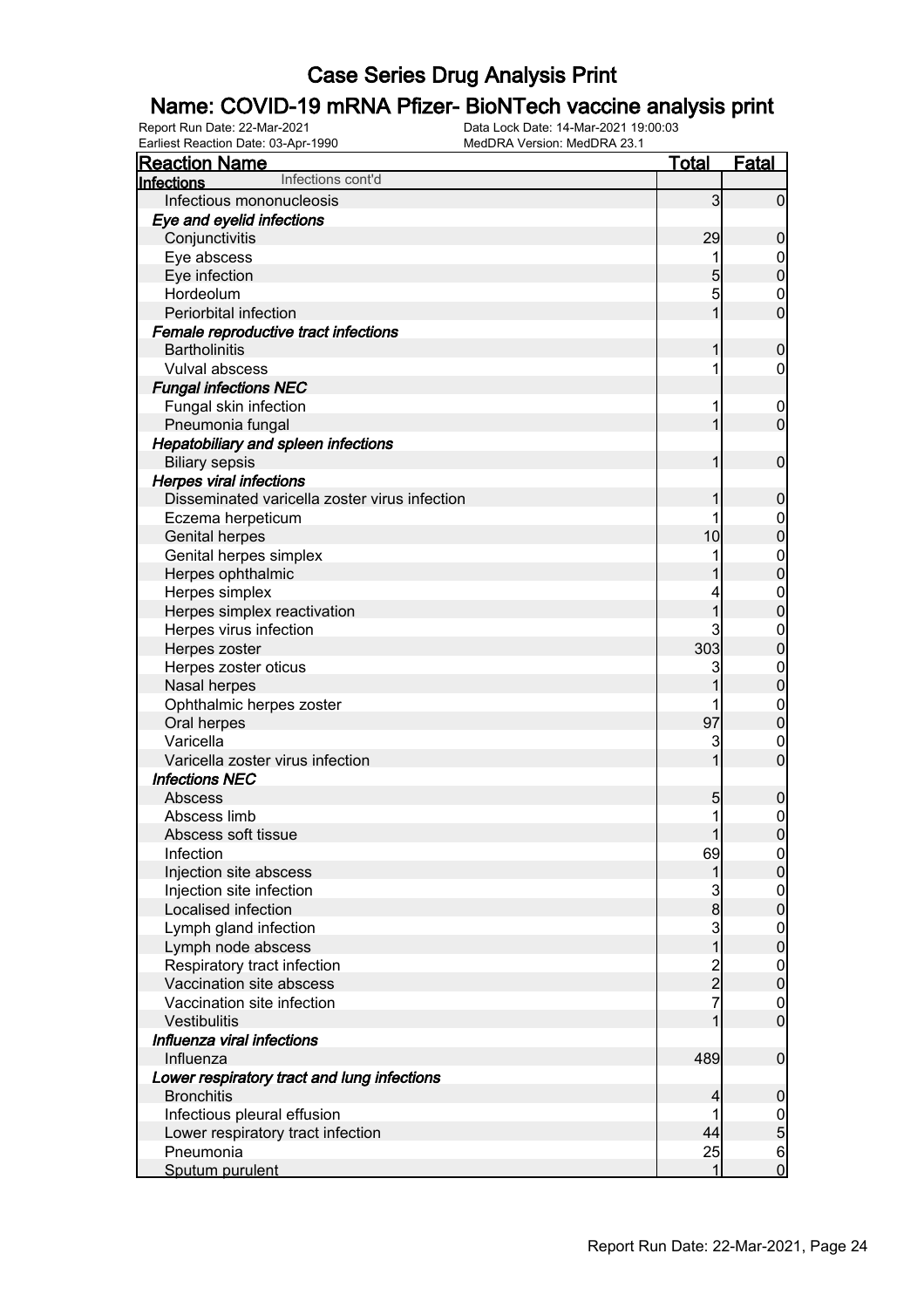# Case Series Drug Analysis Print

## Name: COVID-19 mRNA Pfizer- BioNTech vaccine analysis print

Report Run Date: 22-Mar-2021
Earliest Reaction Date: 03-Apr-1990
Data Lock Date: 14-Mar-2021 19:00:03
MedDRA Version: MedDRA 23.1

| Reaction Name | Total | Fatal |
|---|---|---|
| **Infections** Infections cont'd | | |
| Infectious mononucleosis | 3 | 0 |
| ***Eye and eyelid infections*** | | |
| Conjunctivitis | 29 | 0 |
| Eye abscess | 1 | 0 |
| Eye infection | 5 | 0 |
| Hordeolum | 5 | 0 |
| Periorbital infection | 1 | 0 |
| ***Female reproductive tract infections*** | | |
| Bartholinitis | 1 | 0 |
| Vulval abscess | 1 | 0 |
| ***Fungal infections NEC*** | | |
| Fungal skin infection | 1 | 0 |
| Pneumonia fungal | 1 | 0 |
| ***Hepatobiliary and spleen infections*** | | |
| Biliary sepsis | 1 | 0 |
| ***Herpes viral infections*** | | |
| Disseminated varicella zoster virus infection | 1 | 0 |
| Eczema herpeticum | 1 | 0 |
| Genital herpes | 10 | 0 |
| Genital herpes simplex | 1 | 0 |
| Herpes ophthalmic | 1 | 0 |
| Herpes simplex | 4 | 0 |
| Herpes simplex reactivation | 1 | 0 |
| Herpes virus infection | 3 | 0 |
| Herpes zoster | 303 | 0 |
| Herpes zoster oticus | 3 | 0 |
| Nasal herpes | 1 | 0 |
| Ophthalmic herpes zoster | 1 | 0 |
| Oral herpes | 97 | 0 |
| Varicella | 3 | 0 |
| Varicella zoster virus infection | 1 | 0 |
| ***Infections NEC*** | | |
| Abscess | 5 | 0 |
| Abscess limb | 1 | 0 |
| Abscess soft tissue | 1 | 0 |
| Infection | 69 | 0 |
| Injection site abscess | 1 | 0 |
| Injection site infection | 3 | 0 |
| Localised infection | 8 | 0 |
| Lymph gland infection | 3 | 0 |
| Lymph node abscess | 1 | 0 |
| Respiratory tract infection | 2 | 0 |
| Vaccination site abscess | 2 | 0 |
| Vaccination site infection | 7 | 0 |
| Vestibulitis | 1 | 0 |
| ***Influenza viral infections*** | | |
| Influenza | 489 | 0 |
| ***Lower respiratory tract and lung infections*** | | |
| Bronchitis | 4 | 0 |
| Infectious pleural effusion | 1 | 0 |
| Lower respiratory tract infection | 44 | 5 |
| Pneumonia | 25 | 6 |
| Sputum purulent | 1 | 0 |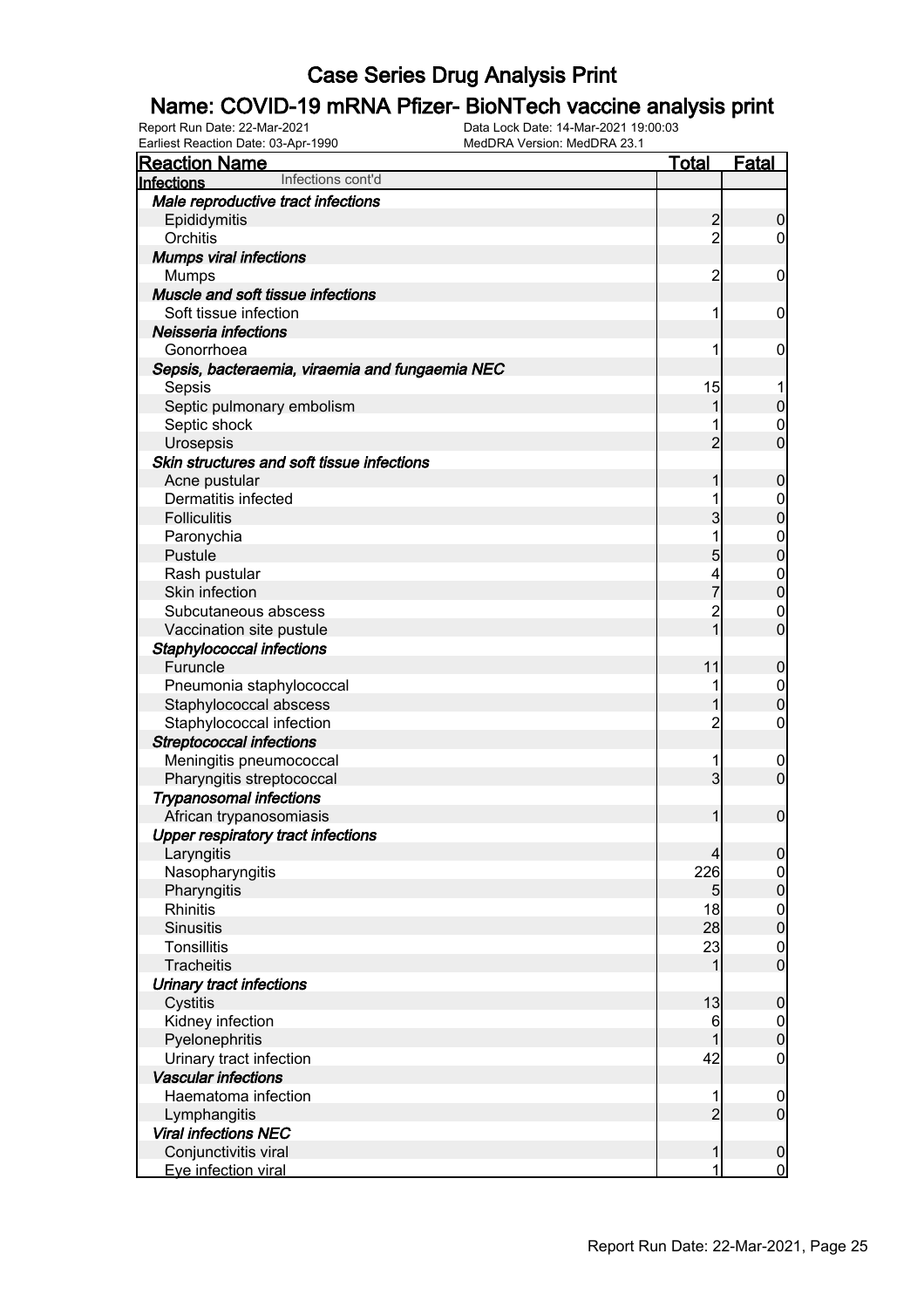# Case Series Drug Analysis Print

## Name: COVID-19 mRNA Pfizer- BioNTech vaccine analysis print

Report Run Date: 22-Mar-2021
Data Lock Date: 14-Mar-2021 19:00:03
Earliest Reaction Date: 03-Apr-1990
MedDRA Version: MedDRA 23.1

| Reaction Name | Total | Fatal |
|---|---|---|
| **Infections** Infections cont'd | | |
| ***Male reproductive tract infections*** | | |
| Epididymitis | 2 | 0 |
| Orchitis | 2 | 0 |
| ***Mumps viral infections*** | | |
| Mumps | 2 | 0 |
| ***Muscle and soft tissue infections*** | | |
| Soft tissue infection | 1 | 0 |
| ***Neisseria infections*** | | |
| Gonorrhoea | 1 | 0 |
| ***Sepsis, bacteraemia, viraemia and fungaemia NEC*** | | |
| Sepsis | 15 | 1 |
| Septic pulmonary embolism | 1 | 0 |
| Septic shock | 1 | 0 |
| Urosepsis | 2 | 0 |
| ***Skin structures and soft tissue infections*** | | |
| Acne pustular | 1 | 0 |
| Dermatitis infected | 1 | 0 |
| Folliculitis | 3 | 0 |
| Paronychia | 1 | 0 |
| Pustule | 5 | 0 |
| Rash pustular | 4 | 0 |
| Skin infection | 7 | 0 |
| Subcutaneous abscess | 2 | 0 |
| Vaccination site pustule | 1 | 0 |
| ***Staphylococcal infections*** | | |
| Furuncle | 11 | 0 |
| Pneumonia staphylococcal | 1 | 0 |
| Staphylococcal abscess | 1 | 0 |
| Staphylococcal infection | 2 | 0 |
| ***Streptococcal infections*** | | |
| Meningitis pneumococcal | 1 | 0 |
| Pharyngitis streptococcal | 3 | 0 |
| ***Trypanosomal infections*** | | |
| African trypanosomiasis | 1 | 0 |
| ***Upper respiratory tract infections*** | | |
| Laryngitis | 4 | 0 |
| Nasopharyngitis | 226 | 0 |
| Pharyngitis | 5 | 0 |
| Rhinitis | 18 | 0 |
| Sinusitis | 28 | 0 |
| Tonsillitis | 23 | 0 |
| Tracheitis | 1 | 0 |
| ***Urinary tract infections*** | | |
| Cystitis | 13 | 0 |
| Kidney infection | 6 | 0 |
| Pyelonephritis | 1 | 0 |
| Urinary tract infection | 42 | 0 |
| ***Vascular infections*** | | |
| Haematoma infection | 1 | 0 |
| Lymphangitis | 2 | 0 |
| ***Viral infections NEC*** | | |
| Conjunctivitis viral | 1 | 0 |
| Eye infection viral | 1 | 0 |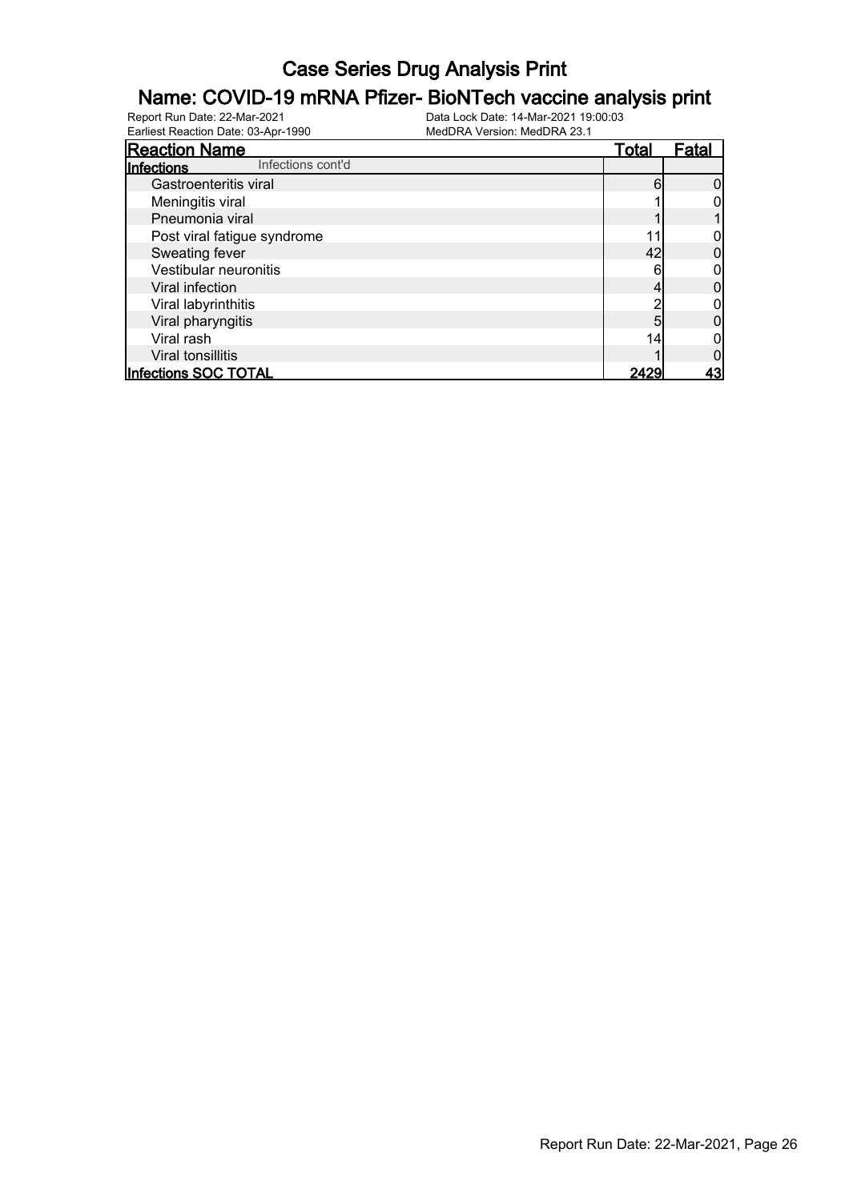# Case Series Drug Analysis Print

## Name: COVID-19 mRNA Pfizer- BioNTech vaccine analysis print

Report Run Date: 22-Mar-2021
Earliest Reaction Date: 03-Apr-1990
Data Lock Date: 14-Mar-2021 19:00:03
MedDRA Version: MedDRA 23.1

| Reaction Name | Total | Fatal |
|---|---|---|
| **Infections** Infections cont'd | | |
| Gastroenteritis viral | 6 | 0 |
| Meningitis viral | 1 | 0 |
| Pneumonia viral | 1 | 1 |
| Post viral fatigue syndrome | 11 | 0 |
| Sweating fever | 42 | 0 |
| Vestibular neuronitis | 6 | 0 |
| Viral infection | 4 | 0 |
| Viral labyrinthitis | 2 | 0 |
| Viral pharyngitis | 5 | 0 |
| Viral rash | 14 | 0 |
| Viral tonsillitis | 1 | 0 |
| **Infections SOC TOTAL** | **2429** | **43** |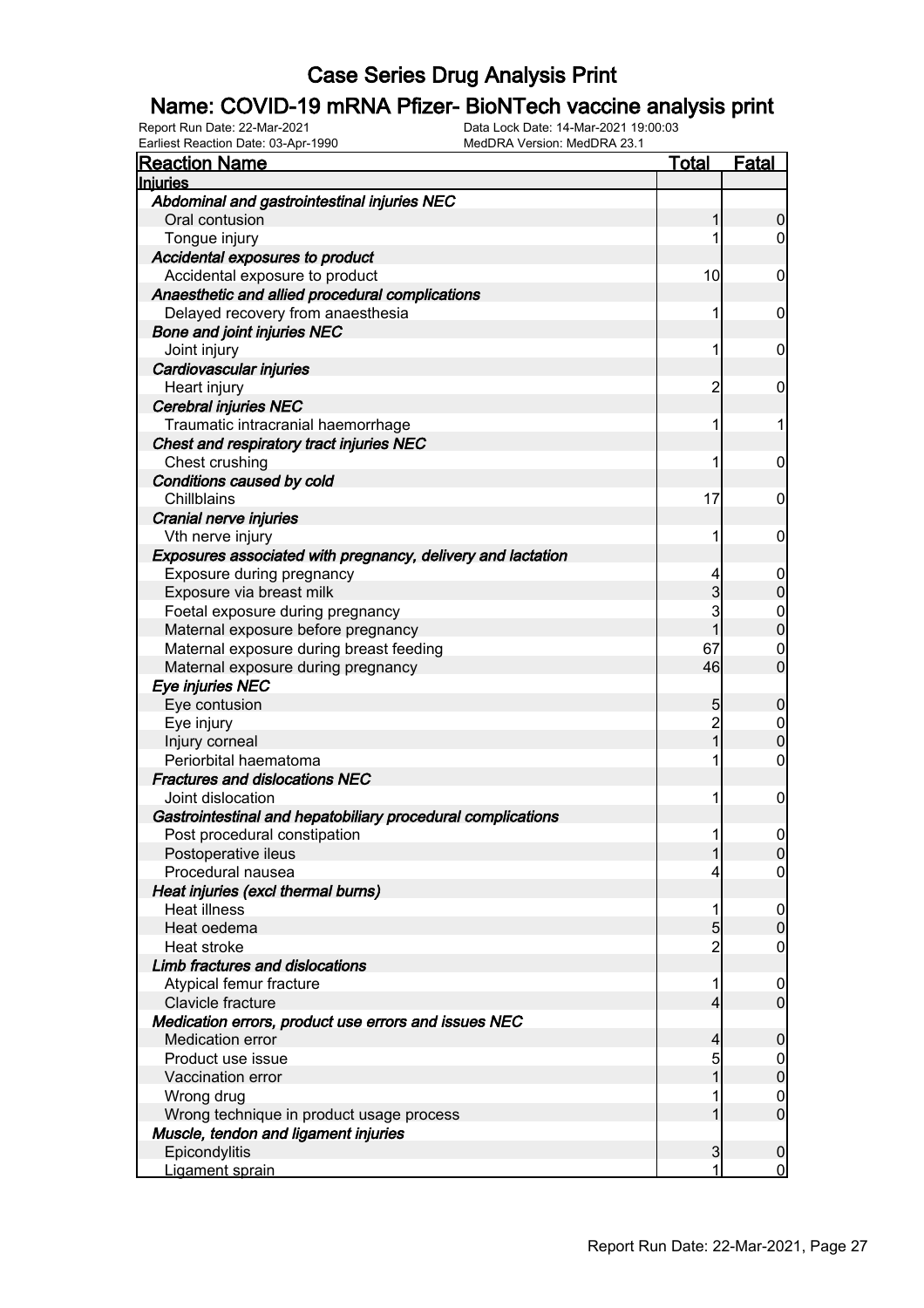# Case Series Drug Analysis Print

## Name: COVID-19 mRNA Pfizer- BioNTech vaccine analysis print

Report Run Date: 22-Mar-2021
Data Lock Date: 14-Mar-2021 19:00:03
Earliest Reaction Date: 03-Apr-1990
MedDRA Version: MedDRA 23.1

| Reaction Name | Total | Fatal |
|---|---|---|
| **Injuries** | | |
| ***Abdominal and gastrointestinal injuries NEC*** | | |
| Oral contusion | 1 | 0 |
| Tongue injury | 1 | 0 |
| ***Accidental exposures to product*** | | |
| Accidental exposure to product | 10 | 0 |
| ***Anaesthetic and allied procedural complications*** | | |
| Delayed recovery from anaesthesia | 1 | 0 |
| ***Bone and joint injuries NEC*** | | |
| Joint injury | 1 | 0 |
| ***Cardiovascular injuries*** | | |
| Heart injury | 2 | 0 |
| ***Cerebral injuries NEC*** | | |
| Traumatic intracranial haemorrhage | 1 | 1 |
| ***Chest and respiratory tract injuries NEC*** | | |
| Chest crushing | 1 | 0 |
| ***Conditions caused by cold*** | | |
| Chillblains | 17 | 0 |
| ***Cranial nerve injuries*** | | |
| Vth nerve injury | 1 | 0 |
| ***Exposures associated with pregnancy, delivery and lactation*** | | |
| Exposure during pregnancy | 4 | 0 |
| Exposure via breast milk | 3 | 0 |
| Foetal exposure during pregnancy | 3 | 0 |
| Maternal exposure before pregnancy | 1 | 0 |
| Maternal exposure during breast feeding | 67 | 0 |
| Maternal exposure during pregnancy | 46 | 0 |
| ***Eye injuries NEC*** | | |
| Eye contusion | 5 | 0 |
| Eye injury | 2 | 0 |
| Injury corneal | 1 | 0 |
| Periorbital haematoma | 1 | 0 |
| ***Fractures and dislocations NEC*** | | |
| Joint dislocation | 1 | 0 |
| ***Gastrointestinal and hepatobiliary procedural complications*** | | |
| Post procedural constipation | 1 | 0 |
| Postoperative ileus | 1 | 0 |
| Procedural nausea | 4 | 0 |
| ***Heat injuries (excl thermal burns)*** | | |
| Heat illness | 1 | 0 |
| Heat oedema | 5 | 0 |
| Heat stroke | 2 | 0 |
| ***Limb fractures and dislocations*** | | |
| Atypical femur fracture | 1 | 0 |
| Clavicle fracture | 4 | 0 |
| ***Medication errors, product use errors and issues NEC*** | | |
| Medication error | 4 | 0 |
| Product use issue | 5 | 0 |
| Vaccination error | 1 | 0 |
| Wrong drug | 1 | 0 |
| Wrong technique in product usage process | 1 | 0 |
| ***Muscle, tendon and ligament injuries*** | | |
| Epicondylitis | 3 | 0 |
| Ligament sprain | 1 | 0 |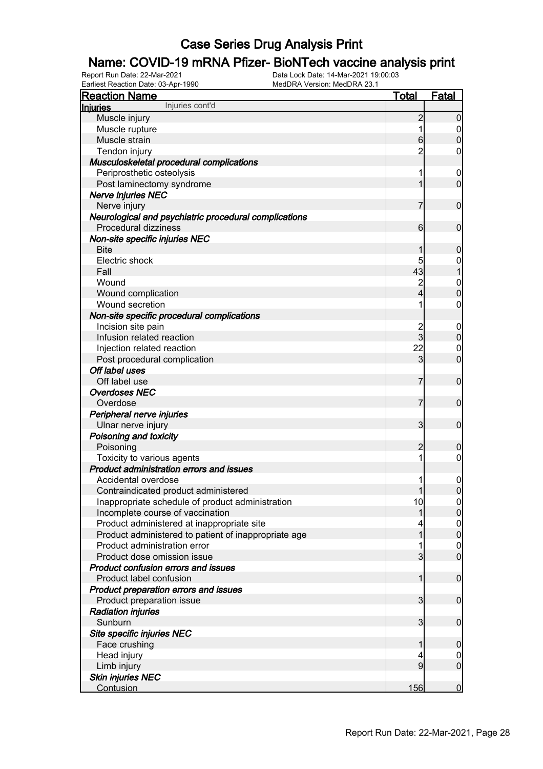# Case Series Drug Analysis Print

## Name: COVID-19 mRNA Pfizer- BioNTech vaccine analysis print

Report Run Date: 22-Mar-2021
Earliest Reaction Date: 03-Apr-1990
Data Lock Date: 14-Mar-2021 19:00:03
MedDRA Version: MedDRA 23.1

| Reaction Name | Total | Fatal |
|---|---|---|
| **Injuries** Injuries cont'd | | |
| Muscle injury | 2 | 0 |
| Muscle rupture | 1 | 0 |
| Muscle strain | 6 | 0 |
| Tendon injury | 2 | 0 |
| ***Musculoskeletal procedural complications*** | | |
| Periprosthetic osteolysis | 1 | 0 |
| Post laminectomy syndrome | 1 | 0 |
| ***Nerve injuries NEC*** | | |
| Nerve injury | 7 | 0 |
| ***Neurological and psychiatric procedural complications*** | | |
| Procedural dizziness | 6 | 0 |
| ***Non-site specific injuries NEC*** | | |
| Bite | 1 | 0 |
| Electric shock | 5 | 0 |
| Fall | 43 | 1 |
| Wound | 2 | 0 |
| Wound complication | 4 | 0 |
| Wound secretion | 1 | 0 |
| ***Non-site specific procedural complications*** | | |
| Incision site pain | 2 | 0 |
| Infusion related reaction | 3 | 0 |
| Injection related reaction | 22 | 0 |
| Post procedural complication | 3 | 0 |
| ***Off label uses*** | | |
| Off label use | 7 | 0 |
| ***Overdoses NEC*** | | |
| Overdose | 7 | 0 |
| ***Peripheral nerve injuries*** | | |
| Ulnar nerve injury | 3 | 0 |
| ***Poisoning and toxicity*** | | |
| Poisoning | 2 | 0 |
| Toxicity to various agents | 1 | 0 |
| ***Product administration errors and issues*** | | |
| Accidental overdose | 1 | 0 |
| Contraindicated product administered | 1 | 0 |
| Inappropriate schedule of product administration | 10 | 0 |
| Incomplete course of vaccination | 1 | 0 |
| Product administered at inappropriate site | 4 | 0 |
| Product administered to patient of inappropriate age | 1 | 0 |
| Product administration error | 1 | 0 |
| Product dose omission issue | 3 | 0 |
| ***Product confusion errors and issues*** | | |
| Product label confusion | 1 | 0 |
| ***Product preparation errors and issues*** | | |
| Product preparation issue | 3 | 0 |
| ***Radiation injuries*** | | |
| Sunburn | 3 | 0 |
| ***Site specific injuries NEC*** | | |
| Face crushing | 1 | 0 |
| Head injury | 4 | 0 |
| Limb injury | 9 | 0 |
| ***Skin injuries NEC*** | | |
| Contusion | 156 | 0 |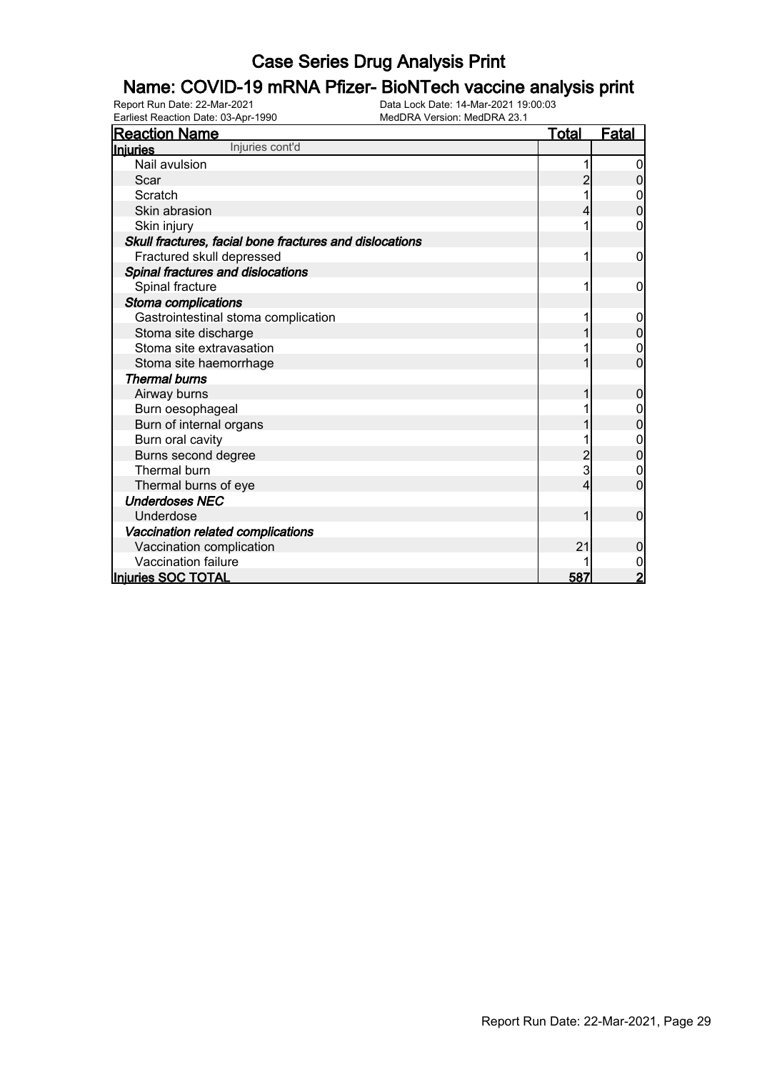# Case Series Drug Analysis Print

## Name: COVID-19 mRNA Pfizer- BioNTech vaccine analysis print

Report Run Date: 22-Mar-2021
Data Lock Date: 14-Mar-2021 19:00:03
Earliest Reaction Date: 03-Apr-1990
MedDRA Version: MedDRA 23.1

| Reaction Name | Total | Fatal |
|---|---|---|
| **Injuries** Injuries cont'd | | |
| Nail avulsion | 1 | 0 |
| Scar | 2 | 0 |
| Scratch | 1 | 0 |
| Skin abrasion | 4 | 0 |
| Skin injury | 1 | 0 |
| ***Skull fractures, facial bone fractures and dislocations*** | | |
| Fractured skull depressed | 1 | 0 |
| ***Spinal fractures and dislocations*** | | |
| Spinal fracture | 1 | 0 |
| ***Stoma complications*** | | |
| Gastrointestinal stoma complication | 1 | 0 |
| Stoma site discharge | 1 | 0 |
| Stoma site extravasation | 1 | 0 |
| Stoma site haemorrhage | 1 | 0 |
| ***Thermal burns*** | | |
| Airway burns | 1 | 0 |
| Burn oesophageal | 1 | 0 |
| Burn of internal organs | 1 | 0 |
| Burn oral cavity | 1 | 0 |
| Burns second degree | 2 | 0 |
| Thermal burn | 3 | 0 |
| Thermal burns of eye | 4 | 0 |
| ***Underdoses NEC*** | | |
| Underdose | 1 | 0 |
| ***Vaccination related complications*** | | |
| Vaccination complication | 21 | 0 |
| Vaccination failure | 1 | 0 |
| **Injuries SOC TOTAL** | **587** | **2** |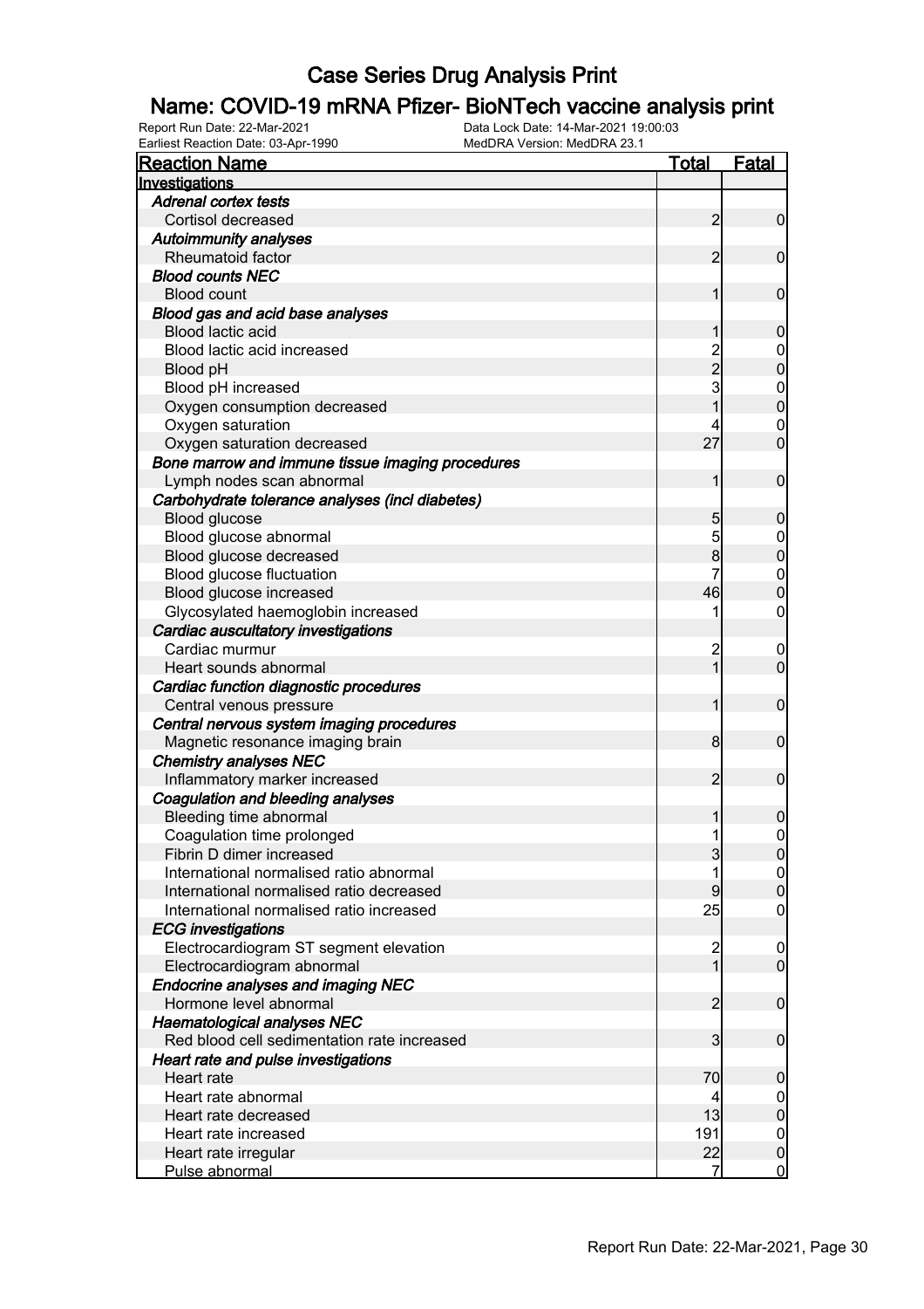# Case Series Drug Analysis Print

## Name: COVID-19 mRNA Pfizer- BioNTech vaccine analysis print

Report Run Date: 22-Mar-2021
Earliest Reaction Date: 03-Apr-1990
Data Lock Date: 14-Mar-2021 19:00:03
MedDRA Version: MedDRA 23.1

| Reaction Name | Total | Fatal |
|---|---|---|
| **Investigations** | | |
| ***Adrenal cortex tests*** | | |
| Cortisol decreased | 2 | 0 |
| ***Autoimmunity analyses*** | | |
| Rheumatoid factor | 2 | 0 |
| ***Blood counts NEC*** | | |
| Blood count | 1 | 0 |
| ***Blood gas and acid base analyses*** | | |
| Blood lactic acid | 1 | 0 |
| Blood lactic acid increased | 2 | 0 |
| Blood pH | 2 | 0 |
| Blood pH increased | 3 | 0 |
| Oxygen consumption decreased | 1 | 0 |
| Oxygen saturation | 4 | 0 |
| Oxygen saturation decreased | 27 | 0 |
| ***Bone marrow and immune tissue imaging procedures*** | | |
| Lymph nodes scan abnormal | 1 | 0 |
| ***Carbohydrate tolerance analyses (incl diabetes)*** | | |
| Blood glucose | 5 | 0 |
| Blood glucose abnormal | 5 | 0 |
| Blood glucose decreased | 8 | 0 |
| Blood glucose fluctuation | 7 | 0 |
| Blood glucose increased | 46 | 0 |
| Glycosylated haemoglobin increased | 1 | 0 |
| ***Cardiac auscultatory investigations*** | | |
| Cardiac murmur | 2 | 0 |
| Heart sounds abnormal | 1 | 0 |
| ***Cardiac function diagnostic procedures*** | | |
| Central venous pressure | 1 | 0 |
| ***Central nervous system imaging procedures*** | | |
| Magnetic resonance imaging brain | 8 | 0 |
| ***Chemistry analyses NEC*** | | |
| Inflammatory marker increased | 2 | 0 |
| ***Coagulation and bleeding analyses*** | | |
| Bleeding time abnormal | 1 | 0 |
| Coagulation time prolonged | 1 | 0 |
| Fibrin D dimer increased | 3 | 0 |
| International normalised ratio abnormal | 1 | 0 |
| International normalised ratio decreased | 9 | 0 |
| International normalised ratio increased | 25 | 0 |
| ***ECG investigations*** | | |
| Electrocardiogram ST segment elevation | 2 | 0 |
| Electrocardiogram abnormal | 1 | 0 |
| ***Endocrine analyses and imaging NEC*** | | |
| Hormone level abnormal | 2 | 0 |
| ***Haematological analyses NEC*** | | |
| Red blood cell sedimentation rate increased | 3 | 0 |
| ***Heart rate and pulse investigations*** | | |
| Heart rate | 70 | 0 |
| Heart rate abnormal | 4 | 0 |
| Heart rate decreased | 13 | 0 |
| Heart rate increased | 191 | 0 |
| Heart rate irregular | 22 | 0 |
| Pulse abnormal | 7 | 0 |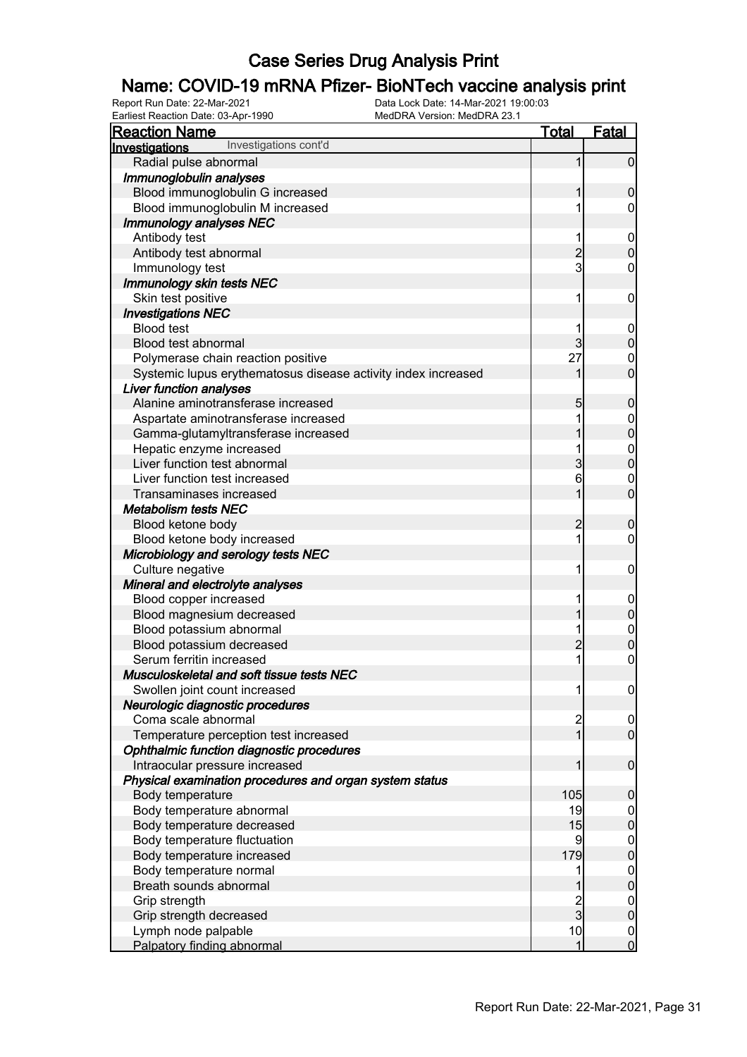# Case Series Drug Analysis Print

## Name: COVID-19 mRNA Pfizer- BioNTech vaccine analysis print

Report Run Date: 22-Mar-2021  Data Lock Date: 14-Mar-2021 19:00:03
Earliest Reaction Date: 03-Apr-1990  MedDRA Version: MedDRA 23.1

| Reaction Name | Total | Fatal |
|---|---|---|
| **Investigations** Investigations cont'd | | |
| Radial pulse abnormal | 1 | 0 |
| ***Immunoglobulin analyses*** | | |
| Blood immunoglobulin G increased | 1 | 0 |
| Blood immunoglobulin M increased | 1 | 0 |
| ***Immunology analyses NEC*** | | |
| Antibody test | 1 | 0 |
| Antibody test abnormal | 2 | 0 |
| Immunology test | 3 | 0 |
| ***Immunology skin tests NEC*** | | |
| Skin test positive | 1 | 0 |
| ***Investigations NEC*** | | |
| Blood test | 1 | 0 |
| Blood test abnormal | 3 | 0 |
| Polymerase chain reaction positive | 27 | 0 |
| Systemic lupus erythematosus disease activity index increased | 1 | 0 |
| ***Liver function analyses*** | | |
| Alanine aminotransferase increased | 5 | 0 |
| Aspartate aminotransferase increased | 1 | 0 |
| Gamma-glutamyltransferase increased | 1 | 0 |
| Hepatic enzyme increased | 1 | 0 |
| Liver function test abnormal | 3 | 0 |
| Liver function test increased | 6 | 0 |
| Transaminases increased | 1 | 0 |
| ***Metabolism tests NEC*** | | |
| Blood ketone body | 2 | 0 |
| Blood ketone body increased | 1 | 0 |
| ***Microbiology and serology tests NEC*** | | |
| Culture negative | 1 | 0 |
| ***Mineral and electrolyte analyses*** | | |
| Blood copper increased | 1 | 0 |
| Blood magnesium decreased | 1 | 0 |
| Blood potassium abnormal | 1 | 0 |
| Blood potassium decreased | 2 | 0 |
| Serum ferritin increased | 1 | 0 |
| ***Musculoskeletal and soft tissue tests NEC*** | | |
| Swollen joint count increased | 1 | 0 |
| ***Neurologic diagnostic procedures*** | | |
| Coma scale abnormal | 2 | 0 |
| Temperature perception test increased | 1 | 0 |
| ***Ophthalmic function diagnostic procedures*** | | |
| Intraocular pressure increased | 1 | 0 |
| ***Physical examination procedures and organ system status*** | | |
| Body temperature | 105 | 0 |
| Body temperature abnormal | 19 | 0 |
| Body temperature decreased | 15 | 0 |
| Body temperature fluctuation | 9 | 0 |
| Body temperature increased | 179 | 0 |
| Body temperature normal | 1 | 0 |
| Breath sounds abnormal | 1 | 0 |
| Grip strength | 2 | 0 |
| Grip strength decreased | 3 | 0 |
| Lymph node palpable | 10 | 0 |
| Palpatory finding abnormal | 1 | 0 |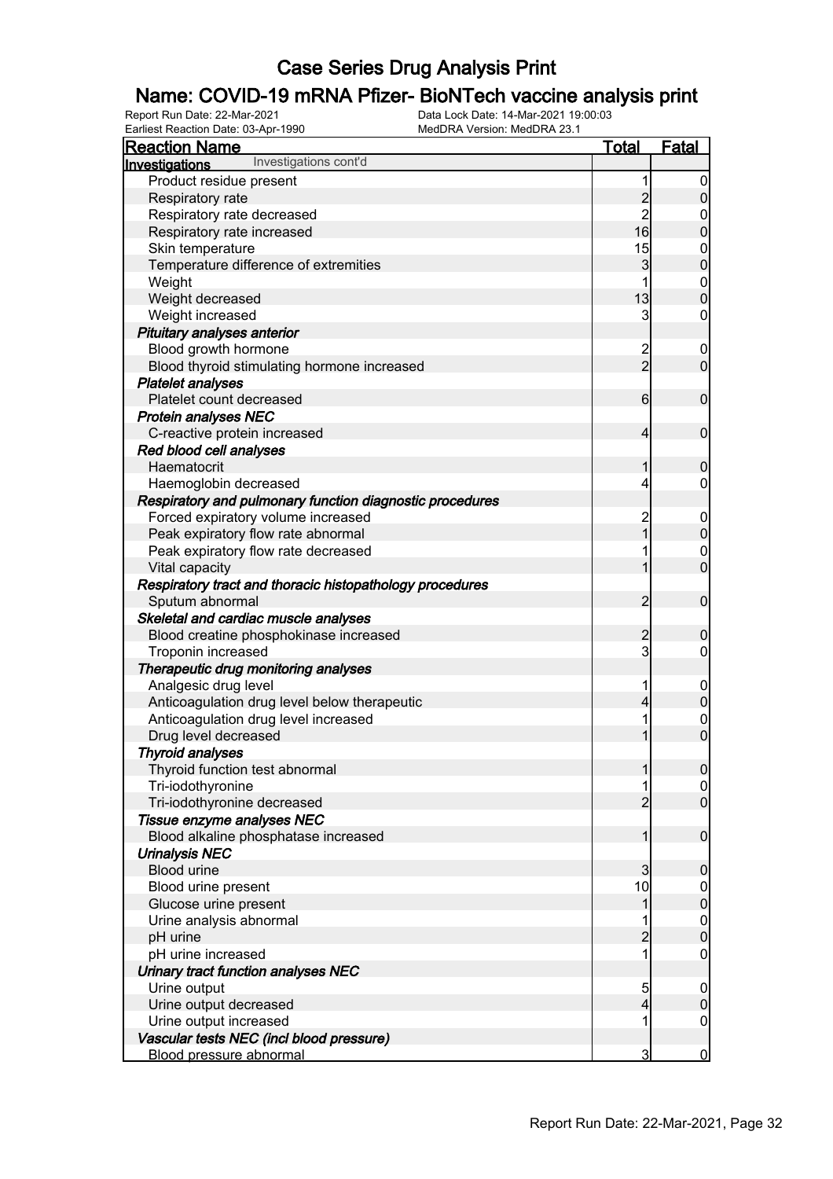# Case Series Drug Analysis Print

## Name: COVID-19 mRNA Pfizer- BioNTech vaccine analysis print

Report Run Date: 22-Mar-2021 | Data Lock Date: 14-Mar-2021 19:00:03
Earliest Reaction Date: 03-Apr-1990 | MedDRA Version: MedDRA 23.1

| Reaction Name | Total | Fatal |
|---|---|---|
| **Investigations** Investigations cont'd | | |
| Product residue present | 1 | 0 |
| Respiratory rate | 2 | 0 |
| Respiratory rate decreased | 2 | 0 |
| Respiratory rate increased | 16 | 0 |
| Skin temperature | 15 | 0 |
| Temperature difference of extremities | 3 | 0 |
| Weight | 1 | 0 |
| Weight decreased | 13 | 0 |
| Weight increased | 3 | 0 |
| ***Pituitary analyses anterior*** | | |
| Blood growth hormone | 2 | 0 |
| Blood thyroid stimulating hormone increased | 2 | 0 |
| ***Platelet analyses*** | | |
| Platelet count decreased | 6 | 0 |
| ***Protein analyses NEC*** | | |
| C-reactive protein increased | 4 | 0 |
| ***Red blood cell analyses*** | | |
| Haematocrit | 1 | 0 |
| Haemoglobin decreased | 4 | 0 |
| ***Respiratory and pulmonary function diagnostic procedures*** | | |
| Forced expiratory volume increased | 2 | 0 |
| Peak expiratory flow rate abnormal | 1 | 0 |
| Peak expiratory flow rate decreased | 1 | 0 |
| Vital capacity | 1 | 0 |
| ***Respiratory tract and thoracic histopathology procedures*** | | |
| Sputum abnormal | 2 | 0 |
| ***Skeletal and cardiac muscle analyses*** | | |
| Blood creatine phosphokinase increased | 2 | 0 |
| Troponin increased | 3 | 0 |
| ***Therapeutic drug monitoring analyses*** | | |
| Analgesic drug level | 1 | 0 |
| Anticoagulation drug level below therapeutic | 4 | 0 |
| Anticoagulation drug level increased | 1 | 0 |
| Drug level decreased | 1 | 0 |
| ***Thyroid analyses*** | | |
| Thyroid function test abnormal | 1 | 0 |
| Tri-iodothyronine | 1 | 0 |
| Tri-iodothyronine decreased | 2 | 0 |
| ***Tissue enzyme analyses NEC*** | | |
| Blood alkaline phosphatase increased | 1 | 0 |
| ***Urinalysis NEC*** | | |
| Blood urine | 3 | 0 |
| Blood urine present | 10 | 0 |
| Glucose urine present | 1 | 0 |
| Urine analysis abnormal | 1 | 0 |
| pH urine | 2 | 0 |
| pH urine increased | 1 | 0 |
| ***Urinary tract function analyses NEC*** | | |
| Urine output | 5 | 0 |
| Urine output decreased | 4 | 0 |
| Urine output increased | 1 | 0 |
| ***Vascular tests NEC (incl blood pressure)*** | | |
| Blood pressure abnormal | 3 | 0 |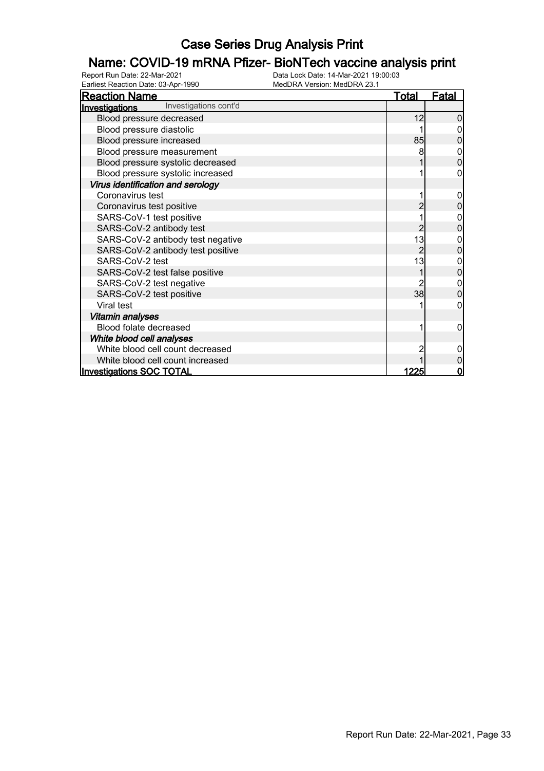# Case Series Drug Analysis Print

## Name: COVID-19 mRNA Pfizer- BioNTech vaccine analysis print

Report Run Date: 22-Mar-2021
Earliest Reaction Date: 03-Apr-1990
Data Lock Date: 14-Mar-2021 19:00:03
MedDRA Version: MedDRA 23.1

| Reaction Name | Total | Fatal |
|---|---|---|
| **Investigations** Investigations cont'd | | |
| Blood pressure decreased | 12 | 0 |
| Blood pressure diastolic | 1 | 0 |
| Blood pressure increased | 85 | 0 |
| Blood pressure measurement | 8 | 0 |
| Blood pressure systolic decreased | 1 | 0 |
| Blood pressure systolic increased | 1 | 0 |
| *Virus identification and serology* | | |
| Coronavirus test | 1 | 0 |
| Coronavirus test positive | 2 | 0 |
| SARS-CoV-1 test positive | 1 | 0 |
| SARS-CoV-2 antibody test | 2 | 0 |
| SARS-CoV-2 antibody test negative | 13 | 0 |
| SARS-CoV-2 antibody test positive | 2 | 0 |
| SARS-CoV-2 test | 13 | 0 |
| SARS-CoV-2 test false positive | 1 | 0 |
| SARS-CoV-2 test negative | 2 | 0 |
| SARS-CoV-2 test positive | 38 | 0 |
| Viral test | 1 | 0 |
| *Vitamin analyses* | | |
| Blood folate decreased | 1 | 0 |
| *White blood cell analyses* | | |
| White blood cell count decreased | 2 | 0 |
| White blood cell count increased | 1 | 0 |
| **Investigations SOC TOTAL** | **1225** | **0** |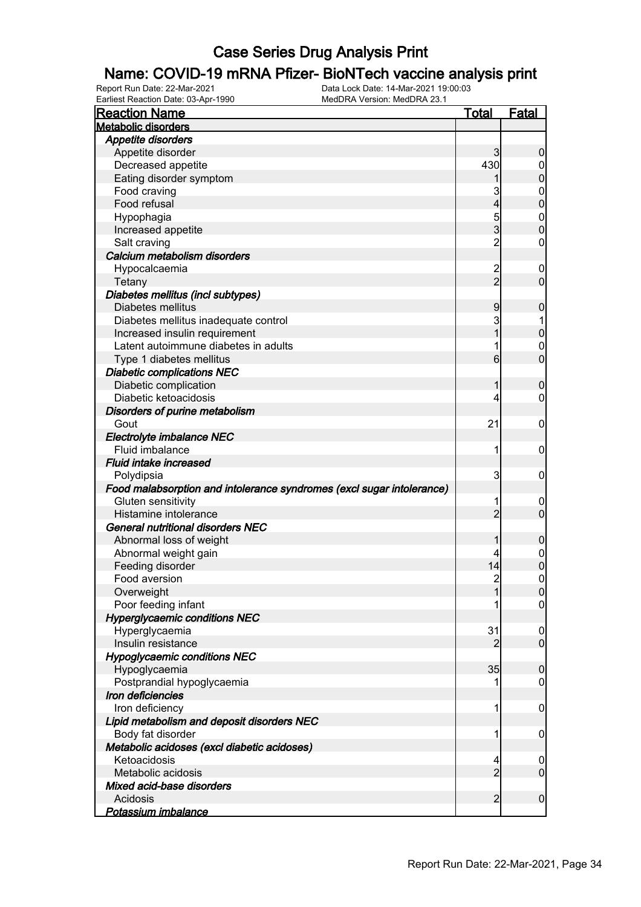# Case Series Drug Analysis Print

## Name: COVID-19 mRNA Pfizer- BioNTech vaccine analysis print

Report Run Date: 22-Mar-2021
Data Lock Date: 14-Mar-2021 19:00:03
Earliest Reaction Date: 03-Apr-1990
MedDRA Version: MedDRA 23.1

| Reaction Name | Total | Fatal |
|---|---|---|
| **Metabolic disorders** | | |
| ***Appetite disorders*** | | |
| Appetite disorder | 3 | 0 |
| Decreased appetite | 430 | 0 |
| Eating disorder symptom | 1 | 0 |
| Food craving | 3 | 0 |
| Food refusal | 4 | 0 |
| Hypophagia | 5 | 0 |
| Increased appetite | 3 | 0 |
| Salt craving | 2 | 0 |
| ***Calcium metabolism disorders*** | | |
| Hypocalcaemia | 2 | 0 |
| Tetany | 2 | 0 |
| ***Diabetes mellitus (incl subtypes)*** | | |
| Diabetes mellitus | 9 | 0 |
| Diabetes mellitus inadequate control | 3 | 1 |
| Increased insulin requirement | 1 | 0 |
| Latent autoimmune diabetes in adults | 1 | 0 |
| Type 1 diabetes mellitus | 6 | 0 |
| ***Diabetic complications NEC*** | | |
| Diabetic complication | 1 | 0 |
| Diabetic ketoacidosis | 4 | 0 |
| ***Disorders of purine metabolism*** | | |
| Gout | 21 | 0 |
| ***Electrolyte imbalance NEC*** | | |
| Fluid imbalance | 1 | 0 |
| ***Fluid intake increased*** | | |
| Polydipsia | 3 | 0 |
| ***Food malabsorption and intolerance syndromes (excl sugar intolerance)*** | | |
| Gluten sensitivity | 1 | 0 |
| Histamine intolerance | 2 | 0 |
| ***General nutritional disorders NEC*** | | |
| Abnormal loss of weight | 1 | 0 |
| Abnormal weight gain | 4 | 0 |
| Feeding disorder | 14 | 0 |
| Food aversion | 2 | 0 |
| Overweight | 1 | 0 |
| Poor feeding infant | 1 | 0 |
| ***Hyperglycaemic conditions NEC*** | | |
| Hyperglycaemia | 31 | 0 |
| Insulin resistance | 2 | 0 |
| ***Hypoglycaemic conditions NEC*** | | |
| Hypoglycaemia | 35 | 0 |
| Postprandial hypoglycaemia | 1 | 0 |
| ***Iron deficiencies*** | | |
| Iron deficiency | 1 | 0 |
| ***Lipid metabolism and deposit disorders NEC*** | | |
| Body fat disorder | 1 | 0 |
| ***Metabolic acidoses (excl diabetic acidoses)*** | | |
| Ketoacidosis | 4 | 0 |
| Metabolic acidosis | 2 | 0 |
| ***Mixed acid-base disorders*** | | |
| Acidosis | 2 | 0 |
| ***Potassium imbalance*** | | |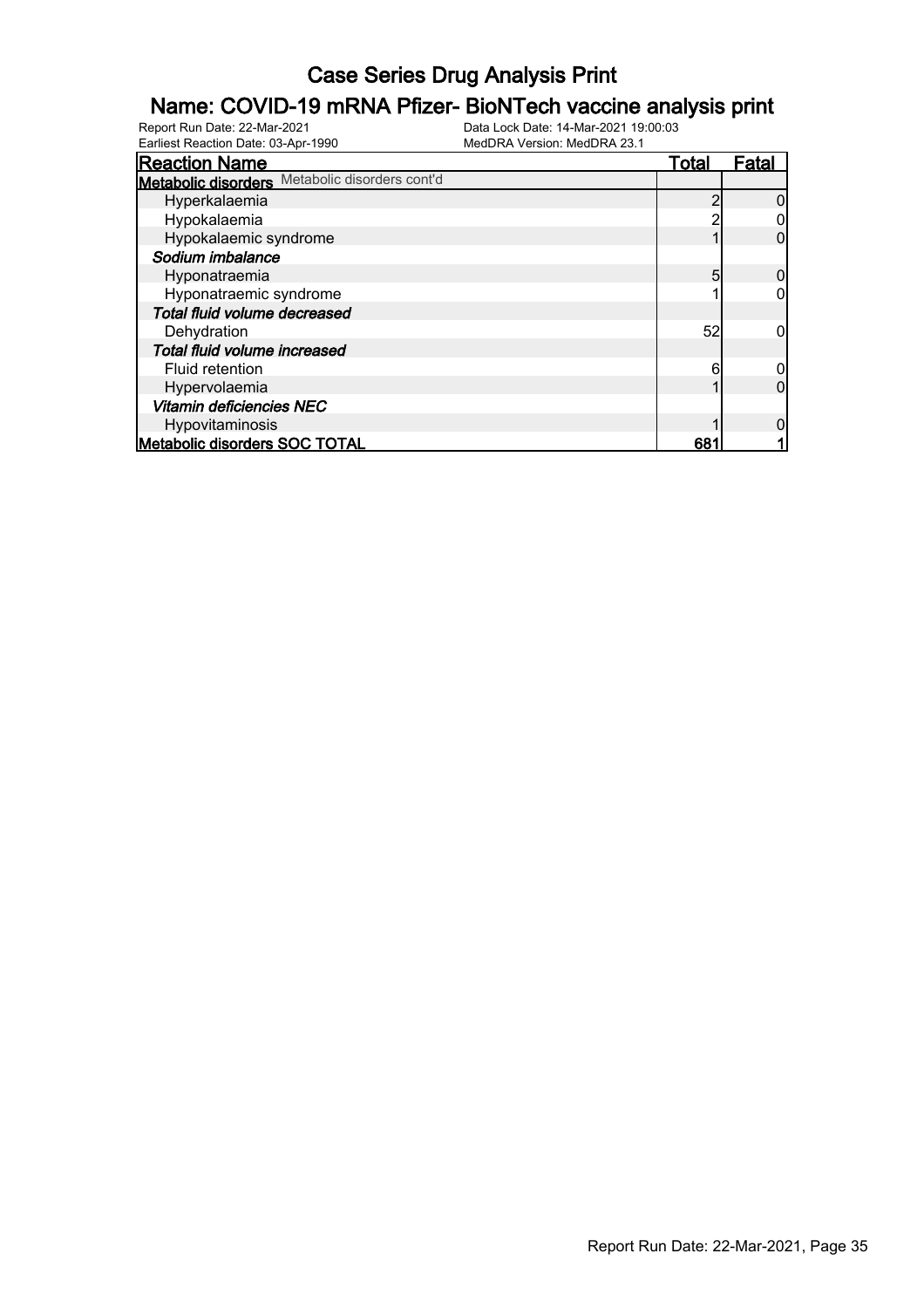# Case Series Drug Analysis Print

## Name: COVID-19 mRNA Pfizer- BioNTech vaccine analysis print

Report Run Date: 22-Mar-2021
Data Lock Date: 14-Mar-2021 19:00:03
Earliest Reaction Date: 03-Apr-1990
MedDRA Version: MedDRA 23.1

| Reaction Name | Total | Fatal |
|---|---|---|
| **Metabolic disorders** Metabolic disorders cont'd | | |
| Hyperkalaemia | 2 | 0 |
| Hypokalaemia | 2 | 0 |
| Hypokalaemic syndrome | 1 | 0 |
| ***Sodium imbalance*** | | |
| Hyponatraemia | 5 | 0 |
| Hyponatraemic syndrome | 1 | 0 |
| ***Total fluid volume decreased*** | | |
| Dehydration | 52 | 0 |
| ***Total fluid volume increased*** | | |
| Fluid retention | 6 | 0 |
| Hypervolaemia | 1 | 0 |
| ***Vitamin deficiencies NEC*** | | |
| Hypovitaminosis | 1 | 0 |
| **Metabolic disorders SOC TOTAL** | **681** | **1** |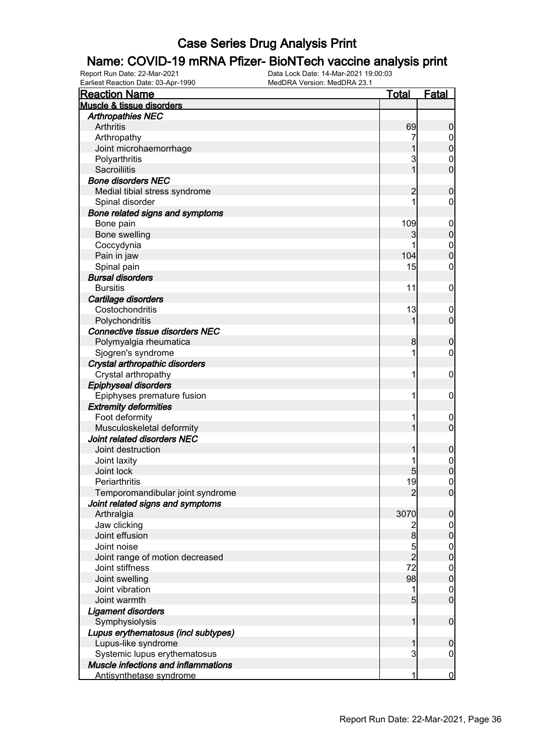# Case Series Drug Analysis Print

## Name: COVID-19 mRNA Pfizer- BioNTech vaccine analysis print

Report Run Date: 22-Mar-2021
Data Lock Date: 14-Mar-2021 19:00:03
Earliest Reaction Date: 03-Apr-1990
MedDRA Version: MedDRA 23.1

| Reaction Name | Total | Fatal |
|---|---|---|
| **Muscle & tissue disorders** | | |
| ***Arthropathies NEC*** | | |
| Arthritis | 69 | 0 |
| Arthropathy | 7 | 0 |
| Joint microhaemorrhage | 1 | 0 |
| Polyarthritis | 3 | 0 |
| Sacroiliitis | 1 | 0 |
| ***Bone disorders NEC*** | | |
| Medial tibial stress syndrome | 2 | 0 |
| Spinal disorder | 1 | 0 |
| ***Bone related signs and symptoms*** | | |
| Bone pain | 109 | 0 |
| Bone swelling | 3 | 0 |
| Coccydynia | 1 | 0 |
| Pain in jaw | 104 | 0 |
| Spinal pain | 15 | 0 |
| ***Bursal disorders*** | | |
| Bursitis | 11 | 0 |
| ***Cartilage disorders*** | | |
| Costochondritis | 13 | 0 |
| Polychondritis | 1 | 0 |
| ***Connective tissue disorders NEC*** | | |
| Polymyalgia rheumatica | 8 | 0 |
| Sjogren's syndrome | 1 | 0 |
| ***Crystal arthropathic disorders*** | | |
| Crystal arthropathy | 1 | 0 |
| ***Epiphyseal disorders*** | | |
| Epiphyses premature fusion | 1 | 0 |
| ***Extremity deformities*** | | |
| Foot deformity | 1 | 0 |
| Musculoskeletal deformity | 1 | 0 |
| ***Joint related disorders NEC*** | | |
| Joint destruction | 1 | 0 |
| Joint laxity | 1 | 0 |
| Joint lock | 5 | 0 |
| Periarthritis | 19 | 0 |
| Temporomandibular joint syndrome | 2 | 0 |
| ***Joint related signs and symptoms*** | | |
| Arthralgia | 3070 | 0 |
| Jaw clicking | 2 | 0 |
| Joint effusion | 8 | 0 |
| Joint noise | 5 | 0 |
| Joint range of motion decreased | 2 | 0 |
| Joint stiffness | 72 | 0 |
| Joint swelling | 98 | 0 |
| Joint vibration | 1 | 0 |
| Joint warmth | 5 | 0 |
| ***Ligament disorders*** | | |
| Symphysiolysis | 1 | 0 |
| ***Lupus erythematosus (incl subtypes)*** | | |
| Lupus-like syndrome | 1 | 0 |
| Systemic lupus erythematosus | 3 | 0 |
| ***Muscle infections and inflammations*** | | |
| Antisynthetase syndrome | 1 | 0 |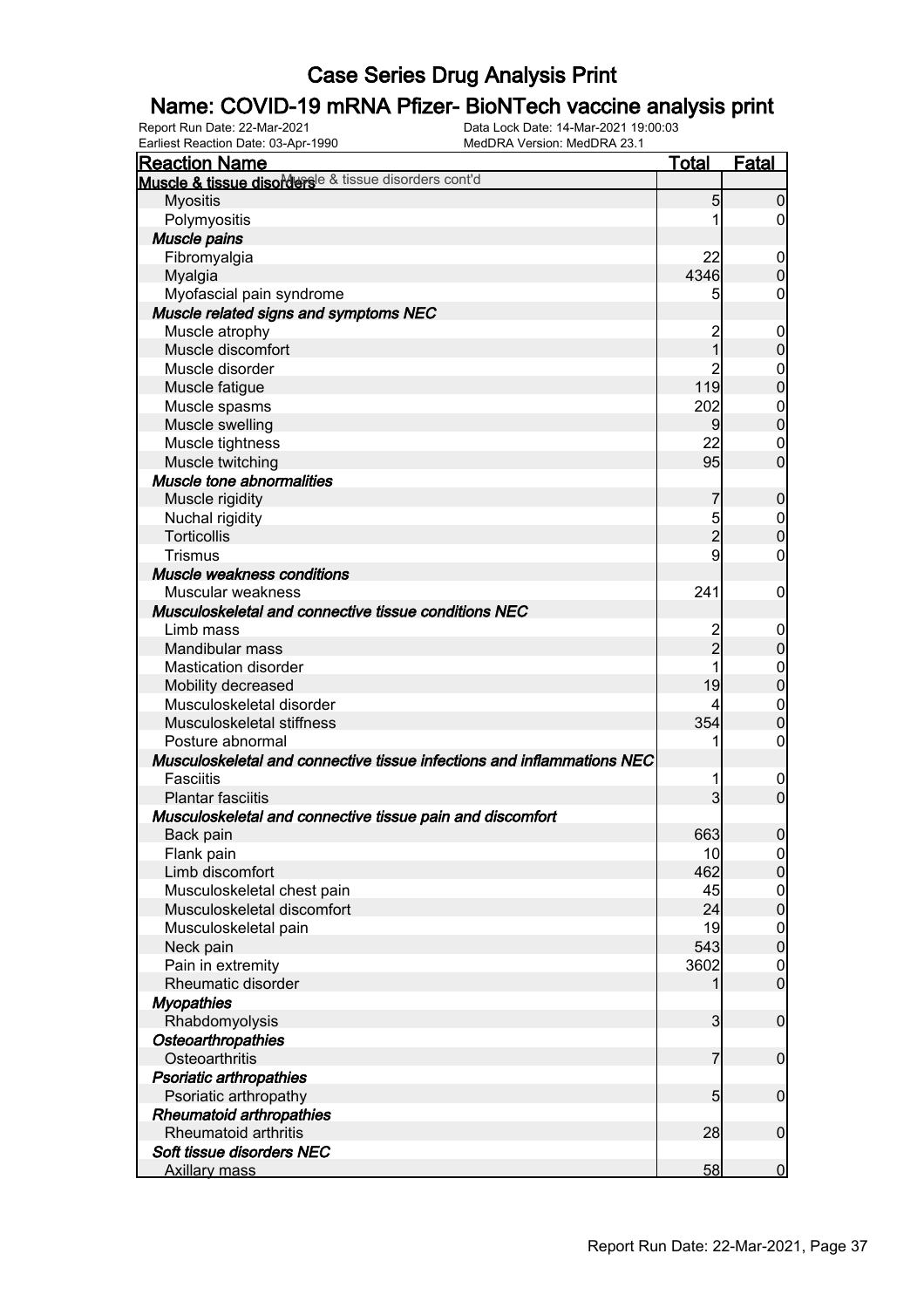# Case Series Drug Analysis Print

## Name: COVID-19 mRNA Pfizer- BioNTech vaccine analysis print

Report Run Date: 22-Mar-2021
Data Lock Date: 14-Mar-2021 19:00:03
Earliest Reaction Date: 03-Apr-1990
MedDRA Version: MedDRA 23.1

| Reaction Name | Total | Fatal |
|---|---|---|
| **Muscle & tissue disorders** Muscle & tissue disorders cont'd | | |
| Myositis | 5 | 0 |
| Polymyositis | 1 | 0 |
| ***Muscle pains*** | | |
| Fibromyalgia | 22 | 0 |
| Myalgia | 4346 | 0 |
| Myofascial pain syndrome | 5 | 0 |
| ***Muscle related signs and symptoms NEC*** | | |
| Muscle atrophy | 2 | 0 |
| Muscle discomfort | 1 | 0 |
| Muscle disorder | 2 | 0 |
| Muscle fatigue | 119 | 0 |
| Muscle spasms | 202 | 0 |
| Muscle swelling | 9 | 0 |
| Muscle tightness | 22 | 0 |
| Muscle twitching | 95 | 0 |
| ***Muscle tone abnormalities*** | | |
| Muscle rigidity | 7 | 0 |
| Nuchal rigidity | 5 | 0 |
| Torticollis | 2 | 0 |
| Trismus | 9 | 0 |
| ***Muscle weakness conditions*** | | |
| Muscular weakness | 241 | 0 |
| ***Musculoskeletal and connective tissue conditions NEC*** | | |
| Limb mass | 2 | 0 |
| Mandibular mass | 2 | 0 |
| Mastication disorder | 1 | 0 |
| Mobility decreased | 19 | 0 |
| Musculoskeletal disorder | 4 | 0 |
| Musculoskeletal stiffness | 354 | 0 |
| Posture abnormal | 1 | 0 |
| ***Musculoskeletal and connective tissue infections and inflammations NEC*** | | |
| Fasciitis | 1 | 0 |
| Plantar fasciitis | 3 | 0 |
| ***Musculoskeletal and connective tissue pain and discomfort*** | | |
| Back pain | 663 | 0 |
| Flank pain | 10 | 0 |
| Limb discomfort | 462 | 0 |
| Musculoskeletal chest pain | 45 | 0 |
| Musculoskeletal discomfort | 24 | 0 |
| Musculoskeletal pain | 19 | 0 |
| Neck pain | 543 | 0 |
| Pain in extremity | 3602 | 0 |
| Rheumatic disorder | 1 | 0 |
| ***Myopathies*** | | |
| Rhabdomyolysis | 3 | 0 |
| ***Osteoarthropathies*** | | |
| Osteoarthritis | 7 | 0 |
| ***Psoriatic arthropathies*** | | |
| Psoriatic arthropathy | 5 | 0 |
| ***Rheumatoid arthropathies*** | | |
| Rheumatoid arthritis | 28 | 0 |
| ***Soft tissue disorders NEC*** | | |
| Axillary mass | 58 | 0 |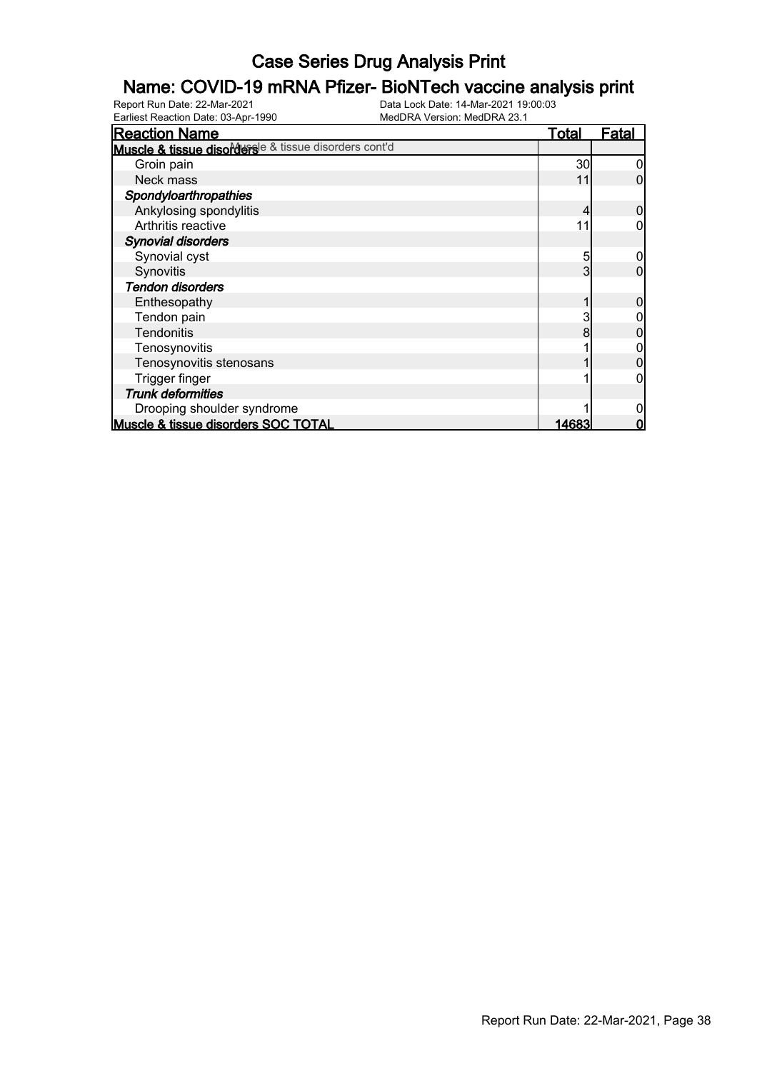# Case Series Drug Analysis Print

## Name: COVID-19 mRNA Pfizer- BioNTech vaccine analysis print

Report Run Date: 22-Mar-2021
Data Lock Date: 14-Mar-2021 19:00:03
Earliest Reaction Date: 03-Apr-1990
MedDRA Version: MedDRA 23.1

| Reaction Name | Total | Fatal |
|---|---|---|
| **Muscle & tissue disorders** Muscle & tissue disorders cont'd | | |
| Groin pain | 30 | 0 |
| Neck mass | 11 | 0 |
| ***Spondyloarthropathies*** | | |
| Ankylosing spondylitis | 4 | 0 |
| Arthritis reactive | 11 | 0 |
| ***Synovial disorders*** | | |
| Synovial cyst | 5 | 0 |
| Synovitis | 3 | 0 |
| ***Tendon disorders*** | | |
| Enthesopathy | 1 | 0 |
| Tendon pain | 3 | 0 |
| Tendonitis | 8 | 0 |
| Tenosynovitis | 1 | 0 |
| Tenosynovitis stenosans | 1 | 0 |
| Trigger finger | 1 | 0 |
| ***Trunk deformities*** | | |
| Drooping shoulder syndrome | 1 | 0 |
| **Muscle & tissue disorders SOC TOTAL** | **14683** | **0** |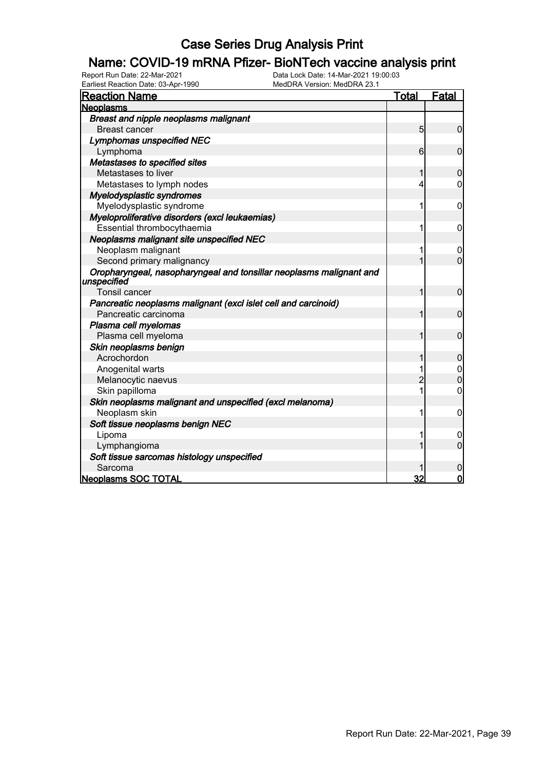# Case Series Drug Analysis Print

## Name: COVID-19 mRNA Pfizer- BioNTech vaccine analysis print

Report Run Date: 22-Mar-2021
Data Lock Date: 14-Mar-2021 19:00:03
Earliest Reaction Date: 03-Apr-1990
MedDRA Version: MedDRA 23.1

| Reaction Name | Total | Fatal |
|---|---|---|
| **Neoplasms** | | |
| ***Breast and nipple neoplasms malignant*** | | |
| Breast cancer | 5 | 0 |
| ***Lymphomas unspecified NEC*** | | |
| Lymphoma | 6 | 0 |
| ***Metastases to specified sites*** | | |
| Metastases to liver | 1 | 0 |
| Metastases to lymph nodes | 4 | 0 |
| ***Myelodysplastic syndromes*** | | |
| Myelodysplastic syndrome | 1 | 0 |
| ***Myeloproliferative disorders (excl leukaemias)*** | | |
| Essential thrombocythaemia | 1 | 0 |
| ***Neoplasms malignant site unspecified NEC*** | | |
| Neoplasm malignant | 1 | 0 |
| Second primary malignancy | 1 | 0 |
| ***Oropharyngeal, nasopharyngeal and tonsillar neoplasms malignant and unspecified*** | | |
| Tonsil cancer | 1 | 0 |
| ***Pancreatic neoplasms malignant (excl islet cell and carcinoid)*** | | |
| Pancreatic carcinoma | 1 | 0 |
| ***Plasma cell myelomas*** | | |
| Plasma cell myeloma | 1 | 0 |
| ***Skin neoplasms benign*** | | |
| Acrochordon | 1 | 0 |
| Anogenital warts | 1 | 0 |
| Melanocytic naevus | 2 | 0 |
| Skin papilloma | 1 | 0 |
| ***Skin neoplasms malignant and unspecified (excl melanoma)*** | | |
| Neoplasm skin | 1 | 0 |
| ***Soft tissue neoplasms benign NEC*** | | |
| Lipoma | 1 | 0 |
| Lymphangioma | 1 | 0 |
| ***Soft tissue sarcomas histology unspecified*** | | |
| Sarcoma | 1 | 0 |
| **Neoplasms SOC TOTAL** | **32** | **0** |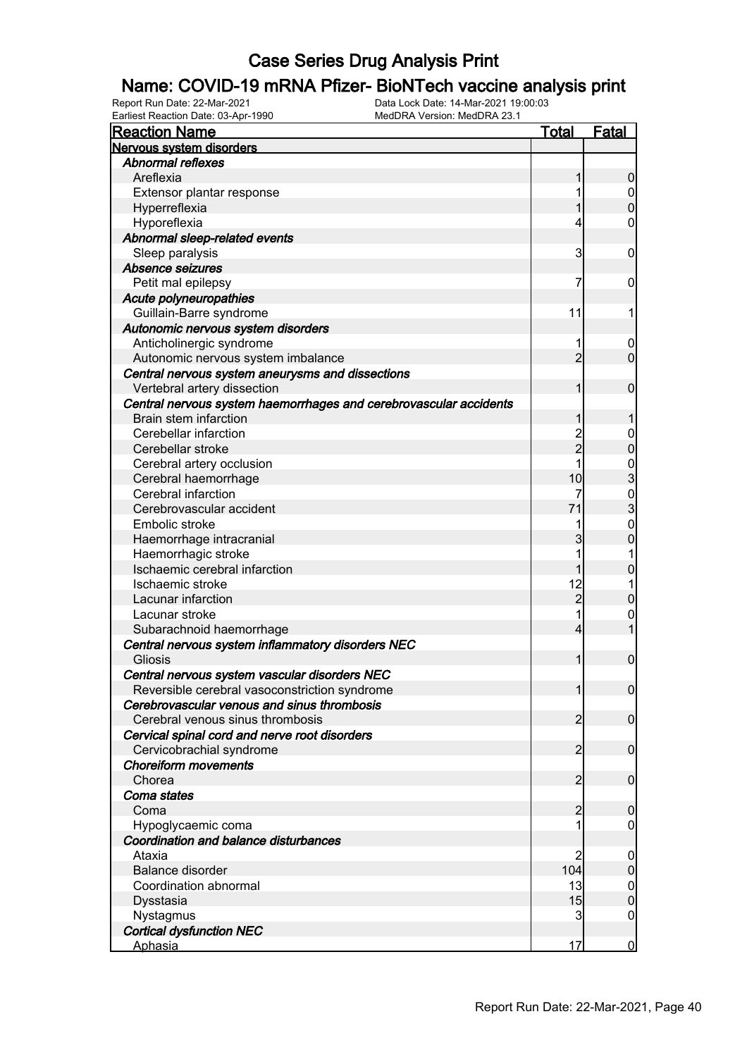# Case Series Drug Analysis Print

## Name: COVID-19 mRNA Pfizer- BioNTech vaccine analysis print

Report Run Date: 22-Mar-2021
Data Lock Date: 14-Mar-2021 19:00:03
Earliest Reaction Date: 03-Apr-1990
MedDRA Version: MedDRA 23.1

| Reaction Name | Total | Fatal |
|---|---|---|
| **Nervous system disorders** | | |
| ***Abnormal reflexes*** | | |
| Areflexia | 1 | 0 |
| Extensor plantar response | 1 | 0 |
| Hyperreflexia | 1 | 0 |
| Hyporeflexia | 4 | 0 |
| ***Abnormal sleep-related events*** | | |
| Sleep paralysis | 3 | 0 |
| ***Absence seizures*** | | |
| Petit mal epilepsy | 7 | 0 |
| ***Acute polyneuropathies*** | | |
| Guillain-Barre syndrome | 11 | 1 |
| ***Autonomic nervous system disorders*** | | |
| Anticholinergic syndrome | 1 | 0 |
| Autonomic nervous system imbalance | 2 | 0 |
| ***Central nervous system aneurysms and dissections*** | | |
| Vertebral artery dissection | 1 | 0 |
| ***Central nervous system haemorrhages and cerebrovascular accidents*** | | |
| Brain stem infarction | 1 | 1 |
| Cerebellar infarction | 2 | 0 |
| Cerebellar stroke | 2 | 0 |
| Cerebral artery occlusion | 1 | 0 |
| Cerebral haemorrhage | 10 | 3 |
| Cerebral infarction | 7 | 0 |
| Cerebrovascular accident | 71 | 3 |
| Embolic stroke | 1 | 0 |
| Haemorrhage intracranial | 3 | 0 |
| Haemorrhagic stroke | 1 | 1 |
| Ischaemic cerebral infarction | 1 | 0 |
| Ischaemic stroke | 12 | 1 |
| Lacunar infarction | 2 | 0 |
| Lacunar stroke | 1 | 0 |
| Subarachnoid haemorrhage | 4 | 1 |
| ***Central nervous system inflammatory disorders NEC*** | | |
| Gliosis | 1 | 0 |
| ***Central nervous system vascular disorders NEC*** | | |
| Reversible cerebral vasoconstriction syndrome | 1 | 0 |
| ***Cerebrovascular venous and sinus thrombosis*** | | |
| Cerebral venous sinus thrombosis | 2 | 0 |
| ***Cervical spinal cord and nerve root disorders*** | | |
| Cervicobrachial syndrome | 2 | 0 |
| ***Choreiform movements*** | | |
| Chorea | 2 | 0 |
| ***Coma states*** | | |
| Coma | 2 | 0 |
| Hypoglycaemic coma | 1 | 0 |
| ***Coordination and balance disturbances*** | | |
| Ataxia | 2 | 0 |
| Balance disorder | 104 | 0 |
| Coordination abnormal | 13 | 0 |
| Dysstasia | 15 | 0 |
| Nystagmus | 3 | 0 |
| ***Cortical dysfunction NEC*** | | |
| Aphasia | 17 | 0 |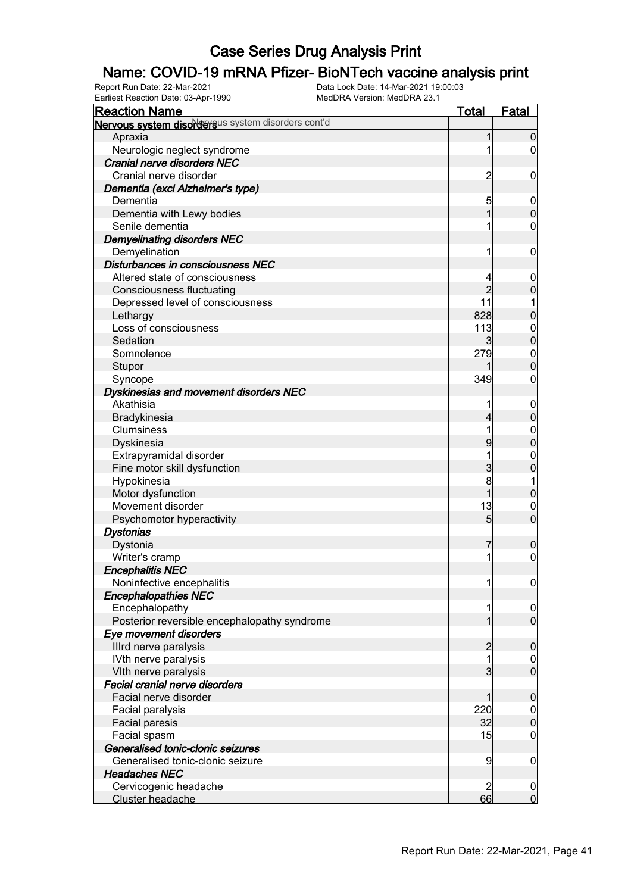# Case Series Drug Analysis Print

## Name: COVID-19 mRNA Pfizer- BioNTech vaccine analysis print

Report Run Date: 22-Mar-2021
Earliest Reaction Date: 03-Apr-1990
Data Lock Date: 14-Mar-2021 19:00:03
MedDRA Version: MedDRA 23.1

| Reaction Name | Total | Fatal |
|---|---|---|
| **Nervous system disorders** Nervous system disorders cont'd | | |
| Apraxia | 1 | 0 |
| Neurologic neglect syndrome | 1 | 0 |
| ***Cranial nerve disorders NEC*** | | |
| Cranial nerve disorder | 2 | 0 |
| ***Dementia (excl Alzheimer's type)*** | | |
| Dementia | 5 | 0 |
| Dementia with Lewy bodies | 1 | 0 |
| Senile dementia | 1 | 0 |
| ***Demyelinating disorders NEC*** | | |
| Demyelination | 1 | 0 |
| ***Disturbances in consciousness NEC*** | | |
| Altered state of consciousness | 4 | 0 |
| Consciousness fluctuating | 2 | 0 |
| Depressed level of consciousness | 11 | 1 |
| Lethargy | 828 | 0 |
| Loss of consciousness | 113 | 0 |
| Sedation | 3 | 0 |
| Somnolence | 279 | 0 |
| Stupor | 1 | 0 |
| Syncope | 349 | 0 |
| ***Dyskinesias and movement disorders NEC*** | | |
| Akathisia | 1 | 0 |
| Bradykinesia | 4 | 0 |
| Clumsiness | 1 | 0 |
| Dyskinesia | 9 | 0 |
| Extrapyramidal disorder | 1 | 0 |
| Fine motor skill dysfunction | 3 | 0 |
| Hypokinesia | 8 | 1 |
| Motor dysfunction | 1 | 0 |
| Movement disorder | 13 | 0 |
| Psychomotor hyperactivity | 5 | 0 |
| ***Dystonias*** | | |
| Dystonia | 7 | 0 |
| Writer's cramp | 1 | 0 |
| ***Encephalitis NEC*** | | |
| Noninfective encephalitis | 1 | 0 |
| ***Encephalopathies NEC*** | | |
| Encephalopathy | 1 | 0 |
| Posterior reversible encephalopathy syndrome | 1 | 0 |
| ***Eye movement disorders*** | | |
| IIIrd nerve paralysis | 2 | 0 |
| IVth nerve paralysis | 1 | 0 |
| VIth nerve paralysis | 3 | 0 |
| ***Facial cranial nerve disorders*** | | |
| Facial nerve disorder | 1 | 0 |
| Facial paralysis | 220 | 0 |
| Facial paresis | 32 | 0 |
| Facial spasm | 15 | 0 |
| ***Generalised tonic-clonic seizures*** | | |
| Generalised tonic-clonic seizure | 9 | 0 |
| ***Headaches NEC*** | | |
| Cervicogenic headache | 2 | 0 |
| Cluster headache | 66 | 0 |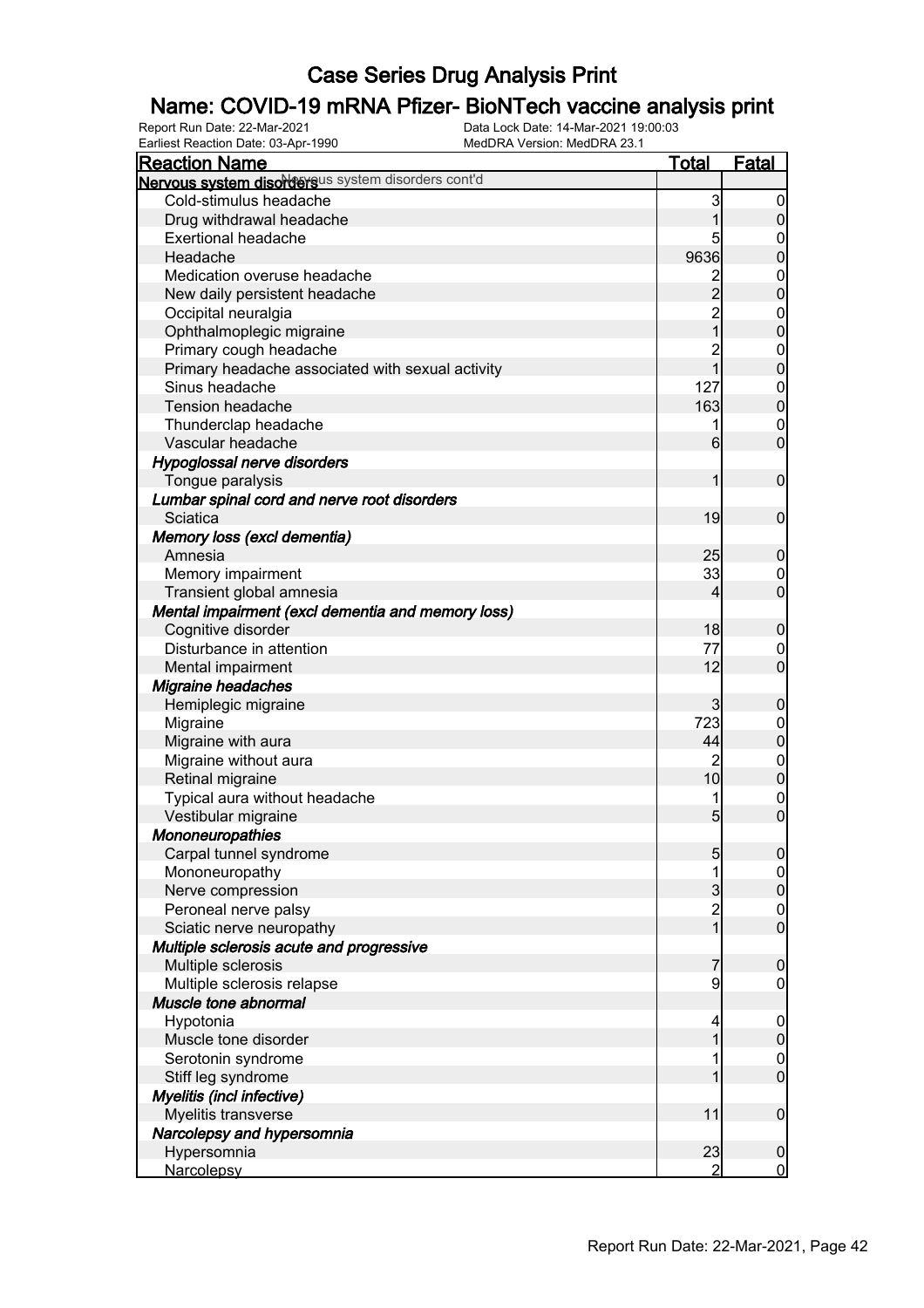# Case Series Drug Analysis Print

## Name: COVID-19 mRNA Pfizer- BioNTech vaccine analysis print

Report Run Date: 22-Mar-2021
Data Lock Date: 14-Mar-2021 19:00:03
Earliest Reaction Date: 03-Apr-1990
MedDRA Version: MedDRA 23.1

| Reaction Name | Total | Fatal |
|---|---|---|
| **Nervous system disorders** Nervous system disorders cont'd | | |
| Cold-stimulus headache | 3 | 0 |
| Drug withdrawal headache | 1 | 0 |
| Exertional headache | 5 | 0 |
| Headache | 9636 | 0 |
| Medication overuse headache | 2 | 0 |
| New daily persistent headache | 2 | 0 |
| Occipital neuralgia | 2 | 0 |
| Ophthalmoplegic migraine | 1 | 0 |
| Primary cough headache | 2 | 0 |
| Primary headache associated with sexual activity | 1 | 0 |
| Sinus headache | 127 | 0 |
| Tension headache | 163 | 0 |
| Thunderclap headache | 1 | 0 |
| Vascular headache | 6 | 0 |
| ***Hypoglossal nerve disorders*** | | |
| Tongue paralysis | 1 | 0 |
| ***Lumbar spinal cord and nerve root disorders*** | | |
| Sciatica | 19 | 0 |
| ***Memory loss (excl dementia)*** | | |
| Amnesia | 25 | 0 |
| Memory impairment | 33 | 0 |
| Transient global amnesia | 4 | 0 |
| ***Mental impairment (excl dementia and memory loss)*** | | |
| Cognitive disorder | 18 | 0 |
| Disturbance in attention | 77 | 0 |
| Mental impairment | 12 | 0 |
| ***Migraine headaches*** | | |
| Hemiplegic migraine | 3 | 0 |
| Migraine | 723 | 0 |
| Migraine with aura | 44 | 0 |
| Migraine without aura | 2 | 0 |
| Retinal migraine | 10 | 0 |
| Typical aura without headache | 1 | 0 |
| Vestibular migraine | 5 | 0 |
| ***Mononeuropathies*** | | |
| Carpal tunnel syndrome | 5 | 0 |
| Mononeuropathy | 1 | 0 |
| Nerve compression | 3 | 0 |
| Peroneal nerve palsy | 2 | 0 |
| Sciatic nerve neuropathy | 1 | 0 |
| ***Multiple sclerosis acute and progressive*** | | |
| Multiple sclerosis | 7 | 0 |
| Multiple sclerosis relapse | 9 | 0 |
| ***Muscle tone abnormal*** | | |
| Hypotonia | 4 | 0 |
| Muscle tone disorder | 1 | 0 |
| Serotonin syndrome | 1 | 0 |
| Stiff leg syndrome | 1 | 0 |
| ***Myelitis (incl infective)*** | | |
| Myelitis transverse | 11 | 0 |
| ***Narcolepsy and hypersomnia*** | | |
| Hypersomnia | 23 | 0 |
| Narcolepsy | 2 | 0 |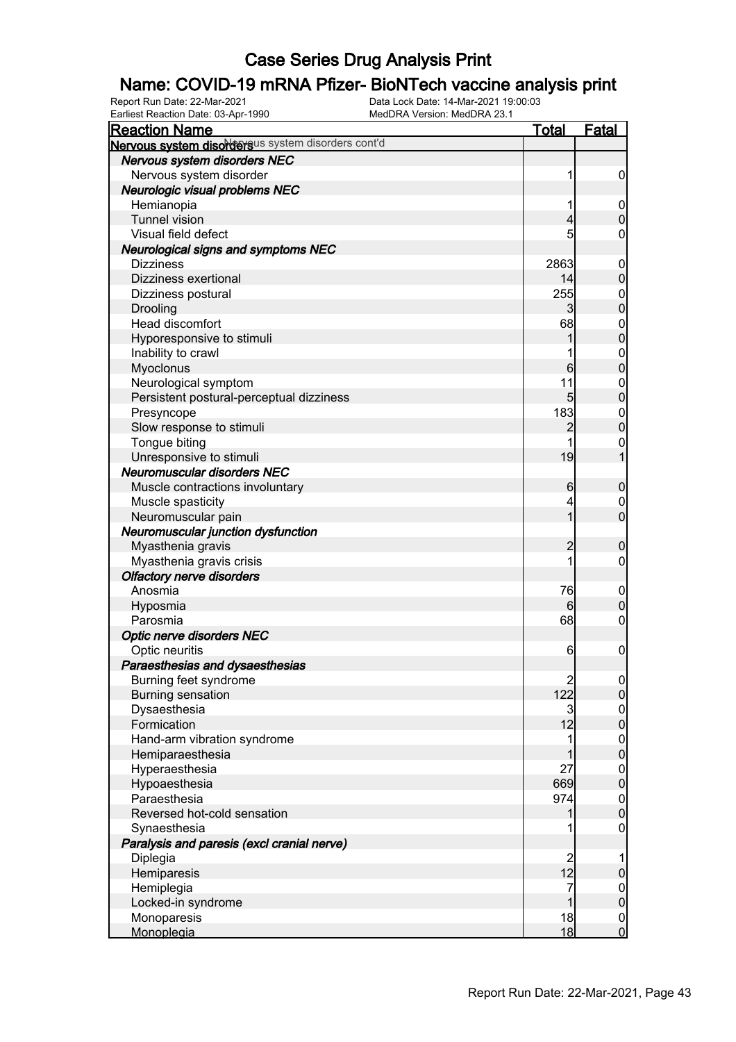# Case Series Drug Analysis Print

## Name: COVID-19 mRNA Pfizer- BioNTech vaccine analysis print

Report Run Date: 22-Mar-2021
Earliest Reaction Date: 03-Apr-1990
Data Lock Date: 14-Mar-2021 19:00:03
MedDRA Version: MedDRA 23.1

| Reaction Name | Total | Fatal |
|---|---|---|
| **Nervous system disorders** Nervous system disorders cont'd | | |
| ***Nervous system disorders NEC*** | | |
| Nervous system disorder | 1 | 0 |
| ***Neurologic visual problems NEC*** | | |
| Hemianopia | 1 | 0 |
| Tunnel vision | 4 | 0 |
| Visual field defect | 5 | 0 |
| ***Neurological signs and symptoms NEC*** | | |
| Dizziness | 2863 | 0 |
| Dizziness exertional | 14 | 0 |
| Dizziness postural | 255 | 0 |
| Drooling | 3 | 0 |
| Head discomfort | 68 | 0 |
| Hyporesponsive to stimuli | 1 | 0 |
| Inability to crawl | 1 | 0 |
| Myoclonus | 6 | 0 |
| Neurological symptom | 11 | 0 |
| Persistent postural-perceptual dizziness | 5 | 0 |
| Presyncope | 183 | 0 |
| Slow response to stimuli | 2 | 0 |
| Tongue biting | 1 | 0 |
| Unresponsive to stimuli | 19 | 1 |
| ***Neuromuscular disorders NEC*** | | |
| Muscle contractions involuntary | 6 | 0 |
| Muscle spasticity | 4 | 0 |
| Neuromuscular pain | 1 | 0 |
| ***Neuromuscular junction dysfunction*** | | |
| Myasthenia gravis | 2 | 0 |
| Myasthenia gravis crisis | 1 | 0 |
| ***Olfactory nerve disorders*** | | |
| Anosmia | 76 | 0 |
| Hyposmia | 6 | 0 |
| Parosmia | 68 | 0 |
| ***Optic nerve disorders NEC*** | | |
| Optic neuritis | 6 | 0 |
| ***Paraesthesias and dysaesthesias*** | | |
| Burning feet syndrome | 2 | 0 |
| Burning sensation | 122 | 0 |
| Dysaesthesia | 3 | 0 |
| Formication | 12 | 0 |
| Hand-arm vibration syndrome | 1 | 0 |
| Hemiparaesthesia | 1 | 0 |
| Hyperaesthesia | 27 | 0 |
| Hypoaesthesia | 669 | 0 |
| Paraesthesia | 974 | 0 |
| Reversed hot-cold sensation | 1 | 0 |
| Synaesthesia | 1 | 0 |
| ***Paralysis and paresis (excl cranial nerve)*** | | |
| Diplegia | 2 | 1 |
| Hemiparesis | 12 | 0 |
| Hemiplegia | 7 | 0 |
| Locked-in syndrome | 1 | 0 |
| Monoparesis | 18 | 0 |
| Monoplegia | 18 | 0 |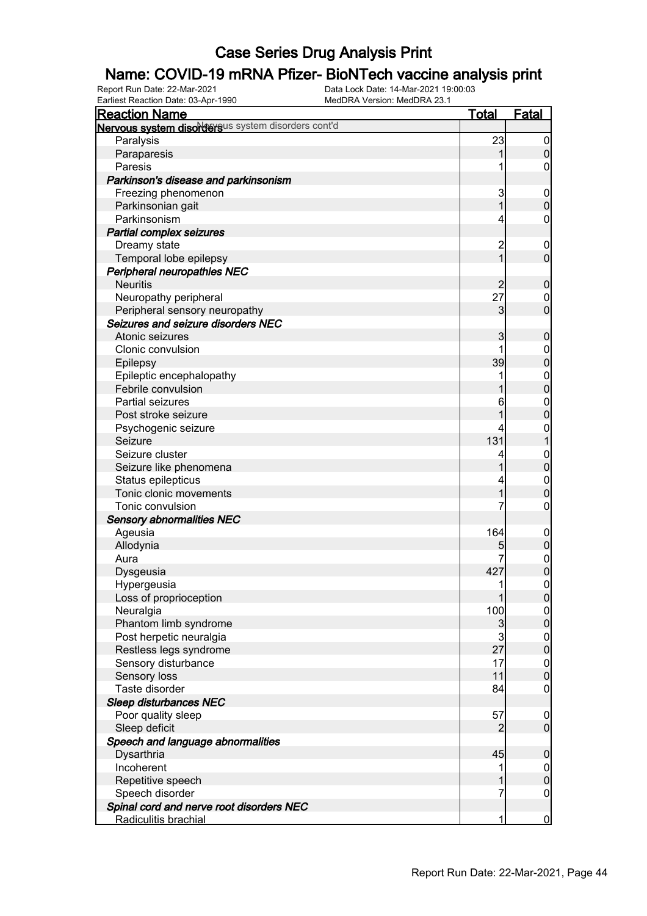# Case Series Drug Analysis Print

## Name: COVID-19 mRNA Pfizer- BioNTech vaccine analysis print

Report Run Date: 22-Mar-2021
Data Lock Date: 14-Mar-2021 19:00:03
Earliest Reaction Date: 03-Apr-1990
MedDRA Version: MedDRA 23.1

| Reaction Name | Total | Fatal |
| --- | --- | --- |
| **Nervous system disorders** Nervous system disorders cont'd | | |
| Paralysis | 23 | 0 |
| Paraparesis | 1 | 0 |
| Paresis | 1 | 0 |
| ***Parkinson's disease and parkinsonism*** | | |
| Freezing phenomenon | 3 | 0 |
| Parkinsonian gait | 1 | 0 |
| Parkinsonism | 4 | 0 |
| ***Partial complex seizures*** | | |
| Dreamy state | 2 | 0 |
| Temporal lobe epilepsy | 1 | 0 |
| ***Peripheral neuropathies NEC*** | | |
| Neuritis | 2 | 0 |
| Neuropathy peripheral | 27 | 0 |
| Peripheral sensory neuropathy | 3 | 0 |
| ***Seizures and seizure disorders NEC*** | | |
| Atonic seizures | 3 | 0 |
| Clonic convulsion | 1 | 0 |
| Epilepsy | 39 | 0 |
| Epileptic encephalopathy | 1 | 0 |
| Febrile convulsion | 1 | 0 |
| Partial seizures | 6 | 0 |
| Post stroke seizure | 1 | 0 |
| Psychogenic seizure | 4 | 0 |
| Seizure | 131 | 1 |
| Seizure cluster | 4 | 0 |
| Seizure like phenomena | 1 | 0 |
| Status epilepticus | 4 | 0 |
| Tonic clonic movements | 1 | 0 |
| Tonic convulsion | 7 | 0 |
| ***Sensory abnormalities NEC*** | | |
| Ageusia | 164 | 0 |
| Allodynia | 5 | 0 |
| Aura | 7 | 0 |
| Dysgeusia | 427 | 0 |
| Hypergeusia | 1 | 0 |
| Loss of proprioception | 1 | 0 |
| Neuralgia | 100 | 0 |
| Phantom limb syndrome | 3 | 0 |
| Post herpetic neuralgia | 3 | 0 |
| Restless legs syndrome | 27 | 0 |
| Sensory disturbance | 17 | 0 |
| Sensory loss | 11 | 0 |
| Taste disorder | 84 | 0 |
| ***Sleep disturbances NEC*** | | |
| Poor quality sleep | 57 | 0 |
| Sleep deficit | 2 | 0 |
| ***Speech and language abnormalities*** | | |
| Dysarthria | 45 | 0 |
| Incoherent | 1 | 0 |
| Repetitive speech | 1 | 0 |
| Speech disorder | 7 | 0 |
| ***Spinal cord and nerve root disorders NEC*** | | |
| Radiculitis brachial | 1 | 0 |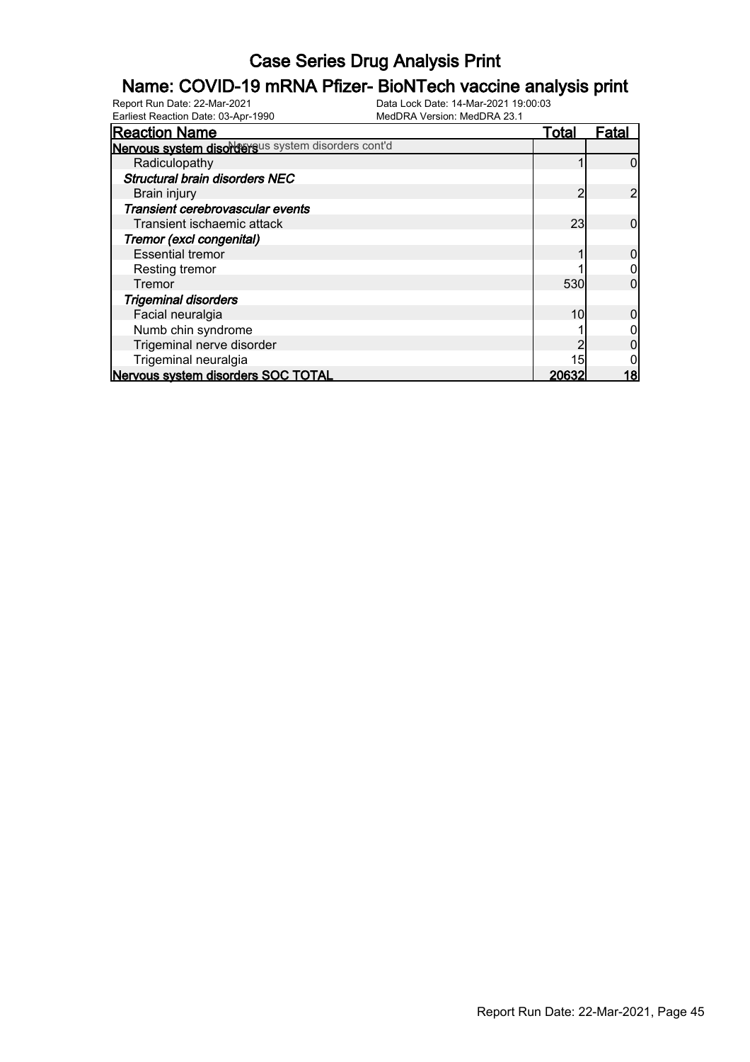# Case Series Drug Analysis Print

## Name: COVID-19 mRNA Pfizer- BioNTech vaccine analysis print

Report Run Date: 22-Mar-2021    Data Lock Date: 14-Mar-2021 19:00:03
Earliest Reaction Date: 03-Apr-1990    MedDRA Version: MedDRA 23.1

| Reaction Name | Total | Fatal |
| --- | --- | --- |
| **Nervous system disorders** Nervous system disorders cont'd | | |
| Radiculopathy | 1 | 0 |
| ***Structural brain disorders NEC*** | | |
| Brain injury | 2 | 2 |
| ***Transient cerebrovascular events*** | | |
| Transient ischaemic attack | 23 | 0 |
| ***Tremor (excl congenital)*** | | |
| Essential tremor | 1 | 0 |
| Resting tremor | 1 | 0 |
| Tremor | 530 | 0 |
| ***Trigeminal disorders*** | | |
| Facial neuralgia | 10 | 0 |
| Numb chin syndrome | 1 | 0 |
| Trigeminal nerve disorder | 2 | 0 |
| Trigeminal neuralgia | 15 | 0 |
| **Nervous system disorders SOC TOTAL** | **20632** | **18** |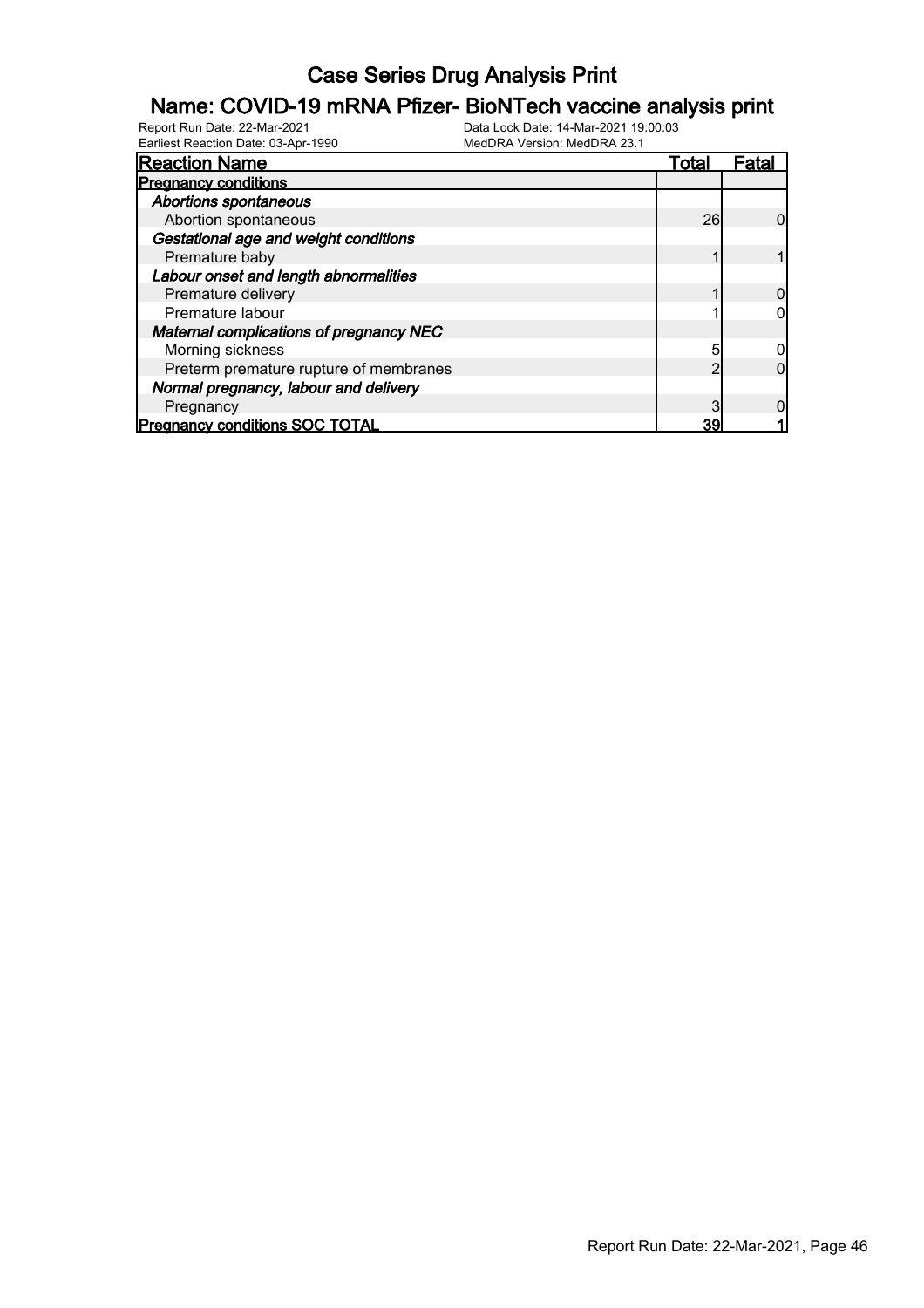# Case Series Drug Analysis Print

## Name: COVID-19 mRNA Pfizer- BioNTech vaccine analysis print

Report Run Date: 22-Mar-2021
Earliest Reaction Date: 03-Apr-1990
Data Lock Date: 14-Mar-2021 19:00:03
MedDRA Version: MedDRA 23.1

| Reaction Name | Total | Fatal |
|---|---|---|
| **Pregnancy conditions** | | |
| ***Abortions spontaneous*** | | |
| Abortion spontaneous | 26 | 0 |
| ***Gestational age and weight conditions*** | | |
| Premature baby | 1 | 1 |
| ***Labour onset and length abnormalities*** | | |
| Premature delivery | 1 | 0 |
| Premature labour | 1 | 0 |
| ***Maternal complications of pregnancy NEC*** | | |
| Morning sickness | 5 | 0 |
| Preterm premature rupture of membranes | 2 | 0 |
| ***Normal pregnancy, labour and delivery*** | | |
| Pregnancy | 3 | 0 |
| **Pregnancy conditions SOC TOTAL** | **39** | **1** |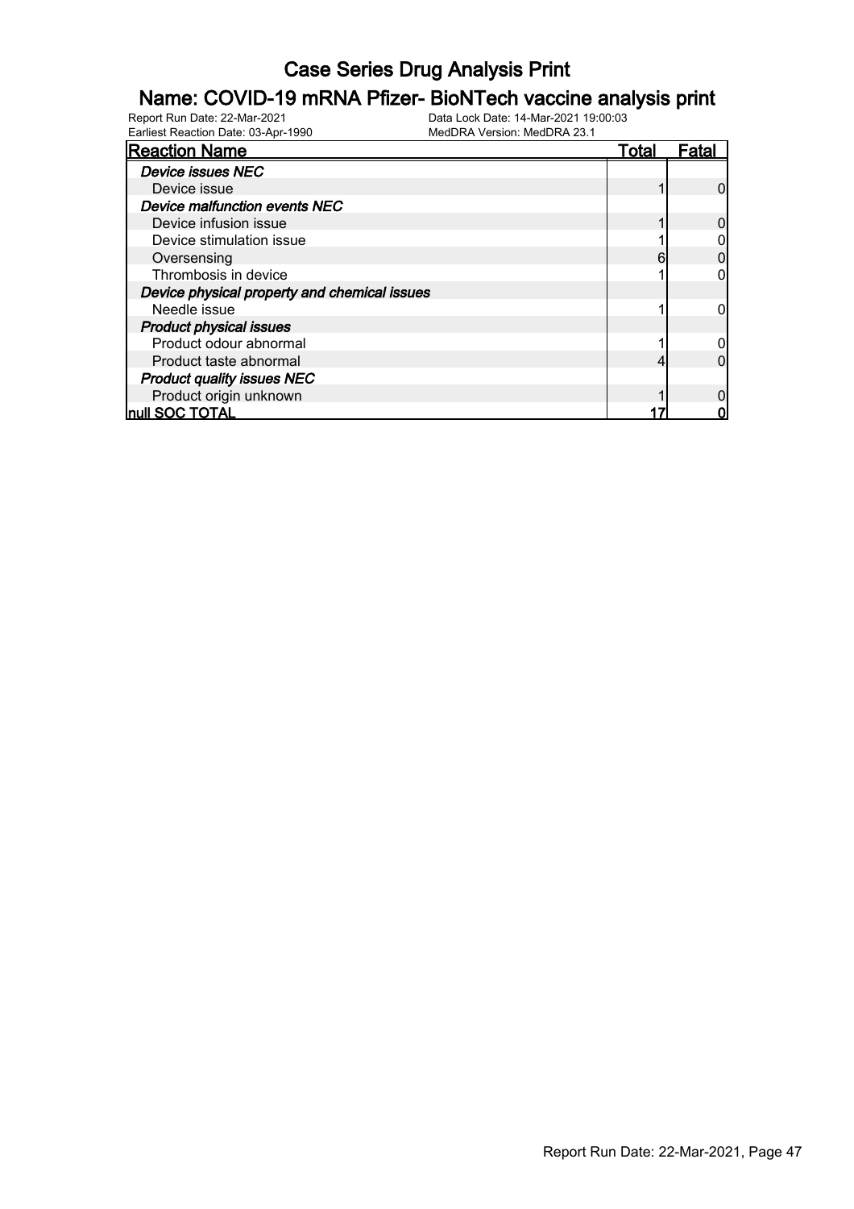# Case Series Drug Analysis Print

## Name: COVID-19 mRNA Pfizer- BioNTech vaccine analysis print

Report Run Date: 22-Mar-2021
Data Lock Date: 14-Mar-2021 19:00:03
Earliest Reaction Date: 03-Apr-1990
MedDRA Version: MedDRA 23.1

| Reaction Name | Total | Fatal |
|---|---|---|
| ***Device issues NEC*** | | |
| Device issue | 1 | 0 |
| ***Device malfunction events NEC*** | | |
| Device infusion issue | 1 | 0 |
| Device stimulation issue | 1 | 0 |
| Oversensing | 6 | 0 |
| Thrombosis in device | 1 | 0 |
| ***Device physical property and chemical issues*** | | |
| Needle issue | 1 | 0 |
| ***Product physical issues*** | | |
| Product odour abnormal | 1 | 0 |
| Product taste abnormal | 4 | 0 |
| ***Product quality issues NEC*** | | |
| Product origin unknown | 1 | 0 |
| **null SOC TOTAL** | **17** | **0** |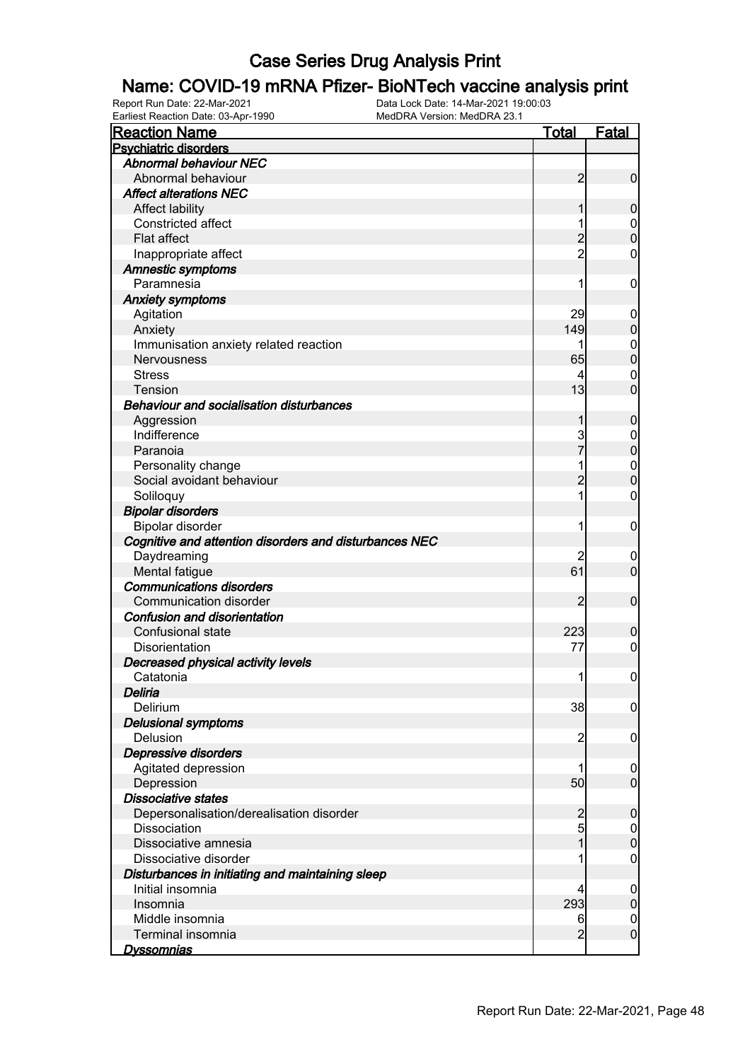# Case Series Drug Analysis Print

## Name: COVID-19 mRNA Pfizer- BioNTech vaccine analysis print

Report Run Date: 22-Mar-2021    Data Lock Date: 14-Mar-2021 19:00:03
Earliest Reaction Date: 03-Apr-1990    MedDRA Version: MedDRA 23.1

| Reaction Name | Total | Fatal |
|---|---|---|
| **Psychiatric disorders** | | |
| *Abnormal behaviour NEC* | | |
| Abnormal behaviour | 2 | 0 |
| *Affect alterations NEC* | | |
| Affect lability | 1 | 0 |
| Constricted affect | 1 | 0 |
| Flat affect | 2 | 0 |
| Inappropriate affect | 2 | 0 |
| *Amnestic symptoms* | | |
| Paramnesia | 1 | 0 |
| *Anxiety symptoms* | | |
| Agitation | 29 | 0 |
| Anxiety | 149 | 0 |
| Immunisation anxiety related reaction | 1 | 0 |
| Nervousness | 65 | 0 |
| Stress | 4 | 0 |
| Tension | 13 | 0 |
| *Behaviour and socialisation disturbances* | | |
| Aggression | 1 | 0 |
| Indifference | 3 | 0 |
| Paranoia | 7 | 0 |
| Personality change | 1 | 0 |
| Social avoidant behaviour | 2 | 0 |
| Soliloquy | 1 | 0 |
| *Bipolar disorders* | | |
| Bipolar disorder | 1 | 0 |
| *Cognitive and attention disorders and disturbances NEC* | | |
| Daydreaming | 2 | 0 |
| Mental fatigue | 61 | 0 |
| *Communications disorders* | | |
| Communication disorder | 2 | 0 |
| *Confusion and disorientation* | | |
| Confusional state | 223 | 0 |
| Disorientation | 77 | 0 |
| *Decreased physical activity levels* | | |
| Catatonia | 1 | 0 |
| *Deliria* | | |
| Delirium | 38 | 0 |
| *Delusional symptoms* | | |
| Delusion | 2 | 0 |
| *Depressive disorders* | | |
| Agitated depression | 1 | 0 |
| Depression | 50 | 0 |
| *Dissociative states* | | |
| Depersonalisation/derealisation disorder | 2 | 0 |
| Dissociation | 5 | 0 |
| Dissociative amnesia | 1 | 0 |
| Dissociative disorder | 1 | 0 |
| *Disturbances in initiating and maintaining sleep* | | |
| Initial insomnia | 4 | 0 |
| Insomnia | 293 | 0 |
| Middle insomnia | 6 | 0 |
| Terminal insomnia | 2 | 0 |
| *Dyssomnias* | | |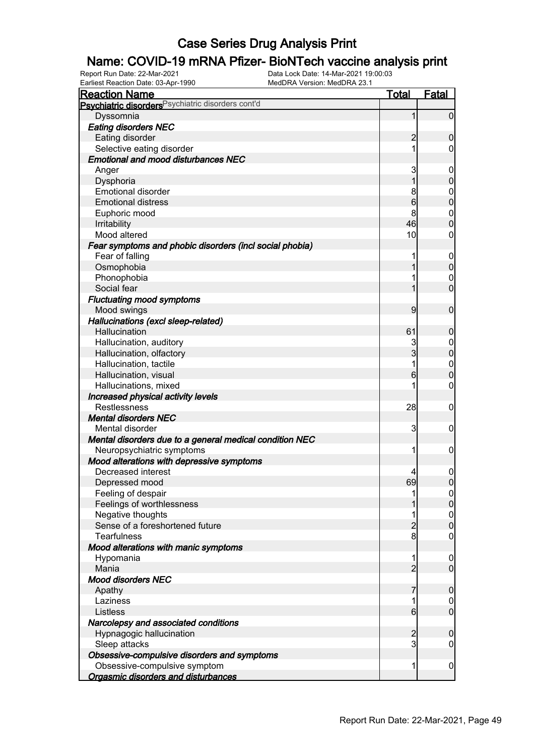# Case Series Drug Analysis Print

## Name: COVID-19 mRNA Pfizer- BioNTech vaccine analysis print

Report Run Date: 22-Mar-2021
Data Lock Date: 14-Mar-2021 19:00:03
Earliest Reaction Date: 03-Apr-1990
MedDRA Version: MedDRA 23.1

| Reaction Name | Total | Fatal |
|---|---|---|
| **Psychiatric disorders** Psychiatric disorders cont'd | | |
| Dyssomnia | 1 | 0 |
| ***Eating disorders NEC*** | | |
| Eating disorder | 2 | 0 |
| Selective eating disorder | 1 | 0 |
| ***Emotional and mood disturbances NEC*** | | |
| Anger | 3 | 0 |
| Dysphoria | 1 | 0 |
| Emotional disorder | 8 | 0 |
| Emotional distress | 6 | 0 |
| Euphoric mood | 8 | 0 |
| Irritability | 46 | 0 |
| Mood altered | 10 | 0 |
| ***Fear symptoms and phobic disorders (incl social phobia)*** | | |
| Fear of falling | 1 | 0 |
| Osmophobia | 1 | 0 |
| Phonophobia | 1 | 0 |
| Social fear | 1 | 0 |
| ***Fluctuating mood symptoms*** | | |
| Mood swings | 9 | 0 |
| ***Hallucinations (excl sleep-related)*** | | |
| Hallucination | 61 | 0 |
| Hallucination, auditory | 3 | 0 |
| Hallucination, olfactory | 3 | 0 |
| Hallucination, tactile | 1 | 0 |
| Hallucination, visual | 6 | 0 |
| Hallucinations, mixed | 1 | 0 |
| ***Increased physical activity levels*** | | |
| Restlessness | 28 | 0 |
| ***Mental disorders NEC*** | | |
| Mental disorder | 3 | 0 |
| ***Mental disorders due to a general medical condition NEC*** | | |
| Neuropsychiatric symptoms | 1 | 0 |
| ***Mood alterations with depressive symptoms*** | | |
| Decreased interest | 4 | 0 |
| Depressed mood | 69 | 0 |
| Feeling of despair | 1 | 0 |
| Feelings of worthlessness | 1 | 0 |
| Negative thoughts | 1 | 0 |
| Sense of a foreshortened future | 2 | 0 |
| Tearfulness | 8 | 0 |
| ***Mood alterations with manic symptoms*** | | |
| Hypomania | 1 | 0 |
| Mania | 2 | 0 |
| ***Mood disorders NEC*** | | |
| Apathy | 7 | 0 |
| Laziness | 1 | 0 |
| Listless | 6 | 0 |
| ***Narcolepsy and associated conditions*** | | |
| Hypnagogic hallucination | 2 | 0 |
| Sleep attacks | 3 | 0 |
| ***Obsessive-compulsive disorders and symptoms*** | | |
| Obsessive-compulsive symptom | 1 | 0 |
| ***Orgasmic disorders and disturbances*** | | |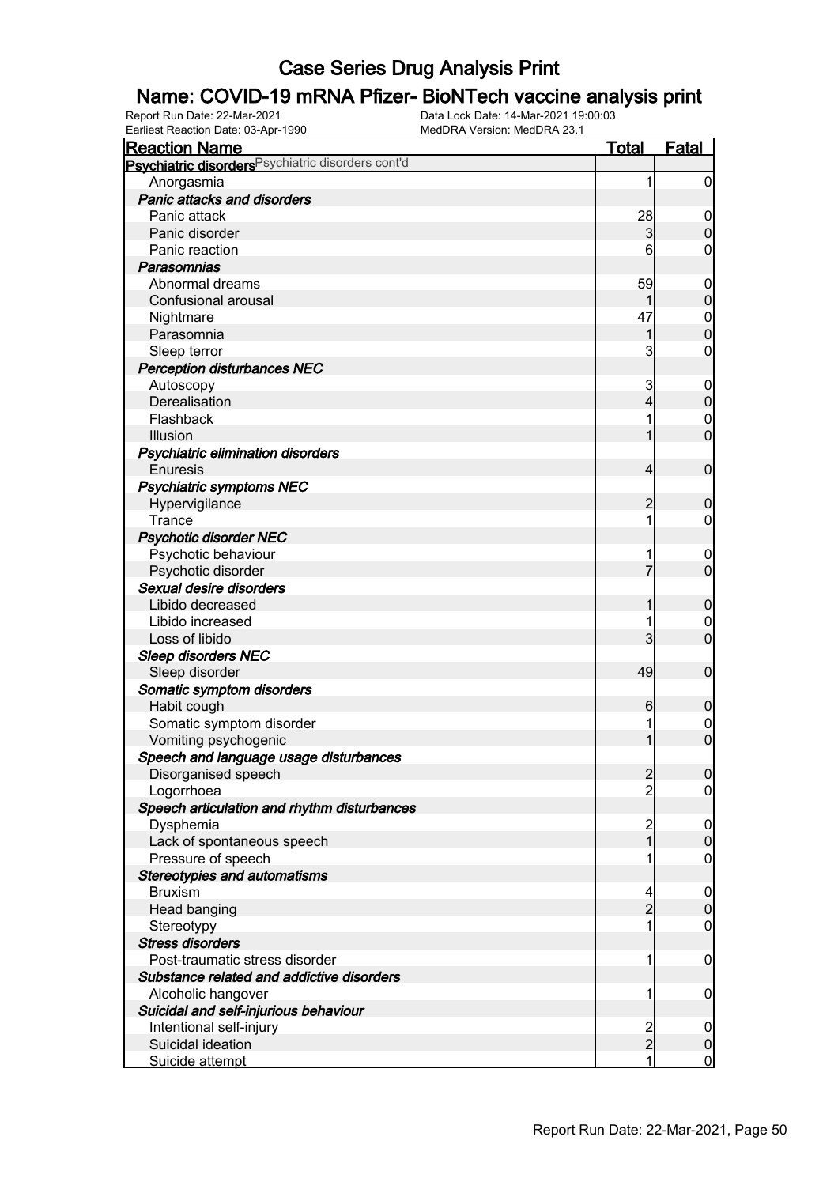# Case Series Drug Analysis Print

## Name: COVID-19 mRNA Pfizer- BioNTech vaccine analysis print

Report Run Date: 22-Mar-2021
Data Lock Date: 14-Mar-2021 19:00:03
Earliest Reaction Date: 03-Apr-1990
MedDRA Version: MedDRA 23.1

| Reaction Name | Total | Fatal |
|---|---|---|
| **Psychiatric disorders** Psychiatric disorders cont'd | | |
| Anorgasmia | 1 | 0 |
| ***Panic attacks and disorders*** | | |
| Panic attack | 28 | 0 |
| Panic disorder | 3 | 0 |
| Panic reaction | 6 | 0 |
| ***Parasomnias*** | | |
| Abnormal dreams | 59 | 0 |
| Confusional arousal | 1 | 0 |
| Nightmare | 47 | 0 |
| Parasomnia | 1 | 0 |
| Sleep terror | 3 | 0 |
| ***Perception disturbances NEC*** | | |
| Autoscopy | 3 | 0 |
| Derealisation | 4 | 0 |
| Flashback | 1 | 0 |
| Illusion | 1 | 0 |
| ***Psychiatric elimination disorders*** | | |
| Enuresis | 4 | 0 |
| ***Psychiatric symptoms NEC*** | | |
| Hypervigilance | 2 | 0 |
| Trance | 1 | 0 |
| ***Psychotic disorder NEC*** | | |
| Psychotic behaviour | 1 | 0 |
| Psychotic disorder | 7 | 0 |
| ***Sexual desire disorders*** | | |
| Libido decreased | 1 | 0 |
| Libido increased | 1 | 0 |
| Loss of libido | 3 | 0 |
| ***Sleep disorders NEC*** | | |
| Sleep disorder | 49 | 0 |
| ***Somatic symptom disorders*** | | |
| Habit cough | 6 | 0 |
| Somatic symptom disorder | 1 | 0 |
| Vomiting psychogenic | 1 | 0 |
| ***Speech and language usage disturbances*** | | |
| Disorganised speech | 2 | 0 |
| Logorrhoea | 2 | 0 |
| ***Speech articulation and rhythm disturbances*** | | |
| Dysphemia | 2 | 0 |
| Lack of spontaneous speech | 1 | 0 |
| Pressure of speech | 1 | 0 |
| ***Stereotypies and automatisms*** | | |
| Bruxism | 4 | 0 |
| Head banging | 2 | 0 |
| Stereotypy | 1 | 0 |
| ***Stress disorders*** | | |
| Post-traumatic stress disorder | 1 | 0 |
| ***Substance related and addictive disorders*** | | |
| Alcoholic hangover | 1 | 0 |
| ***Suicidal and self-injurious behaviour*** | | |
| Intentional self-injury | 2 | 0 |
| Suicidal ideation | 2 | 0 |
| Suicide attempt | 1 | 0 |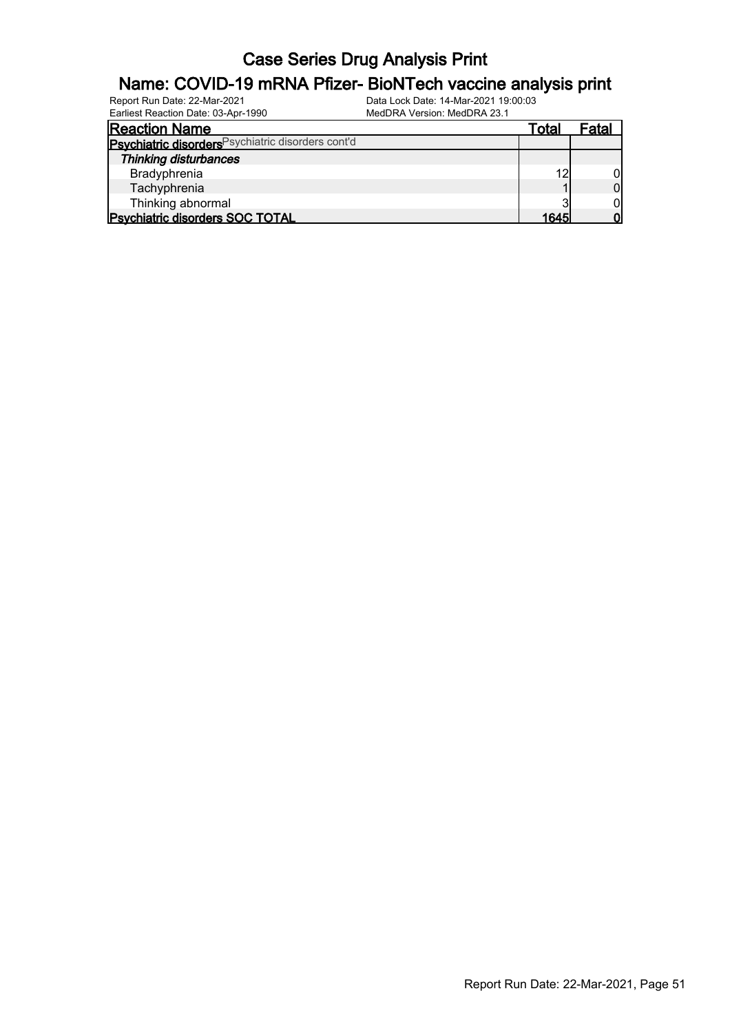# Case Series Drug Analysis Print

## Name: COVID-19 mRNA Pfizer- BioNTech vaccine analysis print

Report Run Date: 22-Mar-2021
Earliest Reaction Date: 03-Apr-1990
Data Lock Date: 14-Mar-2021 19:00:03
MedDRA Version: MedDRA 23.1

| Reaction Name | Total | Fatal |
|---|---|---|
| **Psychiatric disorders** Psychiatric disorders cont'd | | |
| ***Thinking disturbances*** | | |
| Bradyphrenia | 12 | 0 |
| Tachyphrenia | 1 | 0 |
| Thinking abnormal | 3 | 0 |
| **Psychiatric disorders SOC TOTAL** | **1645** | **0** |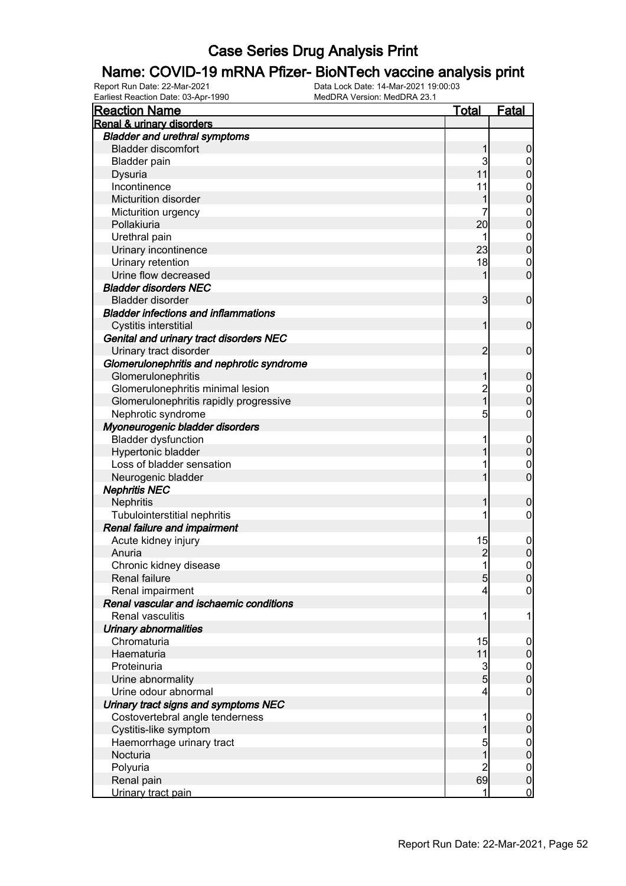# Case Series Drug Analysis Print

## Name: COVID-19 mRNA Pfizer- BioNTech vaccine analysis print

Report Run Date: 22-Mar-2021
Earliest Reaction Date: 03-Apr-1990
Data Lock Date: 14-Mar-2021 19:00:03
MedDRA Version: MedDRA 23.1

| Reaction Name | Total | Fatal |
|---|---|---|
| **Renal & urinary disorders** | | |
| ***Bladder and urethral symptoms*** | | |
| Bladder discomfort | 1 | 0 |
| Bladder pain | 3 | 0 |
| Dysuria | 11 | 0 |
| Incontinence | 11 | 0 |
| Micturition disorder | 1 | 0 |
| Micturition urgency | 7 | 0 |
| Pollakiuria | 20 | 0 |
| Urethral pain | 1 | 0 |
| Urinary incontinence | 23 | 0 |
| Urinary retention | 18 | 0 |
| Urine flow decreased | 1 | 0 |
| ***Bladder disorders NEC*** | | |
| Bladder disorder | 3 | 0 |
| ***Bladder infections and inflammations*** | | |
| Cystitis interstitial | 1 | 0 |
| ***Genital and urinary tract disorders NEC*** | | |
| Urinary tract disorder | 2 | 0 |
| ***Glomerulonephritis and nephrotic syndrome*** | | |
| Glomerulonephritis | 1 | 0 |
| Glomerulonephritis minimal lesion | 2 | 0 |
| Glomerulonephritis rapidly progressive | 1 | 0 |
| Nephrotic syndrome | 5 | 0 |
| ***Myoneurogenic bladder disorders*** | | |
| Bladder dysfunction | 1 | 0 |
| Hypertonic bladder | 1 | 0 |
| Loss of bladder sensation | 1 | 0 |
| Neurogenic bladder | 1 | 0 |
| ***Nephritis NEC*** | | |
| Nephritis | 1 | 0 |
| Tubulointerstitial nephritis | 1 | 0 |
| ***Renal failure and impairment*** | | |
| Acute kidney injury | 15 | 0 |
| Anuria | 2 | 0 |
| Chronic kidney disease | 1 | 0 |
| Renal failure | 5 | 0 |
| Renal impairment | 4 | 0 |
| ***Renal vascular and ischaemic conditions*** | | |
| Renal vasculitis | 1 | 1 |
| ***Urinary abnormalities*** | | |
| Chromaturia | 15 | 0 |
| Haematuria | 11 | 0 |
| Proteinuria | 3 | 0 |
| Urine abnormality | 5 | 0 |
| Urine odour abnormal | 4 | 0 |
| ***Urinary tract signs and symptoms NEC*** | | |
| Costovertebral angle tenderness | 1 | 0 |
| Cystitis-like symptom | 1 | 0 |
| Haemorrhage urinary tract | 5 | 0 |
| Nocturia | 1 | 0 |
| Polyuria | 2 | 0 |
| Renal pain | 69 | 0 |
| Urinary tract pain | 1 | 0 |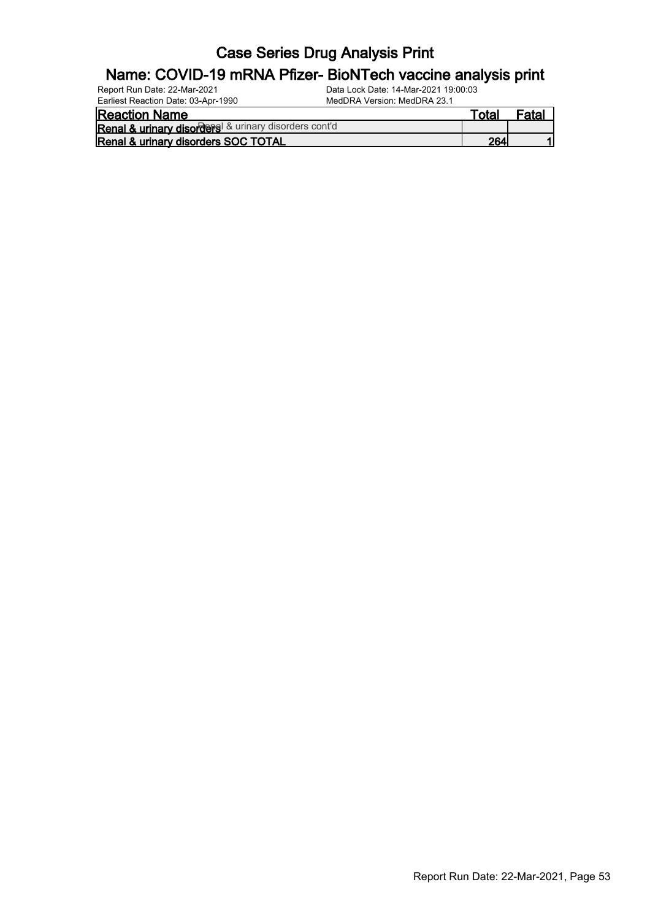# Case Series Drug Analysis Print

## Name: COVID-19 mRNA Pfizer- BioNTech vaccine analysis print

Report Run Date: 22-Mar-2021 | Data Lock Date: 14-Mar-2021 19:00:03
Earliest Reaction Date: 03-Apr-1990 | MedDRA Version: MedDRA 23.1

| Reaction Name | Total | Fatal |
|---|---|---|
| **Renal & urinary disorders** Renal & urinary disorders cont'd | | |
| **Renal & urinary disorders SOC TOTAL** | **264** | **1** |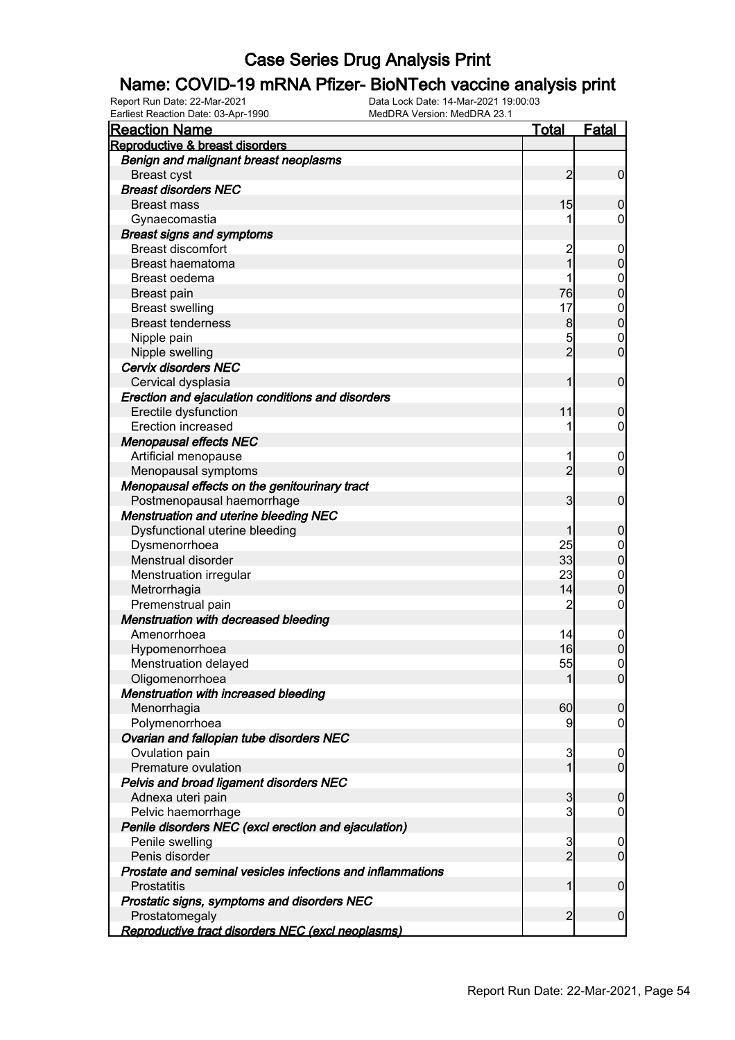# Case Series Drug Analysis Print

## Name: COVID-19 mRNA Pfizer- BioNTech vaccine analysis print

Report Run Date: 22-Mar-2021 | Data Lock Date: 14-Mar-2021 19:00:03
Earliest Reaction Date: 03-Apr-1990 | MedDRA Version: MedDRA 23.1

| Reaction Name | Total | Fatal |
|---|---|---|
| **Reproductive & breast disorders** | | |
| ***Benign and malignant breast neoplasms*** | | |
| Breast cyst | 2 | 0 |
| ***Breast disorders NEC*** | | |
| Breast mass | 15 | 0 |
| Gynaecomastia | 1 | 0 |
| ***Breast signs and symptoms*** | | |
| Breast discomfort | 2 | 0 |
| Breast haematoma | 1 | 0 |
| Breast oedema | 1 | 0 |
| Breast pain | 76 | 0 |
| Breast swelling | 17 | 0 |
| Breast tenderness | 8 | 0 |
| Nipple pain | 5 | 0 |
| Nipple swelling | 2 | 0 |
| ***Cervix disorders NEC*** | | |
| Cervical dysplasia | 1 | 0 |
| ***Erection and ejaculation conditions and disorders*** | | |
| Erectile dysfunction | 11 | 0 |
| Erection increased | 1 | 0 |
| ***Menopausal effects NEC*** | | |
| Artificial menopause | 1 | 0 |
| Menopausal symptoms | 2 | 0 |
| ***Menopausal effects on the genitourinary tract*** | | |
| Postmenopausal haemorrhage | 3 | 0 |
| ***Menstruation and uterine bleeding NEC*** | | |
| Dysfunctional uterine bleeding | 1 | 0 |
| Dysmenorrhoea | 25 | 0 |
| Menstrual disorder | 33 | 0 |
| Menstruation irregular | 23 | 0 |
| Metrorrhagia | 14 | 0 |
| Premenstrual pain | 2 | 0 |
| ***Menstruation with decreased bleeding*** | | |
| Amenorrhoea | 14 | 0 |
| Hypomenorrhoea | 16 | 0 |
| Menstruation delayed | 55 | 0 |
| Oligomenorrhoea | 1 | 0 |
| ***Menstruation with increased bleeding*** | | |
| Menorrhagia | 60 | 0 |
| Polymenorrhoea | 9 | 0 |
| ***Ovarian and fallopian tube disorders NEC*** | | |
| Ovulation pain | 3 | 0 |
| Premature ovulation | 1 | 0 |
| ***Pelvis and broad ligament disorders NEC*** | | |
| Adnexa uteri pain | 3 | 0 |
| Pelvic haemorrhage | 3 | 0 |
| ***Penile disorders NEC (excl erection and ejaculation)*** | | |
| Penile swelling | 3 | 0 |
| Penis disorder | 2 | 0 |
| ***Prostate and seminal vesicles infections and inflammations*** | | |
| Prostatitis | 1 | 0 |
| ***Prostatic signs, symptoms and disorders NEC*** | | |
| Prostatomegaly | 2 | 0 |
| ***Reproductive tract disorders NEC (excl neoplasms)*** | | |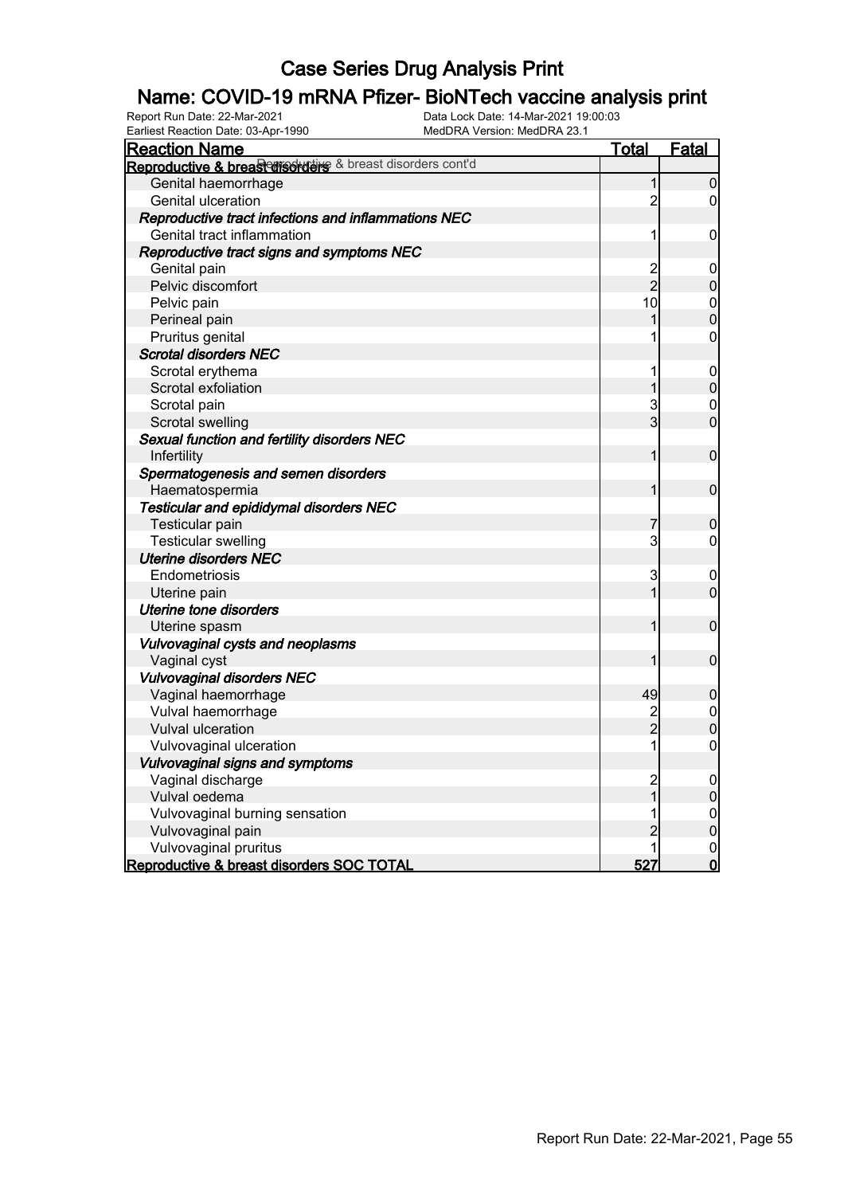# Case Series Drug Analysis Print

## Name: COVID-19 mRNA Pfizer- BioNTech vaccine analysis print

Report Run Date: 22-Mar-2021
Data Lock Date: 14-Mar-2021 19:00:03
Earliest Reaction Date: 03-Apr-1990
MedDRA Version: MedDRA 23.1

| Reaction Name | Total | Fatal |
|---|---|---|
| **Reproductive & breast disorders cont'd** | | |
| Genital haemorrhage | 1 | 0 |
| Genital ulceration | 2 | 0 |
| ***Reproductive tract infections and inflammations NEC*** | | |
| Genital tract inflammation | 1 | 0 |
| ***Reproductive tract signs and symptoms NEC*** | | |
| Genital pain | 2 | 0 |
| Pelvic discomfort | 2 | 0 |
| Pelvic pain | 10 | 0 |
| Perineal pain | 1 | 0 |
| Pruritus genital | 1 | 0 |
| ***Scrotal disorders NEC*** | | |
| Scrotal erythema | 1 | 0 |
| Scrotal exfoliation | 1 | 0 |
| Scrotal pain | 3 | 0 |
| Scrotal swelling | 3 | 0 |
| ***Sexual function and fertility disorders NEC*** | | |
| Infertility | 1 | 0 |
| ***Spermatogenesis and semen disorders*** | | |
| Haematospermia | 1 | 0 |
| ***Testicular and epididymal disorders NEC*** | | |
| Testicular pain | 7 | 0 |
| Testicular swelling | 3 | 0 |
| ***Uterine disorders NEC*** | | |
| Endometriosis | 3 | 0 |
| Uterine pain | 1 | 0 |
| ***Uterine tone disorders*** | | |
| Uterine spasm | 1 | 0 |
| ***Vulvovaginal cysts and neoplasms*** | | |
| Vaginal cyst | 1 | 0 |
| ***Vulvovaginal disorders NEC*** | | |
| Vaginal haemorrhage | 49 | 0 |
| Vulval haemorrhage | 2 | 0 |
| Vulval ulceration | 2 | 0 |
| Vulvovaginal ulceration | 1 | 0 |
| ***Vulvovaginal signs and symptoms*** | | |
| Vaginal discharge | 2 | 0 |
| Vulval oedema | 1 | 0 |
| Vulvovaginal burning sensation | 1 | 0 |
| Vulvovaginal pain | 2 | 0 |
| Vulvovaginal pruritus | 1 | 0 |
| **Reproductive & breast disorders SOC TOTAL** | **527** | **0** |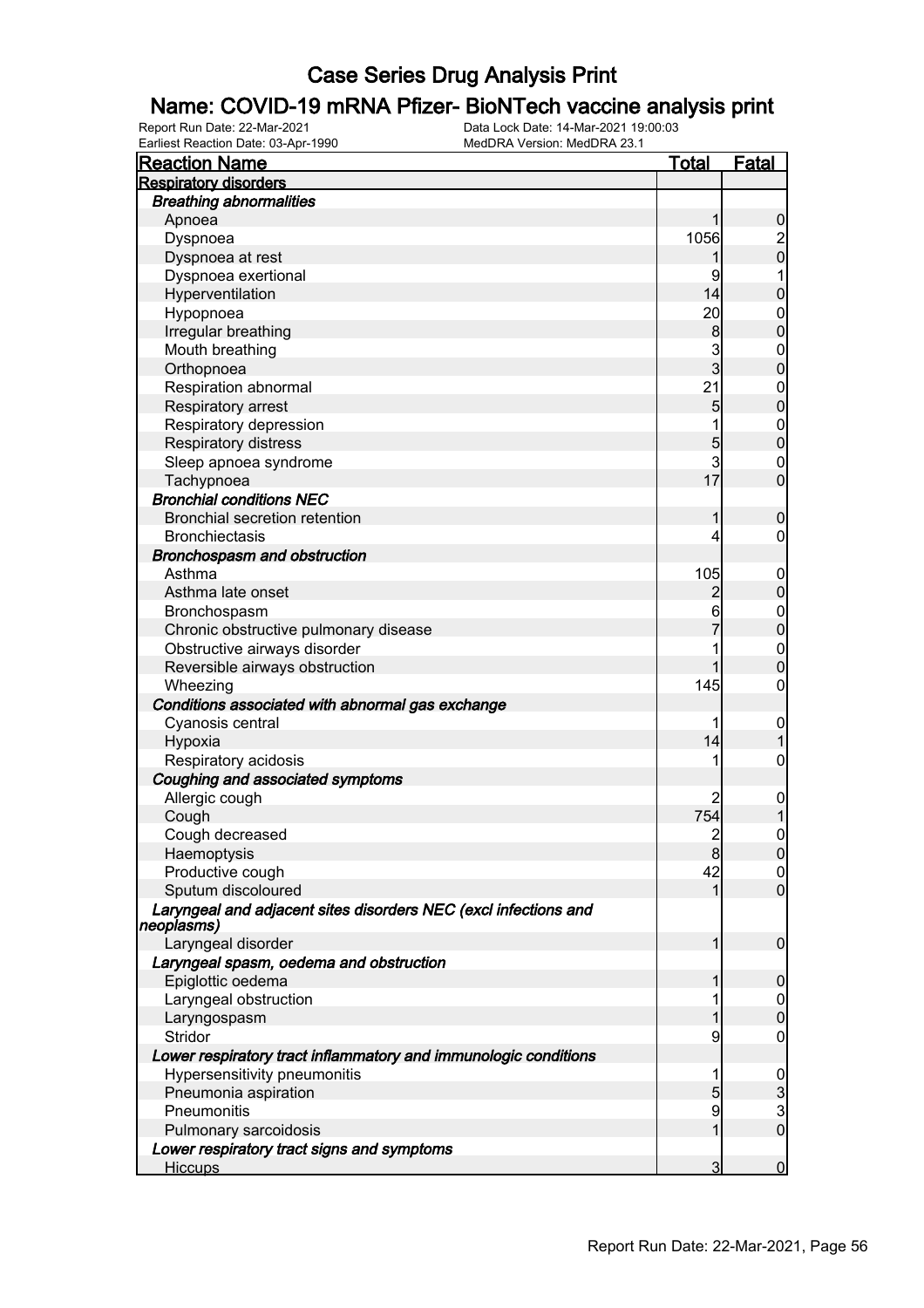# Case Series Drug Analysis Print

## Name: COVID-19 mRNA Pfizer- BioNTech vaccine analysis print

Report Run Date: 22-Mar-2021 | Data Lock Date: 14-Mar-2021 19:00:03
Earliest Reaction Date: 03-Apr-1990 | MedDRA Version: MedDRA 23.1

| Reaction Name | Total | Fatal |
|---|---|---|
| **Respiratory disorders** | | |
| ***Breathing abnormalities*** | | |
| Apnoea | 1 | 0 |
| Dyspnoea | 1056 | 2 |
| Dyspnoea at rest | 1 | 0 |
| Dyspnoea exertional | 9 | 1 |
| Hyperventilation | 14 | 0 |
| Hypopnoea | 20 | 0 |
| Irregular breathing | 8 | 0 |
| Mouth breathing | 3 | 0 |
| Orthopnoea | 3 | 0 |
| Respiration abnormal | 21 | 0 |
| Respiratory arrest | 5 | 0 |
| Respiratory depression | 1 | 0 |
| Respiratory distress | 5 | 0 |
| Sleep apnoea syndrome | 3 | 0 |
| Tachypnoea | 17 | 0 |
| ***Bronchial conditions NEC*** | | |
| Bronchial secretion retention | 1 | 0 |
| Bronchiectasis | 4 | 0 |
| ***Bronchospasm and obstruction*** | | |
| Asthma | 105 | 0 |
| Asthma late onset | 2 | 0 |
| Bronchospasm | 6 | 0 |
| Chronic obstructive pulmonary disease | 7 | 0 |
| Obstructive airways disorder | 1 | 0 |
| Reversible airways obstruction | 1 | 0 |
| Wheezing | 145 | 0 |
| ***Conditions associated with abnormal gas exchange*** | | |
| Cyanosis central | 1 | 0 |
| Hypoxia | 14 | 1 |
| Respiratory acidosis | 1 | 0 |
| ***Coughing and associated symptoms*** | | |
| Allergic cough | 2 | 0 |
| Cough | 754 | 1 |
| Cough decreased | 2 | 0 |
| Haemoptysis | 8 | 0 |
| Productive cough | 42 | 0 |
| Sputum discoloured | 1 | 0 |
| ***Laryngeal and adjacent sites disorders NEC (excl infections and neoplasms)*** | | |
| Laryngeal disorder | 1 | 0 |
| ***Laryngeal spasm, oedema and obstruction*** | | |
| Epiglottic oedema | 1 | 0 |
| Laryngeal obstruction | 1 | 0 |
| Laryngospasm | 1 | 0 |
| Stridor | 9 | 0 |
| ***Lower respiratory tract inflammatory and immunologic conditions*** | | |
| Hypersensitivity pneumonitis | 1 | 0 |
| Pneumonia aspiration | 5 | 3 |
| Pneumonitis | 9 | 3 |
| Pulmonary sarcoidosis | 1 | 0 |
| ***Lower respiratory tract signs and symptoms*** | | |
| Hiccups | 3 | 0 |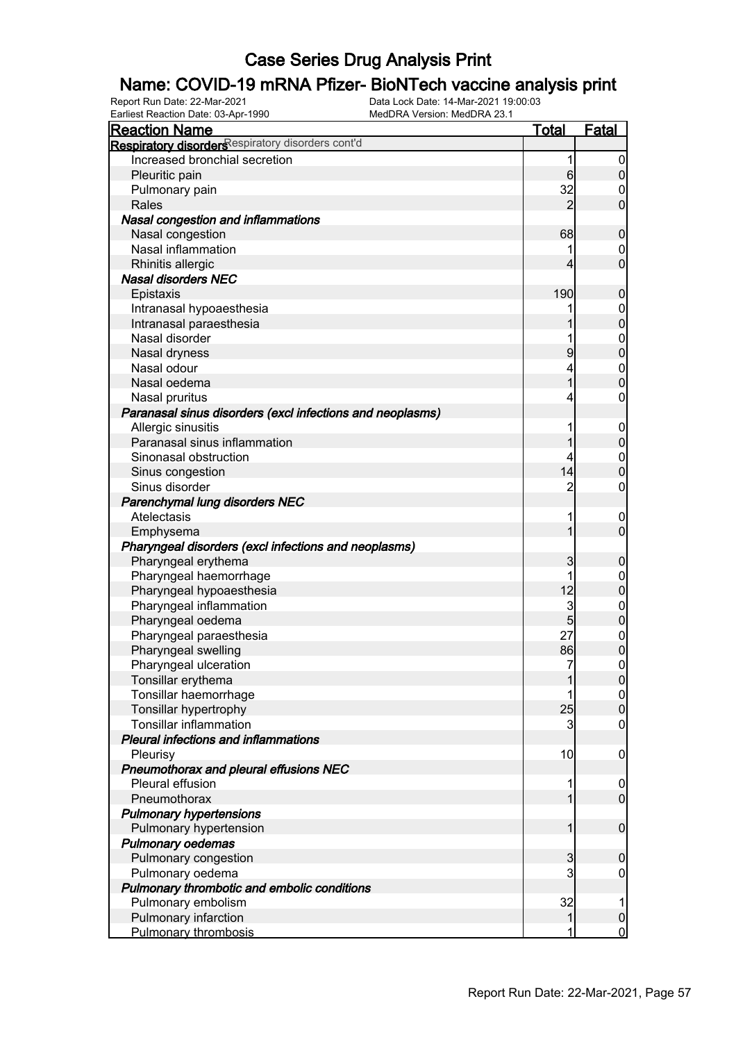# Case Series Drug Analysis Print

## Name: COVID-19 mRNA Pfizer- BioNTech vaccine analysis print

Report Run Date: 22-Mar-2021
Data Lock Date: 14-Mar-2021 19:00:03
Earliest Reaction Date: 03-Apr-1990
MedDRA Version: MedDRA 23.1

| Reaction Name | Total | Fatal |
|---|---|---|
| **Respiratory disorders** Respiratory disorders cont'd | | |
| Increased bronchial secretion | 1 | 0 |
| Pleuritic pain | 6 | 0 |
| Pulmonary pain | 32 | 0 |
| Rales | 2 | 0 |
| ***Nasal congestion and inflammations*** | | |
| Nasal congestion | 68 | 0 |
| Nasal inflammation | 1 | 0 |
| Rhinitis allergic | 4 | 0 |
| ***Nasal disorders NEC*** | | |
| Epistaxis | 190 | 0 |
| Intranasal hypoaesthesia | 1 | 0 |
| Intranasal paraesthesia | 1 | 0 |
| Nasal disorder | 1 | 0 |
| Nasal dryness | 9 | 0 |
| Nasal odour | 4 | 0 |
| Nasal oedema | 1 | 0 |
| Nasal pruritus | 4 | 0 |
| ***Paranasal sinus disorders (excl infections and neoplasms)*** | | |
| Allergic sinusitis | 1 | 0 |
| Paranasal sinus inflammation | 1 | 0 |
| Sinonasal obstruction | 4 | 0 |
| Sinus congestion | 14 | 0 |
| Sinus disorder | 2 | 0 |
| ***Parenchymal lung disorders NEC*** | | |
| Atelectasis | 1 | 0 |
| Emphysema | 1 | 0 |
| ***Pharyngeal disorders (excl infections and neoplasms)*** | | |
| Pharyngeal erythema | 3 | 0 |
| Pharyngeal haemorrhage | 1 | 0 |
| Pharyngeal hypoaesthesia | 12 | 0 |
| Pharyngeal inflammation | 3 | 0 |
| Pharyngeal oedema | 5 | 0 |
| Pharyngeal paraesthesia | 27 | 0 |
| Pharyngeal swelling | 86 | 0 |
| Pharyngeal ulceration | 7 | 0 |
| Tonsillar erythema | 1 | 0 |
| Tonsillar haemorrhage | 1 | 0 |
| Tonsillar hypertrophy | 25 | 0 |
| Tonsillar inflammation | 3 | 0 |
| ***Pleural infections and inflammations*** | | |
| Pleurisy | 10 | 0 |
| ***Pneumothorax and pleural effusions NEC*** | | |
| Pleural effusion | 1 | 0 |
| Pneumothorax | 1 | 0 |
| ***Pulmonary hypertensions*** | | |
| Pulmonary hypertension | 1 | 0 |
| ***Pulmonary oedemas*** | | |
| Pulmonary congestion | 3 | 0 |
| Pulmonary oedema | 3 | 0 |
| ***Pulmonary thrombotic and embolic conditions*** | | |
| Pulmonary embolism | 32 | 1 |
| Pulmonary infarction | 1 | 0 |
| Pulmonary thrombosis | 1 | 0 |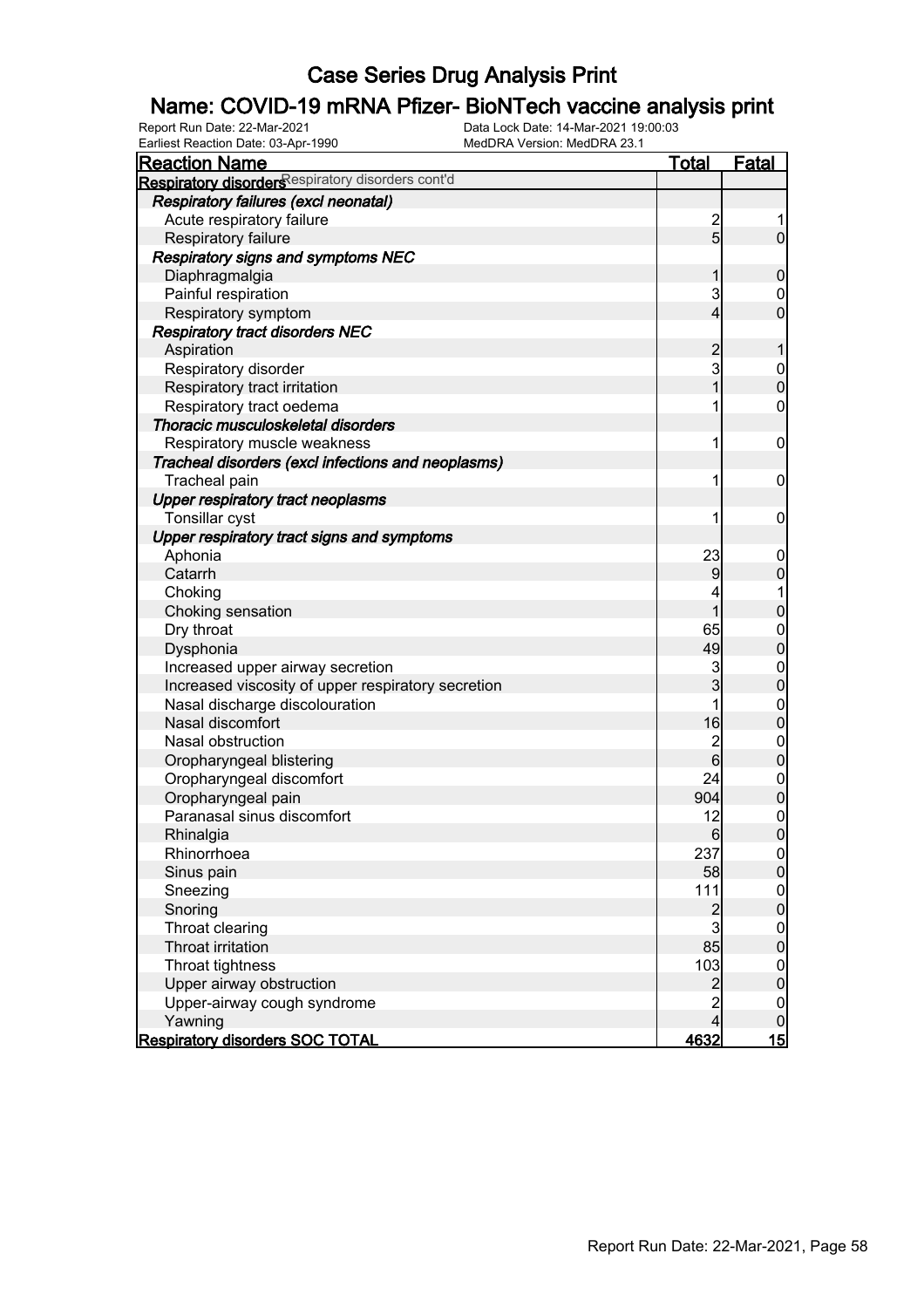# Case Series Drug Analysis Print

## Name: COVID-19 mRNA Pfizer- BioNTech vaccine analysis print

Report Run Date: 22-Mar-2021
Data Lock Date: 14-Mar-2021 19:00:03
Earliest Reaction Date: 03-Apr-1990
MedDRA Version: MedDRA 23.1

| Reaction Name | Total | Fatal |
|---|---|---|
| **Respiratory disorders** Respiratory disorders cont'd | | |
| ***Respiratory failures (excl neonatal)*** | | |
| Acute respiratory failure | 2 | 1 |
| Respiratory failure | 5 | 0 |
| ***Respiratory signs and symptoms NEC*** | | |
| Diaphragmalgia | 1 | 0 |
| Painful respiration | 3 | 0 |
| Respiratory symptom | 4 | 0 |
| ***Respiratory tract disorders NEC*** | | |
| Aspiration | 2 | 1 |
| Respiratory disorder | 3 | 0 |
| Respiratory tract irritation | 1 | 0 |
| Respiratory tract oedema | 1 | 0 |
| ***Thoracic musculoskeletal disorders*** | | |
| Respiratory muscle weakness | 1 | 0 |
| ***Tracheal disorders (excl infections and neoplasms)*** | | |
| Tracheal pain | 1 | 0 |
| ***Upper respiratory tract neoplasms*** | | |
| Tonsillar cyst | 1 | 0 |
| ***Upper respiratory tract signs and symptoms*** | | |
| Aphonia | 23 | 0 |
| Catarrh | 9 | 0 |
| Choking | 4 | 1 |
| Choking sensation | 1 | 0 |
| Dry throat | 65 | 0 |
| Dysphonia | 49 | 0 |
| Increased upper airway secretion | 3 | 0 |
| Increased viscosity of upper respiratory secretion | 3 | 0 |
| Nasal discharge discolouration | 1 | 0 |
| Nasal discomfort | 16 | 0 |
| Nasal obstruction | 2 | 0 |
| Oropharyngeal blistering | 6 | 0 |
| Oropharyngeal discomfort | 24 | 0 |
| Oropharyngeal pain | 904 | 0 |
| Paranasal sinus discomfort | 12 | 0 |
| Rhinalgia | 6 | 0 |
| Rhinorrhoea | 237 | 0 |
| Sinus pain | 58 | 0 |
| Sneezing | 111 | 0 |
| Snoring | 2 | 0 |
| Throat clearing | 3 | 0 |
| Throat irritation | 85 | 0 |
| Throat tightness | 103 | 0 |
| Upper airway obstruction | 2 | 0 |
| Upper-airway cough syndrome | 2 | 0 |
| Yawning | 4 | 0 |
| **Respiratory disorders SOC TOTAL** | **4632** | **15** |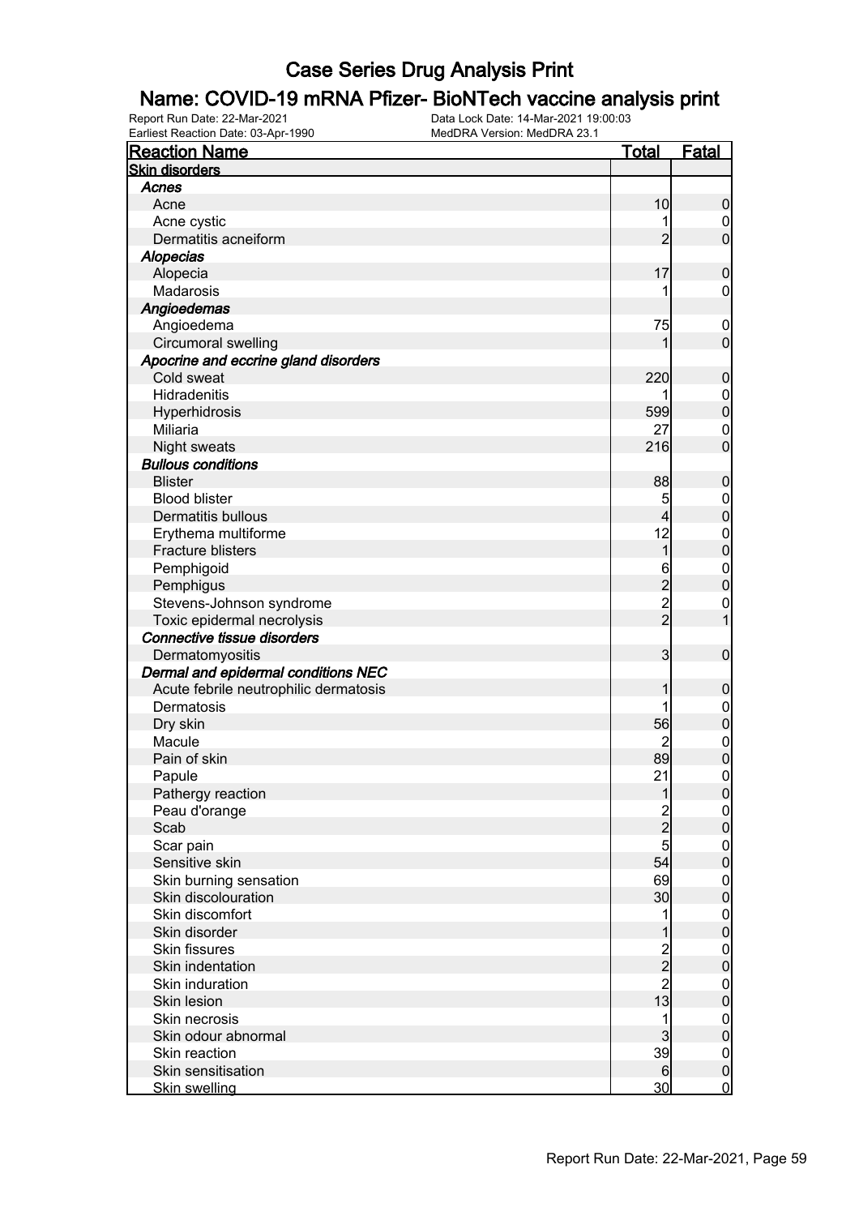# Case Series Drug Analysis Print

## Name: COVID-19 mRNA Pfizer- BioNTech vaccine analysis print

Report Run Date: 22-Mar-2021
Earliest Reaction Date: 03-Apr-1990
Data Lock Date: 14-Mar-2021 19:00:03
MedDRA Version: MedDRA 23.1

| Reaction Name | Total | Fatal |
|---|---|---|
| **Skin disorders** | | |
| ***Acnes*** | | |
| Acne | 10 | 0 |
| Acne cystic | 1 | 0 |
| Dermatitis acneiform | 2 | 0 |
| ***Alopecias*** | | |
| Alopecia | 17 | 0 |
| Madarosis | 1 | 0 |
| ***Angioedemas*** | | |
| Angioedema | 75 | 0 |
| Circumoral swelling | 1 | 0 |
| ***Apocrine and eccrine gland disorders*** | | |
| Cold sweat | 220 | 0 |
| Hidradenitis | 1 | 0 |
| Hyperhidrosis | 599 | 0 |
| Miliaria | 27 | 0 |
| Night sweats | 216 | 0 |
| ***Bullous conditions*** | | |
| Blister | 88 | 0 |
| Blood blister | 5 | 0 |
| Dermatitis bullous | 4 | 0 |
| Erythema multiforme | 12 | 0 |
| Fracture blisters | 1 | 0 |
| Pemphigoid | 6 | 0 |
| Pemphigus | 2 | 0 |
| Stevens-Johnson syndrome | 2 | 0 |
| Toxic epidermal necrolysis | 2 | 1 |
| ***Connective tissue disorders*** | | |
| Dermatomyositis | 3 | 0 |
| ***Dermal and epidermal conditions NEC*** | | |
| Acute febrile neutrophilic dermatosis | 1 | 0 |
| Dermatosis | 1 | 0 |
| Dry skin | 56 | 0 |
| Macule | 2 | 0 |
| Pain of skin | 89 | 0 |
| Papule | 21 | 0 |
| Pathergy reaction | 1 | 0 |
| Peau d'orange | 2 | 0 |
| Scab | 2 | 0 |
| Scar pain | 5 | 0 |
| Sensitive skin | 54 | 0 |
| Skin burning sensation | 69 | 0 |
| Skin discolouration | 30 | 0 |
| Skin discomfort | 1 | 0 |
| Skin disorder | 1 | 0 |
| Skin fissures | 2 | 0 |
| Skin indentation | 2 | 0 |
| Skin induration | 2 | 0 |
| Skin lesion | 13 | 0 |
| Skin necrosis | 1 | 0 |
| Skin odour abnormal | 3 | 0 |
| Skin reaction | 39 | 0 |
| Skin sensitisation | 6 | 0 |
| Skin swelling | 30 | 0 |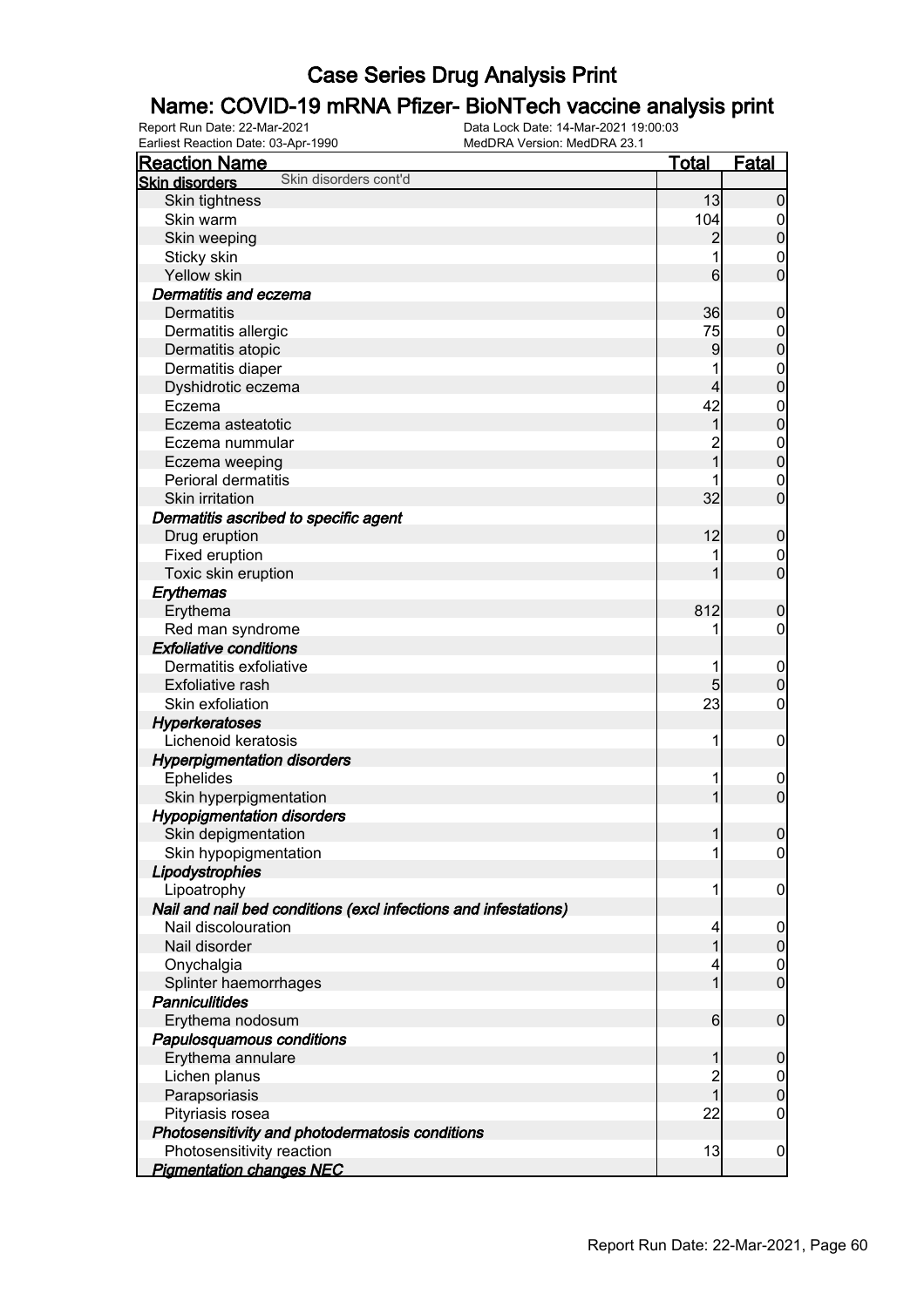# Case Series Drug Analysis Print

## Name: COVID-19 mRNA Pfizer- BioNTech vaccine analysis print

Report Run Date: 22-Mar-2021
Data Lock Date: 14-Mar-2021 19:00:03
Earliest Reaction Date: 03-Apr-1990
MedDRA Version: MedDRA 23.1

| Reaction Name | Total | Fatal |
|---|---|---|
| **Skin disorders** Skin disorders cont'd | | |
| Skin tightness | 13 | 0 |
| Skin warm | 104 | 0 |
| Skin weeping | 2 | 0 |
| Sticky skin | 1 | 0 |
| Yellow skin | 6 | 0 |
| ***Dermatitis and eczema*** | | |
| Dermatitis | 36 | 0 |
| Dermatitis allergic | 75 | 0 |
| Dermatitis atopic | 9 | 0 |
| Dermatitis diaper | 1 | 0 |
| Dyshidrotic eczema | 4 | 0 |
| Eczema | 42 | 0 |
| Eczema asteatotic | 1 | 0 |
| Eczema nummular | 2 | 0 |
| Eczema weeping | 1 | 0 |
| Perioral dermatitis | 1 | 0 |
| Skin irritation | 32 | 0 |
| ***Dermatitis ascribed to specific agent*** | | |
| Drug eruption | 12 | 0 |
| Fixed eruption | 1 | 0 |
| Toxic skin eruption | 1 | 0 |
| ***Erythemas*** | | |
| Erythema | 812 | 0 |
| Red man syndrome | 1 | 0 |
| ***Exfoliative conditions*** | | |
| Dermatitis exfoliative | 1 | 0 |
| Exfoliative rash | 5 | 0 |
| Skin exfoliation | 23 | 0 |
| ***Hyperkeratoses*** | | |
| Lichenoid keratosis | 1 | 0 |
| ***Hyperpigmentation disorders*** | | |
| Ephelides | 1 | 0 |
| Skin hyperpigmentation | 1 | 0 |
| ***Hypopigmentation disorders*** | | |
| Skin depigmentation | 1 | 0 |
| Skin hypopigmentation | 1 | 0 |
| ***Lipodystrophies*** | | |
| Lipoatrophy | 1 | 0 |
| ***Nail and nail bed conditions (excl infections and infestations)*** | | |
| Nail discolouration | 4 | 0 |
| Nail disorder | 1 | 0 |
| Onychalgia | 4 | 0 |
| Splinter haemorrhages | 1 | 0 |
| ***Panniculitides*** | | |
| Erythema nodosum | 6 | 0 |
| ***Papulosquamous conditions*** | | |
| Erythema annulare | 1 | 0 |
| Lichen planus | 2 | 0 |
| Parapsoriasis | 1 | 0 |
| Pityriasis rosea | 22 | 0 |
| ***Photosensitivity and photodermatosis conditions*** | | |
| Photosensitivity reaction | 13 | 0 |
| ***Pigmentation changes NEC*** | | |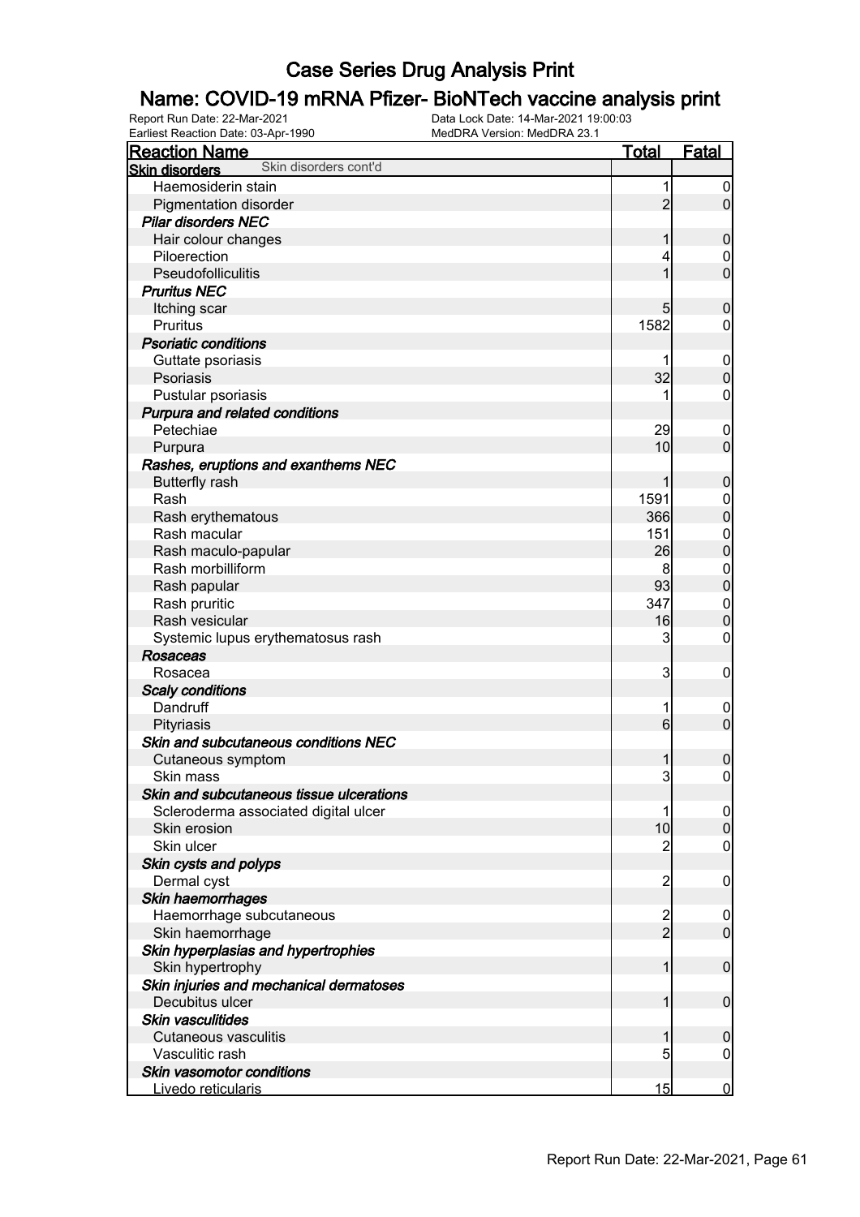# Case Series Drug Analysis Print

## Name: COVID-19 mRNA Pfizer- BioNTech vaccine analysis print

Report Run Date: 22-Mar-2021
Data Lock Date: 14-Mar-2021 19:00:03
Earliest Reaction Date: 03-Apr-1990
MedDRA Version: MedDRA 23.1

| Reaction Name | Total | Fatal |
| --- | --- | --- |
| **Skin disorders** Skin disorders cont'd | | |
| Haemosiderin stain | 1 | 0 |
| Pigmentation disorder | 2 | 0 |
| ***Pilar disorders NEC*** | | |
| Hair colour changes | 1 | 0 |
| Piloerection | 4 | 0 |
| Pseudofolliculitis | 1 | 0 |
| ***Pruritus NEC*** | | |
| Itching scar | 5 | 0 |
| Pruritus | 1582 | 0 |
| ***Psoriatic conditions*** | | |
| Guttate psoriasis | 1 | 0 |
| Psoriasis | 32 | 0 |
| Pustular psoriasis | 1 | 0 |
| ***Purpura and related conditions*** | | |
| Petechiae | 29 | 0 |
| Purpura | 10 | 0 |
| ***Rashes, eruptions and exanthems NEC*** | | |
| Butterfly rash | 1 | 0 |
| Rash | 1591 | 0 |
| Rash erythematous | 366 | 0 |
| Rash macular | 151 | 0 |
| Rash maculo-papular | 26 | 0 |
| Rash morbilliform | 8 | 0 |
| Rash papular | 93 | 0 |
| Rash pruritic | 347 | 0 |
| Rash vesicular | 16 | 0 |
| Systemic lupus erythematosus rash | 3 | 0 |
| ***Rosaceas*** | | |
| Rosacea | 3 | 0 |
| ***Scaly conditions*** | | |
| Dandruff | 1 | 0 |
| Pityriasis | 6 | 0 |
| ***Skin and subcutaneous conditions NEC*** | | |
| Cutaneous symptom | 1 | 0 |
| Skin mass | 3 | 0 |
| ***Skin and subcutaneous tissue ulcerations*** | | |
| Scleroderma associated digital ulcer | 1 | 0 |
| Skin erosion | 10 | 0 |
| Skin ulcer | 2 | 0 |
| ***Skin cysts and polyps*** | | |
| Dermal cyst | 2 | 0 |
| ***Skin haemorrhages*** | | |
| Haemorrhage subcutaneous | 2 | 0 |
| Skin haemorrhage | 2 | 0 |
| ***Skin hyperplasias and hypertrophies*** | | |
| Skin hypertrophy | 1 | 0 |
| ***Skin injuries and mechanical dermatoses*** | | |
| Decubitus ulcer | 1 | 0 |
| ***Skin vasculitides*** | | |
| Cutaneous vasculitis | 1 | 0 |
| Vasculitic rash | 5 | 0 |
| ***Skin vasomotor conditions*** | | |
| Livedo reticularis | 15 | 0 |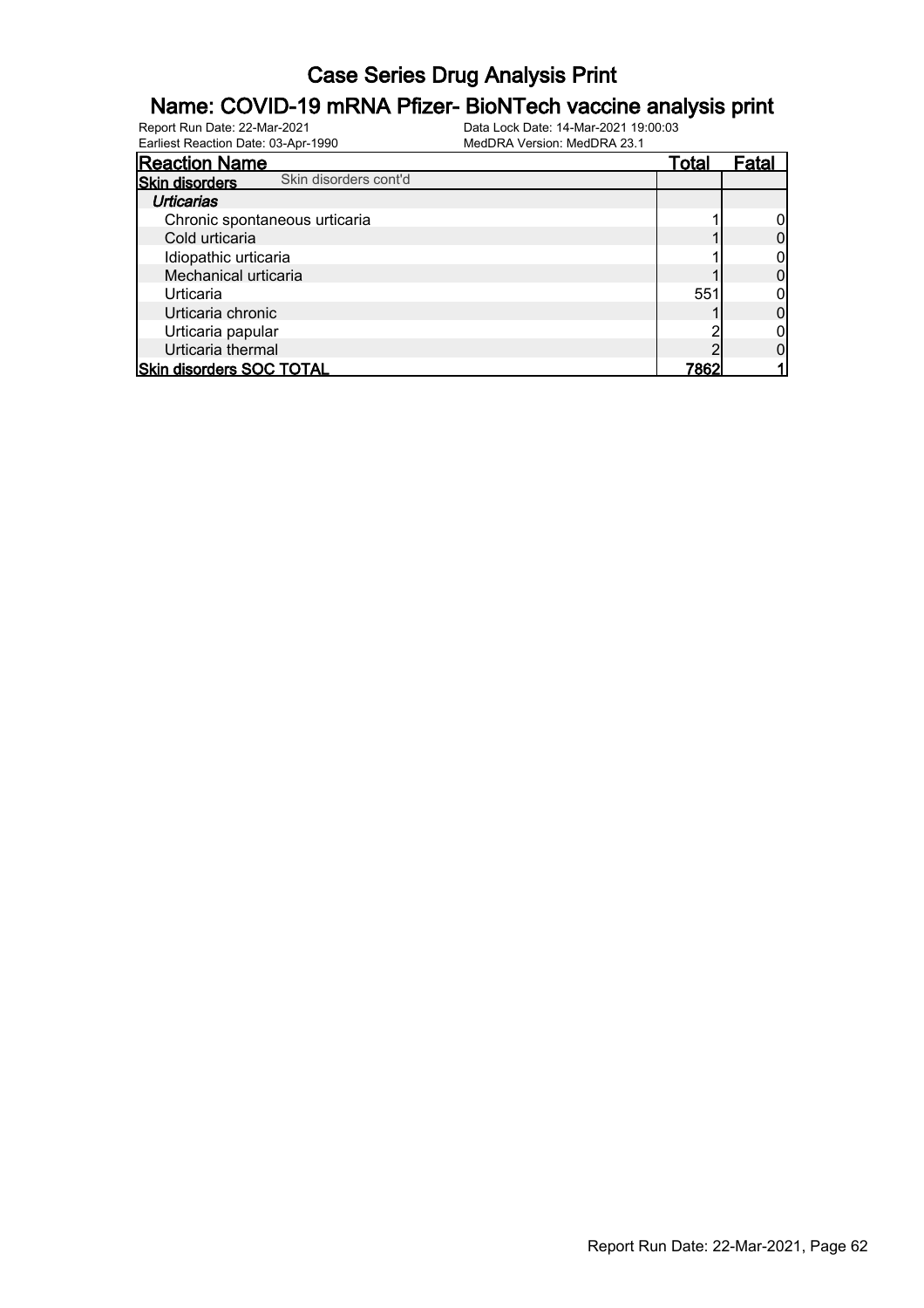# Case Series Drug Analysis Print

## Name: COVID-19 mRNA Pfizer- BioNTech vaccine analysis print

Report Run Date: 22-Mar-2021
Earliest Reaction Date: 03-Apr-1990
Data Lock Date: 14-Mar-2021 19:00:03
MedDRA Version: MedDRA 23.1

| Reaction Name | Total | Fatal |
|---|---|---|
| **Skin disorders** Skin disorders cont'd | | |
| ***Urticarias*** | | |
| Chronic spontaneous urticaria | 1 | 0 |
| Cold urticaria | 1 | 0 |
| Idiopathic urticaria | 1 | 0 |
| Mechanical urticaria | 1 | 0 |
| Urticaria | 551 | 0 |
| Urticaria chronic | 1 | 0 |
| Urticaria papular | 2 | 0 |
| Urticaria thermal | 2 | 0 |
| **Skin disorders SOC TOTAL** | **7862** | **1** |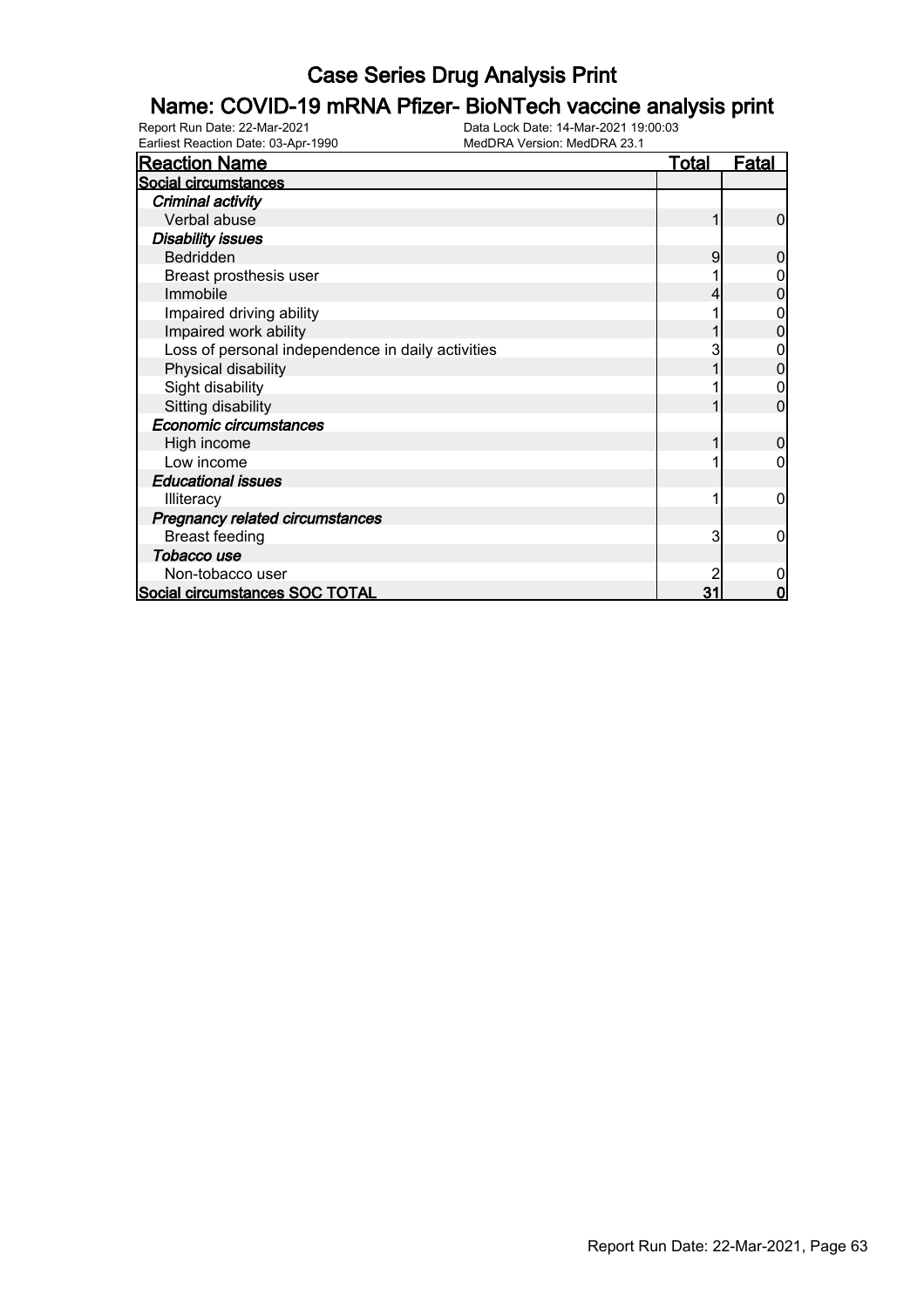# Case Series Drug Analysis Print

## Name: COVID-19 mRNA Pfizer- BioNTech vaccine analysis print

Report Run Date: 22-Mar-2021
Earliest Reaction Date: 03-Apr-1990
Data Lock Date: 14-Mar-2021 19:00:03
MedDRA Version: MedDRA 23.1

| Reaction Name | Total | Fatal |
|---|---|---|
| **Social circumstances** | | |
| ***Criminal activity*** | | |
| Verbal abuse | 1 | 0 |
| ***Disability issues*** | | |
| Bedridden | 9 | 0 |
| Breast prosthesis user | 1 | 0 |
| Immobile | 4 | 0 |
| Impaired driving ability | 1 | 0 |
| Impaired work ability | 1 | 0 |
| Loss of personal independence in daily activities | 3 | 0 |
| Physical disability | 1 | 0 |
| Sight disability | 1 | 0 |
| Sitting disability | 1 | 0 |
| ***Economic circumstances*** | | |
| High income | 1 | 0 |
| Low income | 1 | 0 |
| ***Educational issues*** | | |
| Illiteracy | 1 | 0 |
| ***Pregnancy related circumstances*** | | |
| Breast feeding | 3 | 0 |
| ***Tobacco use*** | | |
| Non-tobacco user | 2 | 0 |
| **Social circumstances SOC TOTAL** | **31** | **0** |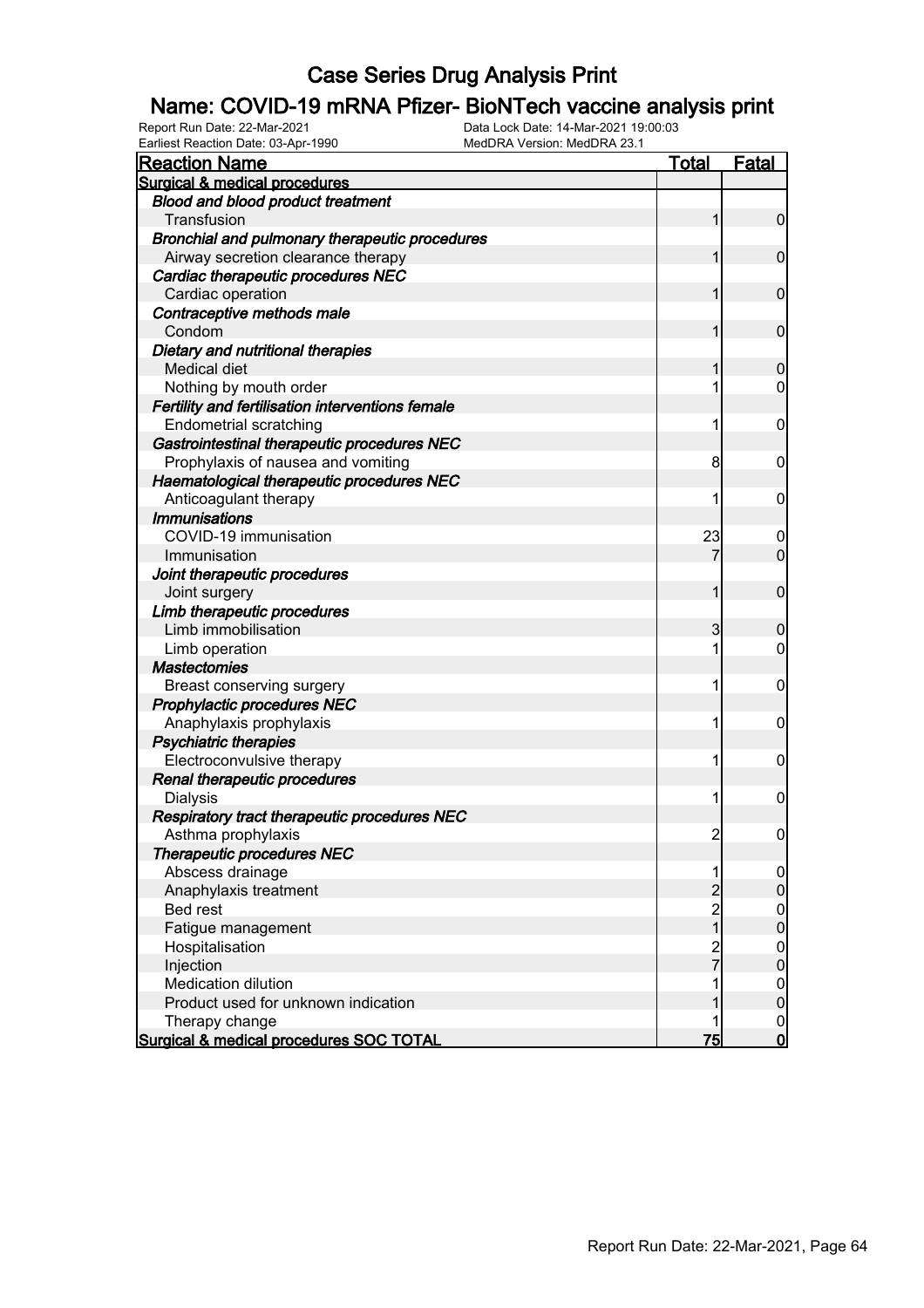# Case Series Drug Analysis Print

## Name: COVID-19 mRNA Pfizer- BioNTech vaccine analysis print

Report Run Date: 22-Mar-2021 | Data Lock Date: 14-Mar-2021 19:00:03
Earliest Reaction Date: 03-Apr-1990 | MedDRA Version: MedDRA 23.1

| Reaction Name | Total | Fatal |
|---|---|---|
| **Surgical & medical procedures** | | |
| ***Blood and blood product treatment*** | | |
| Transfusion | 1 | 0 |
| ***Bronchial and pulmonary therapeutic procedures*** | | |
| Airway secretion clearance therapy | 1 | 0 |
| ***Cardiac therapeutic procedures NEC*** | | |
| Cardiac operation | 1 | 0 |
| ***Contraceptive methods male*** | | |
| Condom | 1 | 0 |
| ***Dietary and nutritional therapies*** | | |
| Medical diet | 1 | 0 |
| Nothing by mouth order | 1 | 0 |
| ***Fertility and fertilisation interventions female*** | | |
| Endometrial scratching | 1 | 0 |
| ***Gastrointestinal therapeutic procedures NEC*** | | |
| Prophylaxis of nausea and vomiting | 8 | 0 |
| ***Haematological therapeutic procedures NEC*** | | |
| Anticoagulant therapy | 1 | 0 |
| ***Immunisations*** | | |
| COVID-19 immunisation | 23 | 0 |
| Immunisation | 7 | 0 |
| ***Joint therapeutic procedures*** | | |
| Joint surgery | 1 | 0 |
| ***Limb therapeutic procedures*** | | |
| Limb immobilisation | 3 | 0 |
| Limb operation | 1 | 0 |
| ***Mastectomies*** | | |
| Breast conserving surgery | 1 | 0 |
| ***Prophylactic procedures NEC*** | | |
| Anaphylaxis prophylaxis | 1 | 0 |
| ***Psychiatric therapies*** | | |
| Electroconvulsive therapy | 1 | 0 |
| ***Renal therapeutic procedures*** | | |
| Dialysis | 1 | 0 |
| ***Respiratory tract therapeutic procedures NEC*** | | |
| Asthma prophylaxis | 2 | 0 |
| ***Therapeutic procedures NEC*** | | |
| Abscess drainage | 1 | 0 |
| Anaphylaxis treatment | 2 | 0 |
| Bed rest | 2 | 0 |
| Fatigue management | 1 | 0 |
| Hospitalisation | 2 | 0 |
| Injection | 7 | 0 |
| Medication dilution | 1 | 0 |
| Product used for unknown indication | 1 | 0 |
| Therapy change | 1 | 0 |
| **Surgical & medical procedures SOC TOTAL** | **75** | **0** |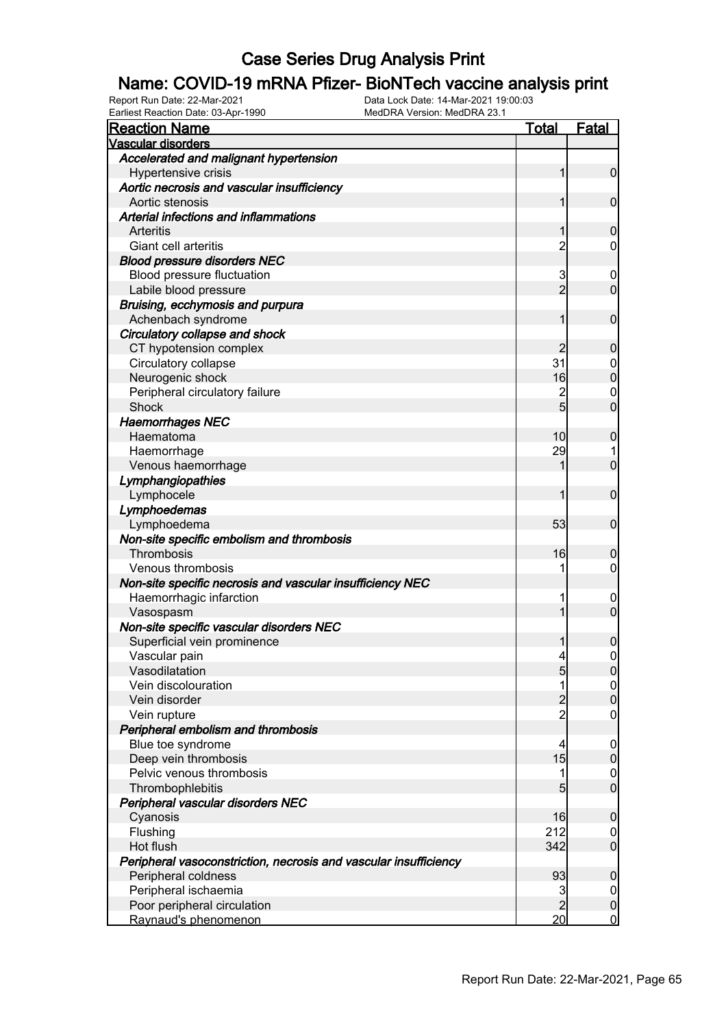# Case Series Drug Analysis Print

## Name: COVID-19 mRNA Pfizer- BioNTech vaccine analysis print

Report Run Date: 22-Mar-2021    Data Lock Date: 14-Mar-2021 19:00:03
Earliest Reaction Date: 03-Apr-1990    MedDRA Version: MedDRA 23.1

| Reaction Name | Total | Fatal |
|---|---|---|
| **Vascular disorders** | | |
| *Accelerated and malignant hypertension* | | |
| Hypertensive crisis | 1 | 0 |
| *Aortic necrosis and vascular insufficiency* | | |
| Aortic stenosis | 1 | 0 |
| *Arterial infections and inflammations* | | |
| Arteritis | 1 | 0 |
| Giant cell arteritis | 2 | 0 |
| *Blood pressure disorders NEC* | | |
| Blood pressure fluctuation | 3 | 0 |
| Labile blood pressure | 2 | 0 |
| *Bruising, ecchymosis and purpura* | | |
| Achenbach syndrome | 1 | 0 |
| *Circulatory collapse and shock* | | |
| CT hypotension complex | 2 | 0 |
| Circulatory collapse | 31 | 0 |
| Neurogenic shock | 16 | 0 |
| Peripheral circulatory failure | 2 | 0 |
| Shock | 5 | 0 |
| *Haemorrhages NEC* | | |
| Haematoma | 10 | 0 |
| Haemorrhage | 29 | 1 |
| Venous haemorrhage | 1 | 0 |
| *Lymphangiopathies* | | |
| Lymphocele | 1 | 0 |
| *Lymphoedemas* | | |
| Lymphoedema | 53 | 0 |
| *Non-site specific embolism and thrombosis* | | |
| Thrombosis | 16 | 0 |
| Venous thrombosis | 1 | 0 |
| *Non-site specific necrosis and vascular insufficiency NEC* | | |
| Haemorrhagic infarction | 1 | 0 |
| Vasospasm | 1 | 0 |
| *Non-site specific vascular disorders NEC* | | |
| Superficial vein prominence | 1 | 0 |
| Vascular pain | 4 | 0 |
| Vasodilatation | 5 | 0 |
| Vein discolouration | 1 | 0 |
| Vein disorder | 2 | 0 |
| Vein rupture | 2 | 0 |
| *Peripheral embolism and thrombosis* | | |
| Blue toe syndrome | 4 | 0 |
| Deep vein thrombosis | 15 | 0 |
| Pelvic venous thrombosis | 1 | 0 |
| Thrombophlebitis | 5 | 0 |
| *Peripheral vascular disorders NEC* | | |
| Cyanosis | 16 | 0 |
| Flushing | 212 | 0 |
| Hot flush | 342 | 0 |
| *Peripheral vasoconstriction, necrosis and vascular insufficiency* | | |
| Peripheral coldness | 93 | 0 |
| Peripheral ischaemia | 3 | 0 |
| Poor peripheral circulation | 2 | 0 |
| Raynaud's phenomenon | 20 | 0 |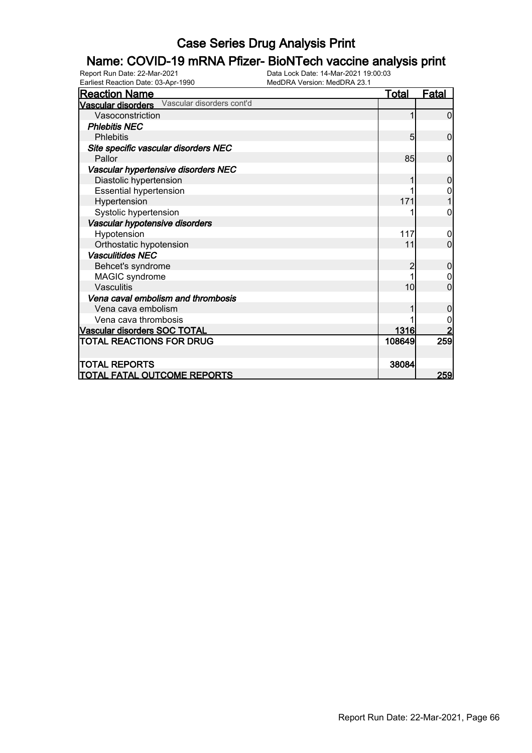# Case Series Drug Analysis Print

## Name: COVID-19 mRNA Pfizer- BioNTech vaccine analysis print

Report Run Date: 22-Mar-2021    Data Lock Date: 14-Mar-2021 19:00:03
Earliest Reaction Date: 03-Apr-1990    MedDRA Version: MedDRA 23.1

| Reaction Name | Total | Fatal |
|---|---|---|
| **Vascular disorders** Vascular disorders cont'd | | |
| Vasoconstriction | 1 | 0 |
| ***Phlebitis NEC*** | | |
| Phlebitis | 5 | 0 |
| ***Site specific vascular disorders NEC*** | | |
| Pallor | 85 | 0 |
| ***Vascular hypertensive disorders NEC*** | | |
| Diastolic hypertension | 1 | 0 |
| Essential hypertension | 1 | 0 |
| Hypertension | 171 | 1 |
| Systolic hypertension | 1 | 0 |
| ***Vascular hypotensive disorders*** | | |
| Hypotension | 117 | 0 |
| Orthostatic hypotension | 11 | 0 |
| ***Vasculitides NEC*** | | |
| Behcet's syndrome | 2 | 0 |
| MAGIC syndrome | 1 | 0 |
| Vasculitis | 10 | 0 |
| ***Vena caval embolism and thrombosis*** | | |
| Vena cava embolism | 1 | 0 |
| Vena cava thrombosis | 1 | 0 |
| **Vascular disorders SOC TOTAL** | **1316** | **2** |
| **TOTAL REACTIONS FOR DRUG** | **108649** | **259** |
| | | |
| **TOTAL REPORTS** | **38084** | |
| **TOTAL FATAL OUTCOME REPORTS** | | **259** |